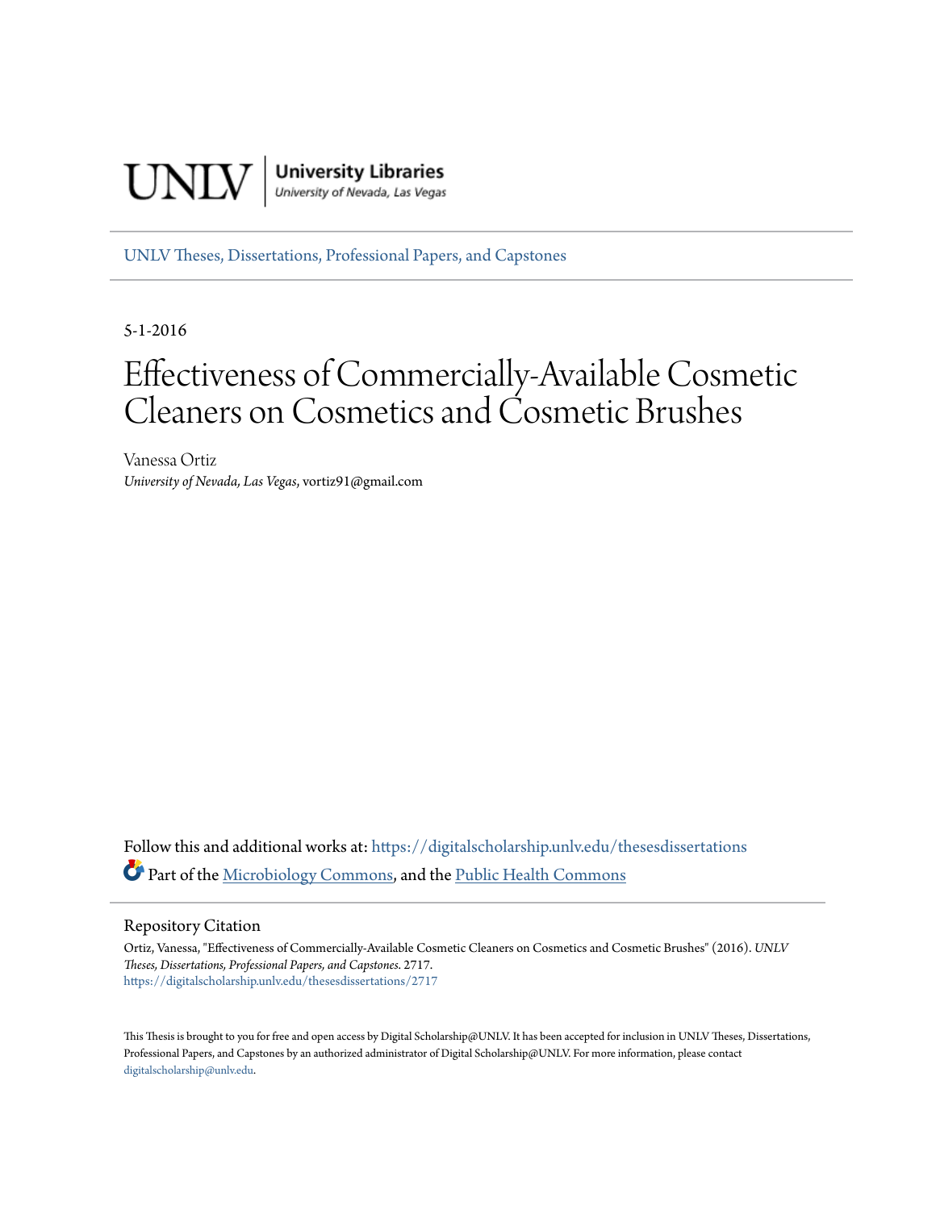UNLV | University Libraries
University of Nevada, Las Vegas

UNLV Theses, Dissertations, Professional Papers, and Capstones

5-1-2016

# Effectiveness of Commercially-Available Cosmetic Cleaners on Cosmetics and Cosmetic Brushes

Vanessa Ortiz
*University of Nevada, Las Vegas*, vortiz91@gmail.com

Follow this and additional works at: https://digitalscholarship.unlv.edu/thesesdissertations

Part of the Microbiology Commons, and the Public Health Commons

## Repository Citation

Ortiz, Vanessa, "Effectiveness of Commercially-Available Cosmetic Cleaners on Cosmetics and Cosmetic Brushes" (2016). *UNLV Theses, Dissertations, Professional Papers, and Capstones*. 2717.
https://digitalscholarship.unlv.edu/thesesdissertations/2717

This Thesis is brought to you for free and open access by Digital Scholarship@UNLV. It has been accepted for inclusion in UNLV Theses, Dissertations, Professional Papers, and Capstones by an authorized administrator of Digital Scholarship@UNLV. For more information, please contact digitalscholarship@unlv.edu.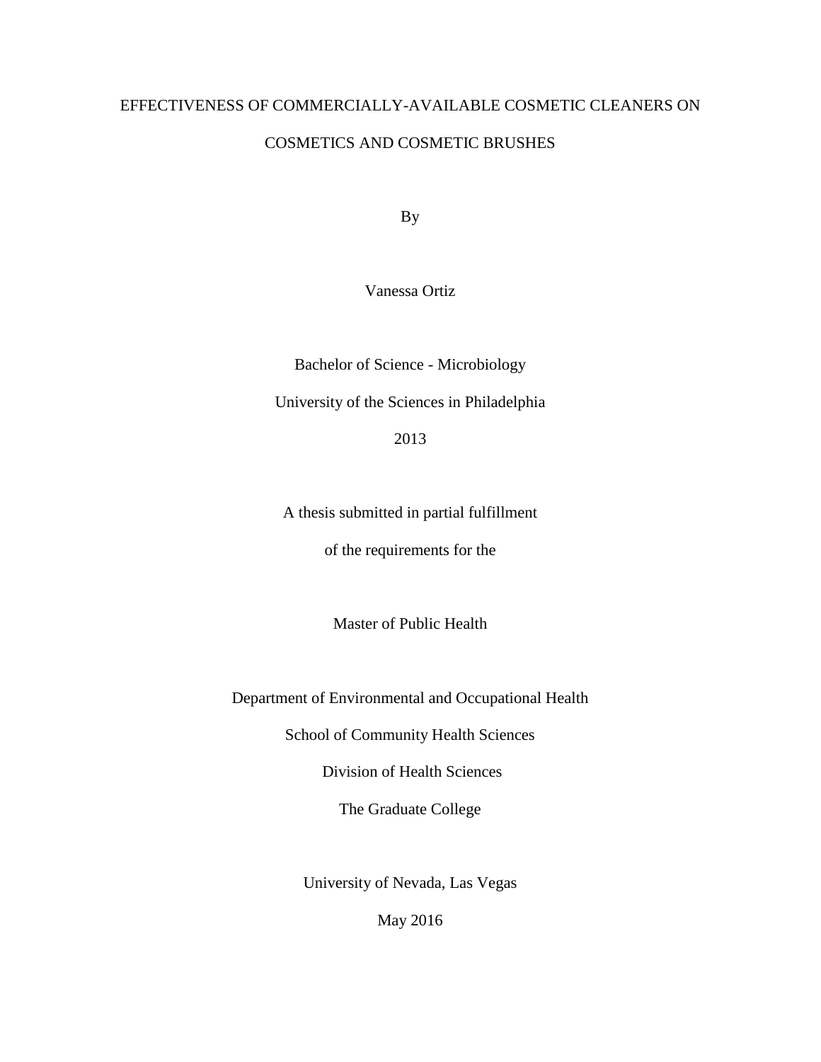# EFFECTIVENESS OF COMMERCIALLY-AVAILABLE COSMETIC CLEANERS ON COSMETICS AND COSMETIC BRUSHES

By

Vanessa Ortiz

Bachelor of Science - Microbiology

University of the Sciences in Philadelphia

2013

A thesis submitted in partial fulfillment

of the requirements for the

Master of Public Health

Department of Environmental and Occupational Health

School of Community Health Sciences

Division of Health Sciences

The Graduate College

University of Nevada, Las Vegas

May 2016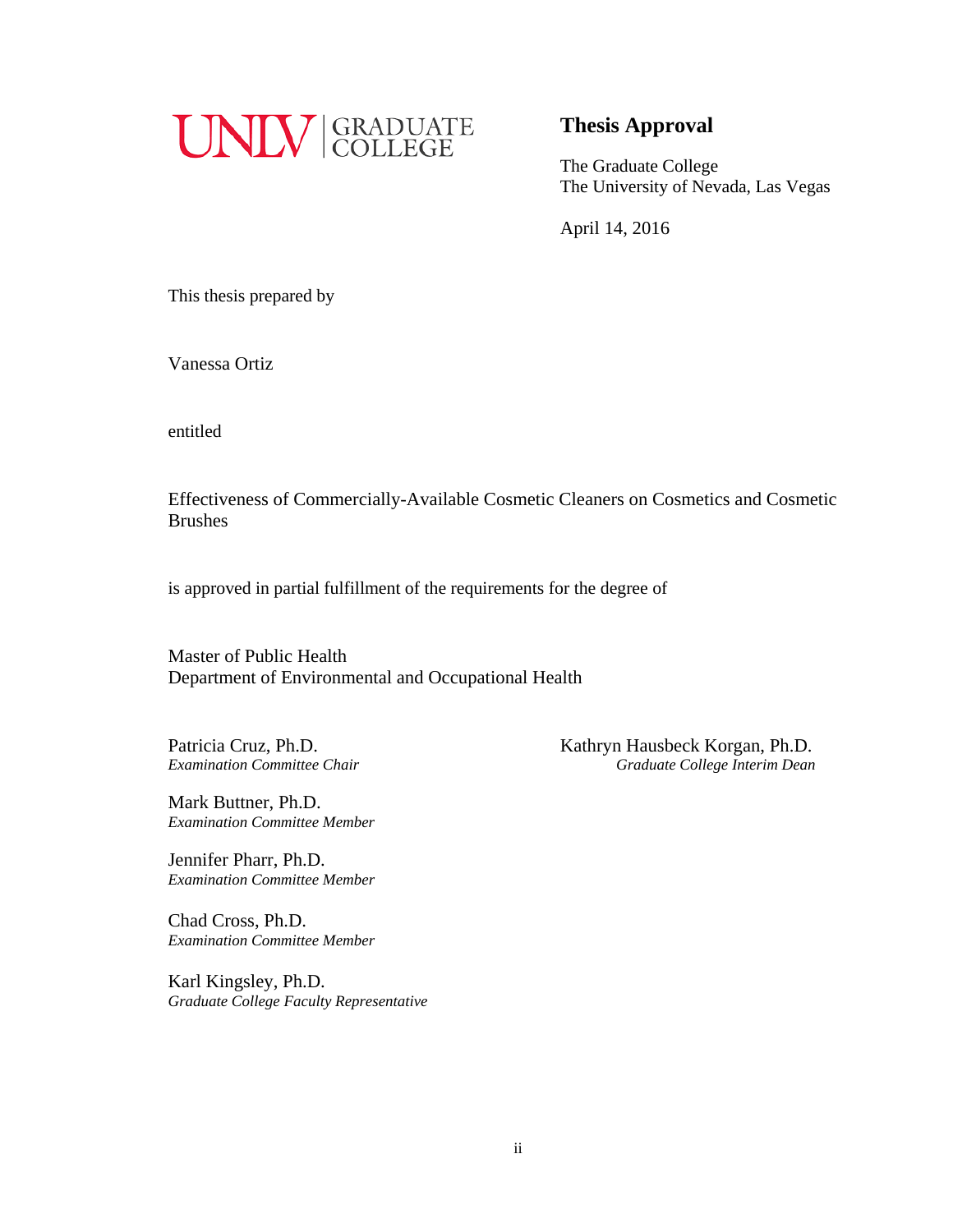UNLV | GRADUATE COLLEGE

# Thesis Approval

The Graduate College
The University of Nevada, Las Vegas

April 14, 2016

This thesis prepared by

Vanessa Ortiz

entitled

Effectiveness of Commercially-Available Cosmetic Cleaners on Cosmetics and Cosmetic Brushes

is approved in partial fulfillment of the requirements for the degree of

Master of Public Health
Department of Environmental and Occupational Health

Patricia Cruz, Ph.D.
*Examination Committee Chair*

Mark Buttner, Ph.D.
*Examination Committee Member*

Jennifer Pharr, Ph.D.
*Examination Committee Member*

Chad Cross, Ph.D.
*Examination Committee Member*

Karl Kingsley, Ph.D.
*Graduate College Faculty Representative*

Kathryn Hausbeck Korgan, Ph.D.
*Graduate College Interim Dean*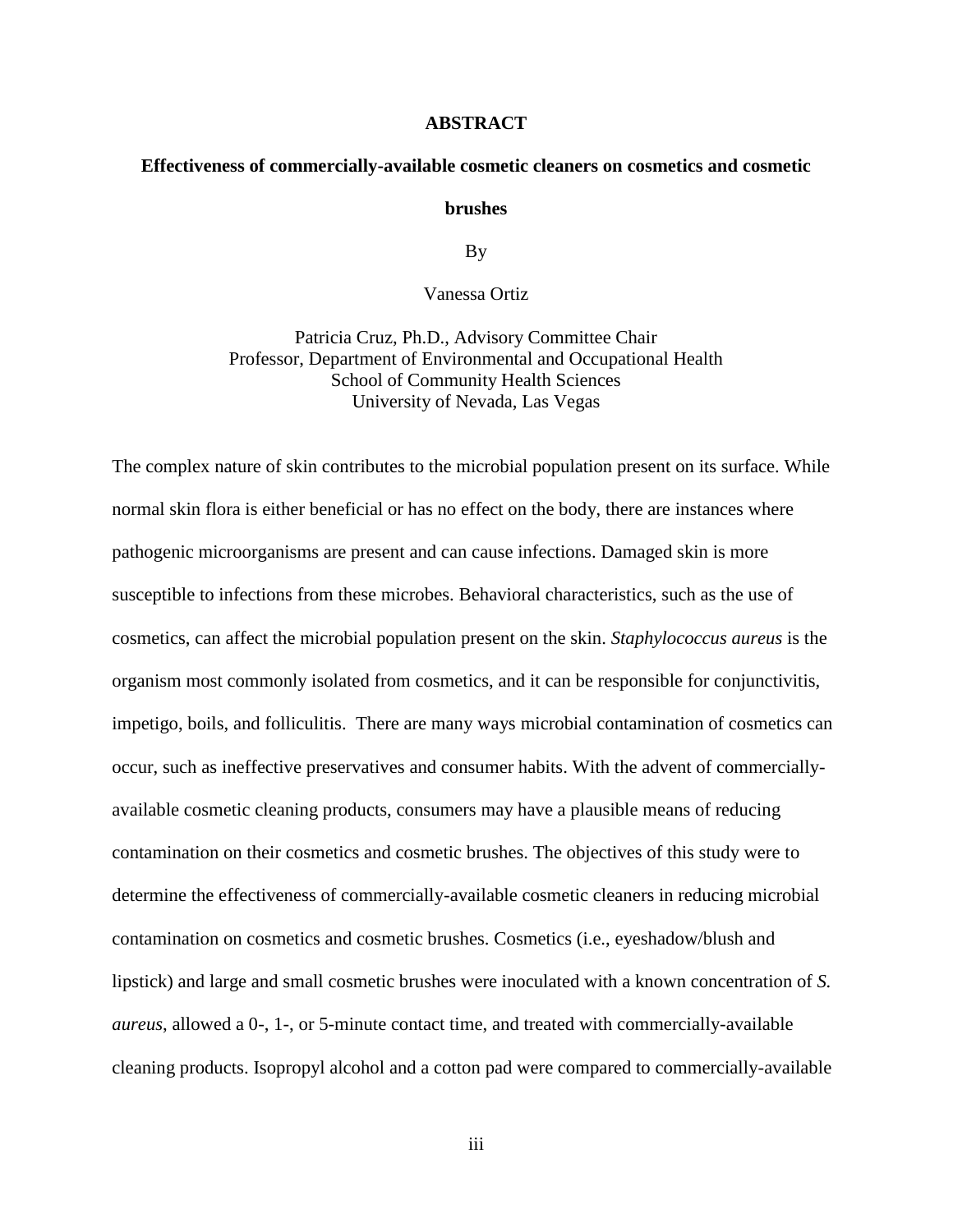# ABSTRACT

**Effectiveness of commercially-available cosmetic cleaners on cosmetics and cosmetic brushes**

By

Vanessa Ortiz

Patricia Cruz, Ph.D., Advisory Committee Chair
Professor, Department of Environmental and Occupational Health
School of Community Health Sciences
University of Nevada, Las Vegas

The complex nature of skin contributes to the microbial population present on its surface. While normal skin flora is either beneficial or has no effect on the body, there are instances where pathogenic microorganisms are present and can cause infections. Damaged skin is more susceptible to infections from these microbes. Behavioral characteristics, such as the use of cosmetics, can affect the microbial population present on the skin. *Staphylococcus aureus* is the organism most commonly isolated from cosmetics, and it can be responsible for conjunctivitis, impetigo, boils, and folliculitis. There are many ways microbial contamination of cosmetics can occur, such as ineffective preservatives and consumer habits. With the advent of commercially-available cosmetic cleaning products, consumers may have a plausible means of reducing contamination on their cosmetics and cosmetic brushes. The objectives of this study were to determine the effectiveness of commercially-available cosmetic cleaners in reducing microbial contamination on cosmetics and cosmetic brushes. Cosmetics (i.e., eyeshadow/blush and lipstick) and large and small cosmetic brushes were inoculated with a known concentration of *S. aureus*, allowed a 0-, 1-, or 5-minute contact time, and treated with commercially-available cleaning products. Isopropyl alcohol and a cotton pad were compared to commercially-available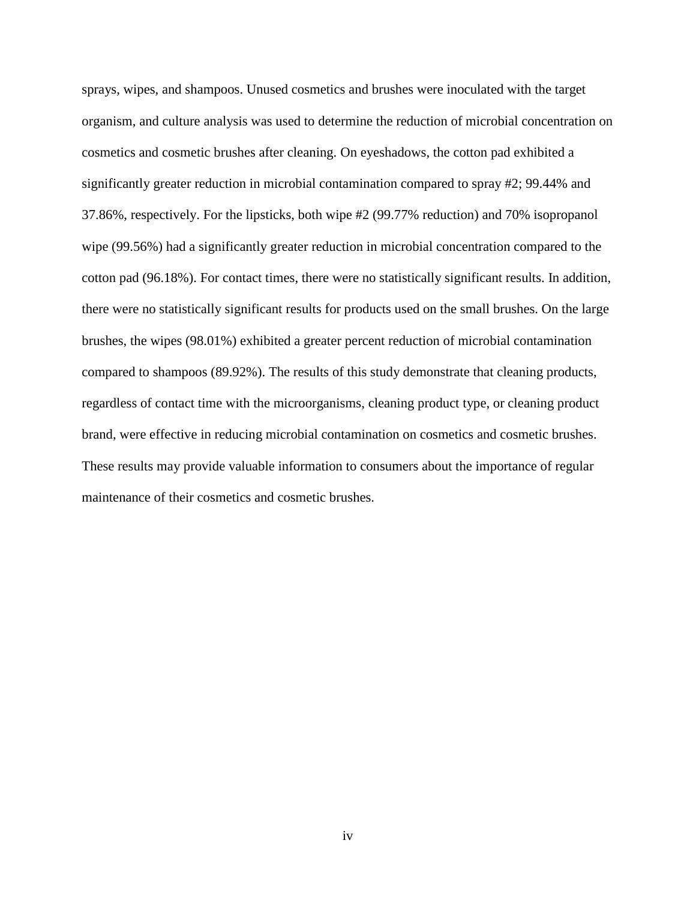sprays, wipes, and shampoos. Unused cosmetics and brushes were inoculated with the target organism, and culture analysis was used to determine the reduction of microbial concentration on cosmetics and cosmetic brushes after cleaning. On eyeshadows, the cotton pad exhibited a significantly greater reduction in microbial contamination compared to spray #2; 99.44% and 37.86%, respectively. For the lipsticks, both wipe #2 (99.77% reduction) and 70% isopropanol wipe (99.56%) had a significantly greater reduction in microbial concentration compared to the cotton pad (96.18%). For contact times, there were no statistically significant results. In addition, there were no statistically significant results for products used on the small brushes. On the large brushes, the wipes (98.01%) exhibited a greater percent reduction of microbial contamination compared to shampoos (89.92%). The results of this study demonstrate that cleaning products, regardless of contact time with the microorganisms, cleaning product type, or cleaning product brand, were effective in reducing microbial contamination on cosmetics and cosmetic brushes. These results may provide valuable information to consumers about the importance of regular maintenance of their cosmetics and cosmetic brushes.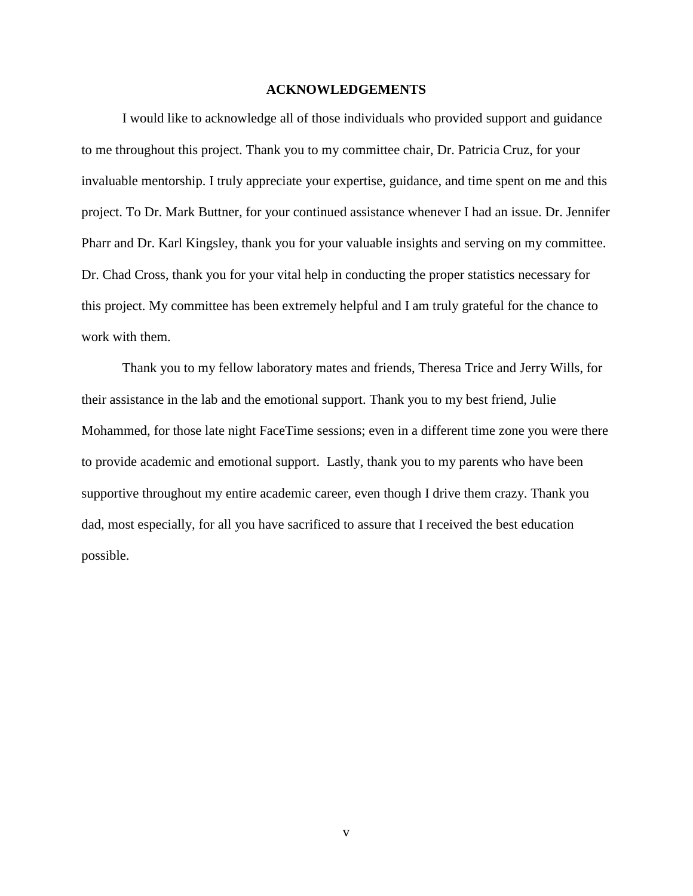## ACKNOWLEDGEMENTS

I would like to acknowledge all of those individuals who provided support and guidance to me throughout this project. Thank you to my committee chair, Dr. Patricia Cruz, for your invaluable mentorship. I truly appreciate your expertise, guidance, and time spent on me and this project. To Dr. Mark Buttner, for your continued assistance whenever I had an issue. Dr. Jennifer Pharr and Dr. Karl Kingsley, thank you for your valuable insights and serving on my committee. Dr. Chad Cross, thank you for your vital help in conducting the proper statistics necessary for this project. My committee has been extremely helpful and I am truly grateful for the chance to work with them.

Thank you to my fellow laboratory mates and friends, Theresa Trice and Jerry Wills, for their assistance in the lab and the emotional support. Thank you to my best friend, Julie Mohammed, for those late night FaceTime sessions; even in a different time zone you were there to provide academic and emotional support. Lastly, thank you to my parents who have been supportive throughout my entire academic career, even though I drive them crazy. Thank you dad, most especially, for all you have sacrificed to assure that I received the best education possible.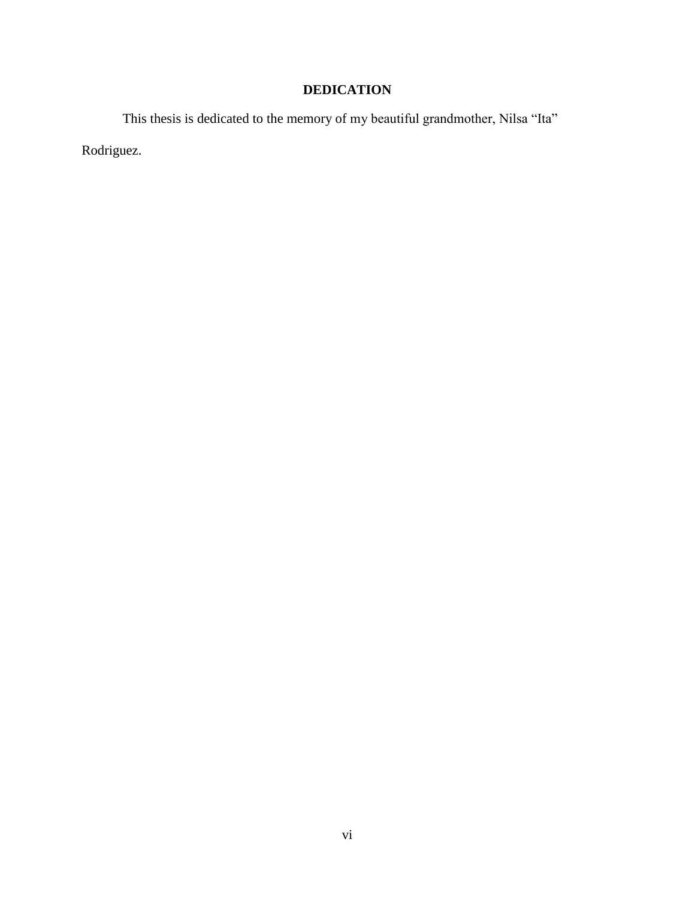# DEDICATION

This thesis is dedicated to the memory of my beautiful grandmother, Nilsa "Ita" Rodriguez.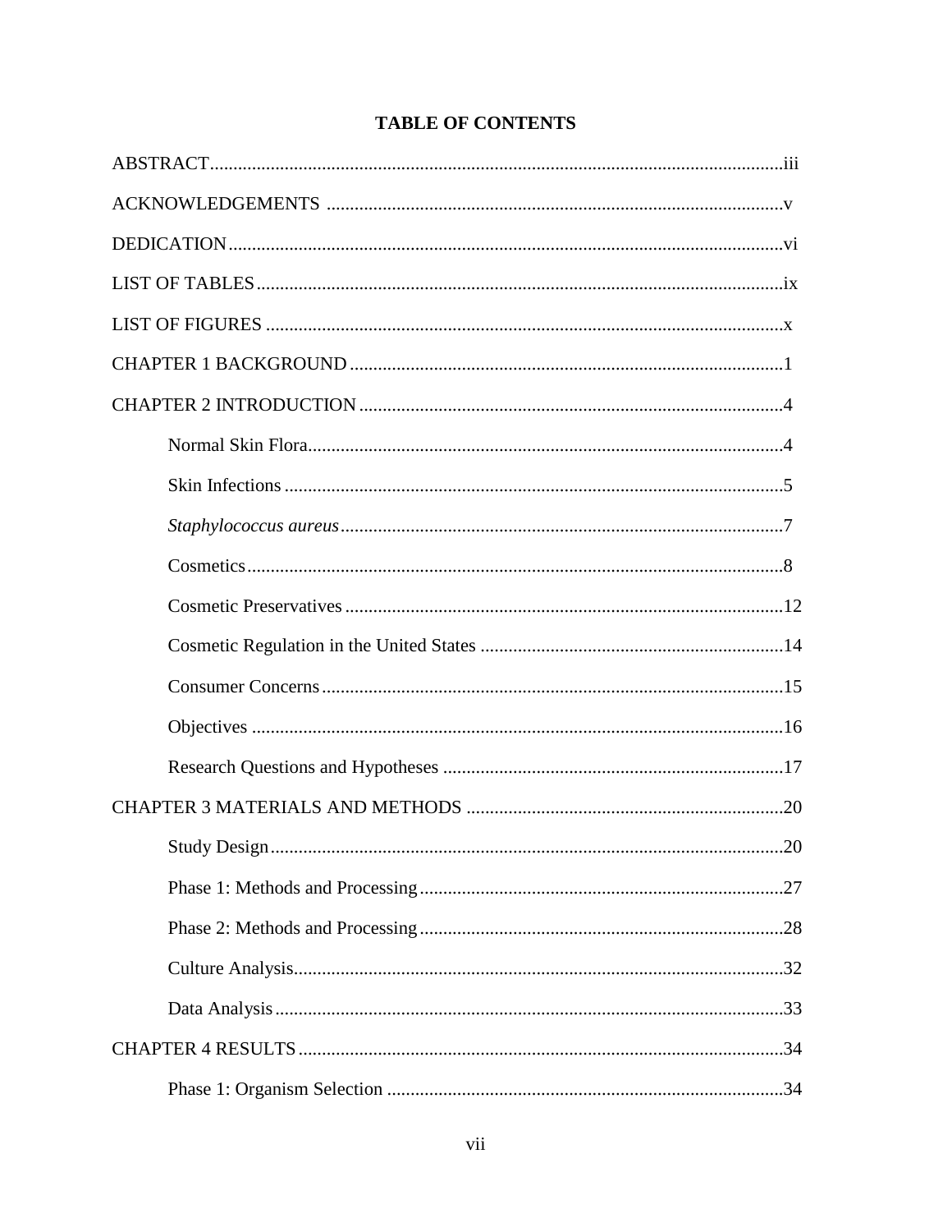**TABLE OF CONTENTS**

ABSTRACT......iii

ACKNOWLEDGEMENTS ......v

DEDICATION......vi

LIST OF TABLES......ix

LIST OF FIGURES ......x

CHAPTER 1 BACKGROUND......1

CHAPTER 2 INTRODUCTION......4

- Normal Skin Flora......4
- Skin Infections......5
- *Staphylococcus aureus*......7
- Cosmetics......8
- Cosmetic Preservatives......12
- Cosmetic Regulation in the United States ......14
- Consumer Concerns......15
- Objectives ......16
- Research Questions and Hypotheses ......17

CHAPTER 3 MATERIALS AND METHODS ......20

- Study Design......20
- Phase 1: Methods and Processing......27
- Phase 2: Methods and Processing......28
- Culture Analysis......32
- Data Analysis......33

CHAPTER 4 RESULTS......34

- Phase 1: Organism Selection ......34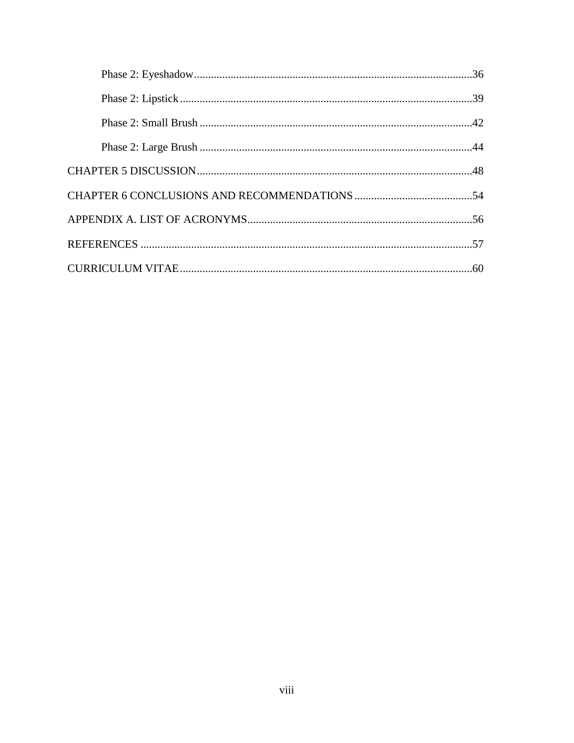Phase 2: Eyeshadow....................................................................................................36

Phase 2: Lipstick.........................................................................................................39

Phase 2: Small Brush ..................................................................................................42

Phase 2: Large Brush ..................................................................................................44

CHAPTER 5 DISCUSSION...................................................................................................48

CHAPTER 6 CONCLUSIONS AND RECOMMENDATIONS ...........................................54

APPENDIX A. LIST OF ACRONYMS.................................................................................56

REFERENCES .......................................................................................................................57

CURRICULUM VITAE.........................................................................................................60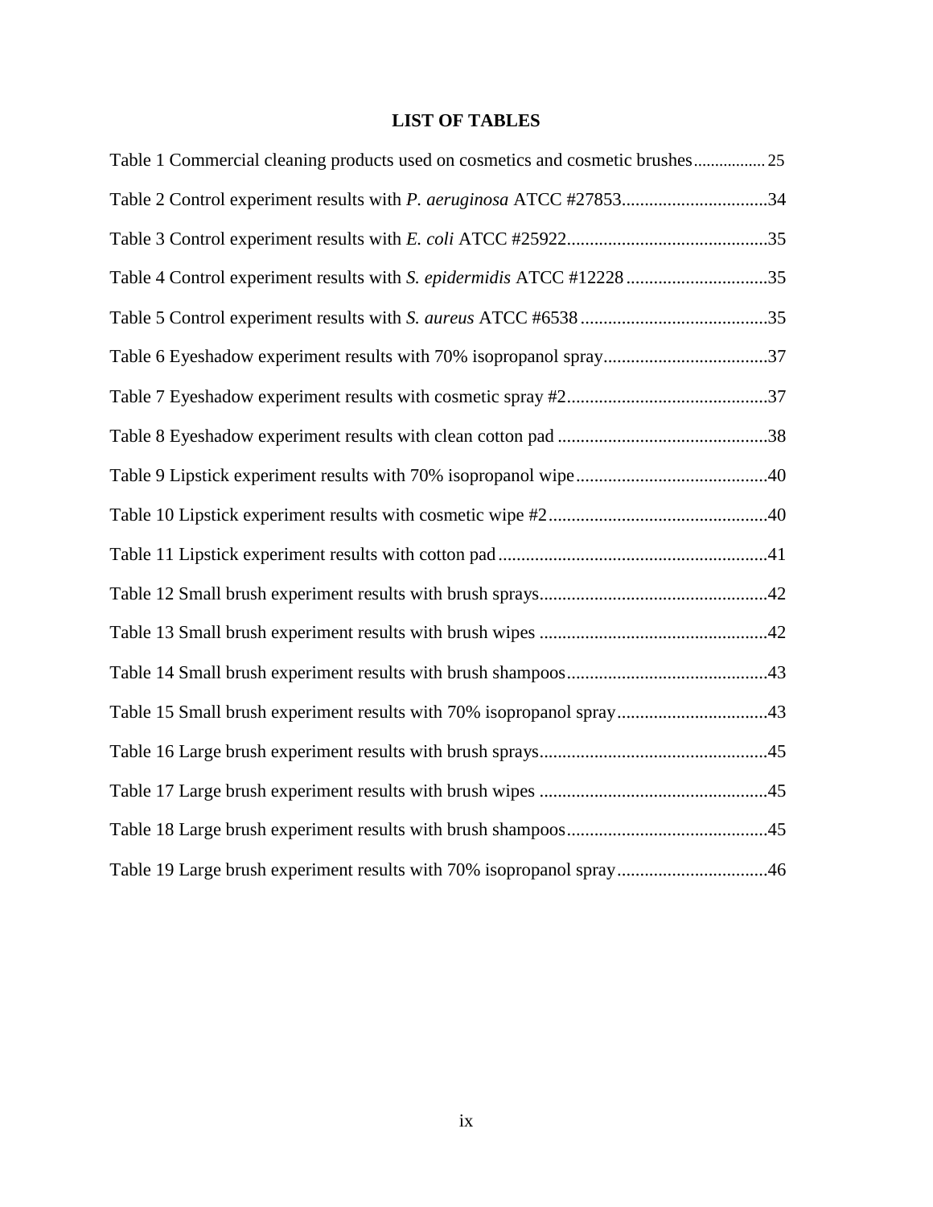## LIST OF TABLES

Table 1 Commercial cleaning products used on cosmetics and cosmetic brushes................ 25

Table 2 Control experiment results with *P. aeruginosa* ATCC #27853................................34

Table 3 Control experiment results with *E. coli* ATCC #25922............................................35

Table 4 Control experiment results with *S. epidermidis* ATCC #12228...............................35

Table 5 Control experiment results with *S. aureus* ATCC #6538.........................................35

Table 6 Eyeshadow experiment results with 70% isopropanol spray....................................37

Table 7 Eyeshadow experiment results with cosmetic spray #2............................................37

Table 8 Eyeshadow experiment results with clean cotton pad .............................................38

Table 9 Lipstick experiment results with 70% isopropanol wipe..........................................40

Table 10 Lipstick experiment results with cosmetic wipe #2................................................40

Table 11 Lipstick experiment results with cotton pad...........................................................41

Table 12 Small brush experiment results with brush sprays.................................................42

Table 13 Small brush experiment results with brush wipes .................................................42

Table 14 Small brush experiment results with brush shampoos............................................43

Table 15 Small brush experiment results with 70% isopropanol spray.................................43

Table 16 Large brush experiment results with brush sprays.................................................45

Table 17 Large brush experiment results with brush wipes .................................................45

Table 18 Large brush experiment results with brush shampoos............................................45

Table 19 Large brush experiment results with 70% isopropanol spray.................................46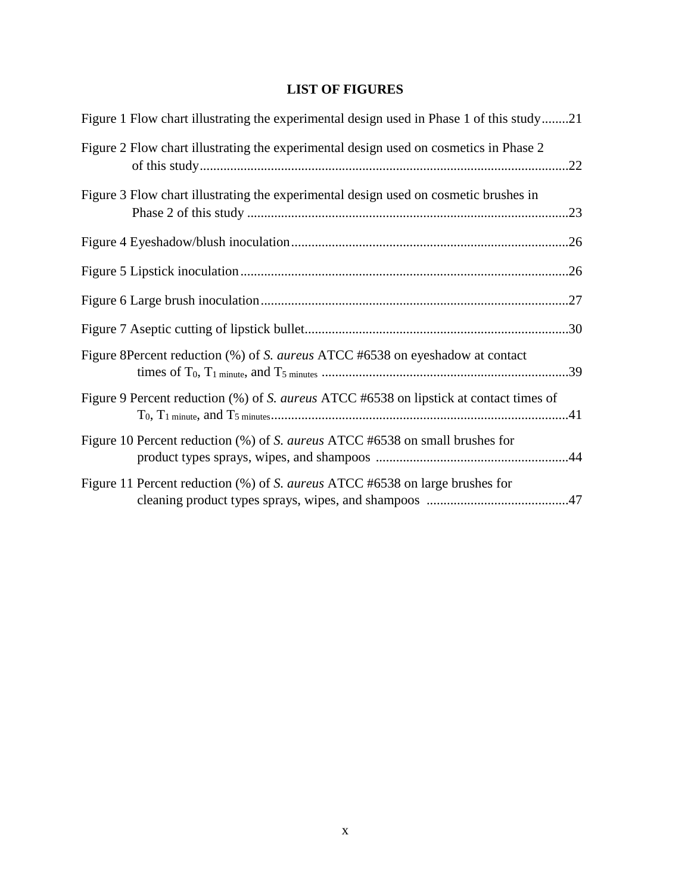# LIST OF FIGURES

Figure 1 Flow chart illustrating the experimental design used in Phase 1 of this study........21

Figure 2 Flow chart illustrating the experimental design used on cosmetics in Phase 2 of this study............................................................................................................22

Figure 3 Flow chart illustrating the experimental design used on cosmetic brushes in Phase 2 of this study ..............................................................................................23

Figure 4 Eyeshadow/blush inoculation.................................................................................26

Figure 5 Lipstick inoculation................................................................................................26

Figure 6 Large brush inoculation..........................................................................................27

Figure 7 Aseptic cutting of lipstick bullet.............................................................................30

Figure 8Percent reduction (%) of *S. aureus* ATCC #6538 on eyeshadow at contact times of $T_0$, $T_{1\ minute}$, and $T_{5\ minutes}$ .........................................................................39

Figure 9 Percent reduction (%) of *S. aureus* ATCC #6538 on lipstick at contact times of $T_0$, $T_{1\ minute}$, and $T_{5\ minutes}$.......................................................................................41

Figure 10 Percent reduction (%) of *S. aureus* ATCC #6538 on small brushes for product types sprays, wipes, and shampoos ........................................................44

Figure 11 Percent reduction (%) of *S. aureus* ATCC #6538 on large brushes for cleaning product types sprays, wipes, and shampoos ..........................................47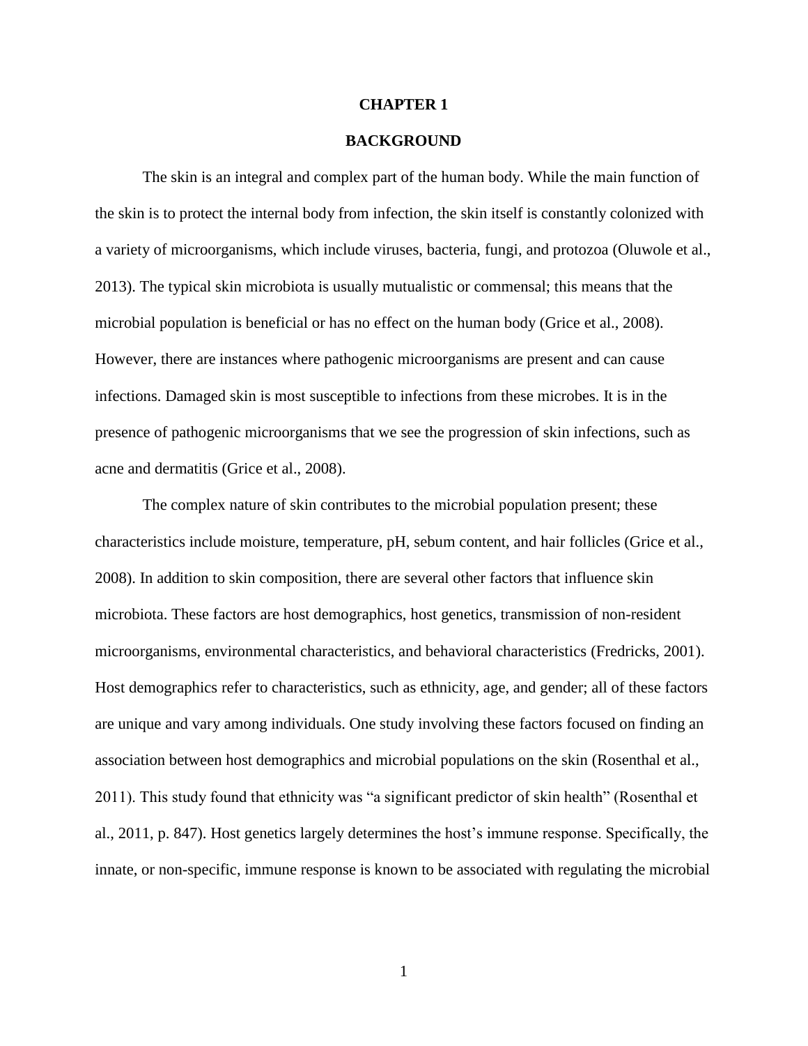# CHAPTER 1

## BACKGROUND

The skin is an integral and complex part of the human body. While the main function of the skin is to protect the internal body from infection, the skin itself is constantly colonized with a variety of microorganisms, which include viruses, bacteria, fungi, and protozoa (Oluwole et al., 2013). The typical skin microbiota is usually mutualistic or commensal; this means that the microbial population is beneficial or has no effect on the human body (Grice et al., 2008). However, there are instances where pathogenic microorganisms are present and can cause infections. Damaged skin is most susceptible to infections from these microbes. It is in the presence of pathogenic microorganisms that we see the progression of skin infections, such as acne and dermatitis (Grice et al., 2008).

The complex nature of skin contributes to the microbial population present; these characteristics include moisture, temperature, pH, sebum content, and hair follicles (Grice et al., 2008). In addition to skin composition, there are several other factors that influence skin microbiota. These factors are host demographics, host genetics, transmission of non-resident microorganisms, environmental characteristics, and behavioral characteristics (Fredricks, 2001). Host demographics refer to characteristics, such as ethnicity, age, and gender; all of these factors are unique and vary among individuals. One study involving these factors focused on finding an association between host demographics and microbial populations on the skin (Rosenthal et al., 2011). This study found that ethnicity was "a significant predictor of skin health" (Rosenthal et al., 2011, p. 847). Host genetics largely determines the host's immune response. Specifically, the innate, or non-specific, immune response is known to be associated with regulating the microbial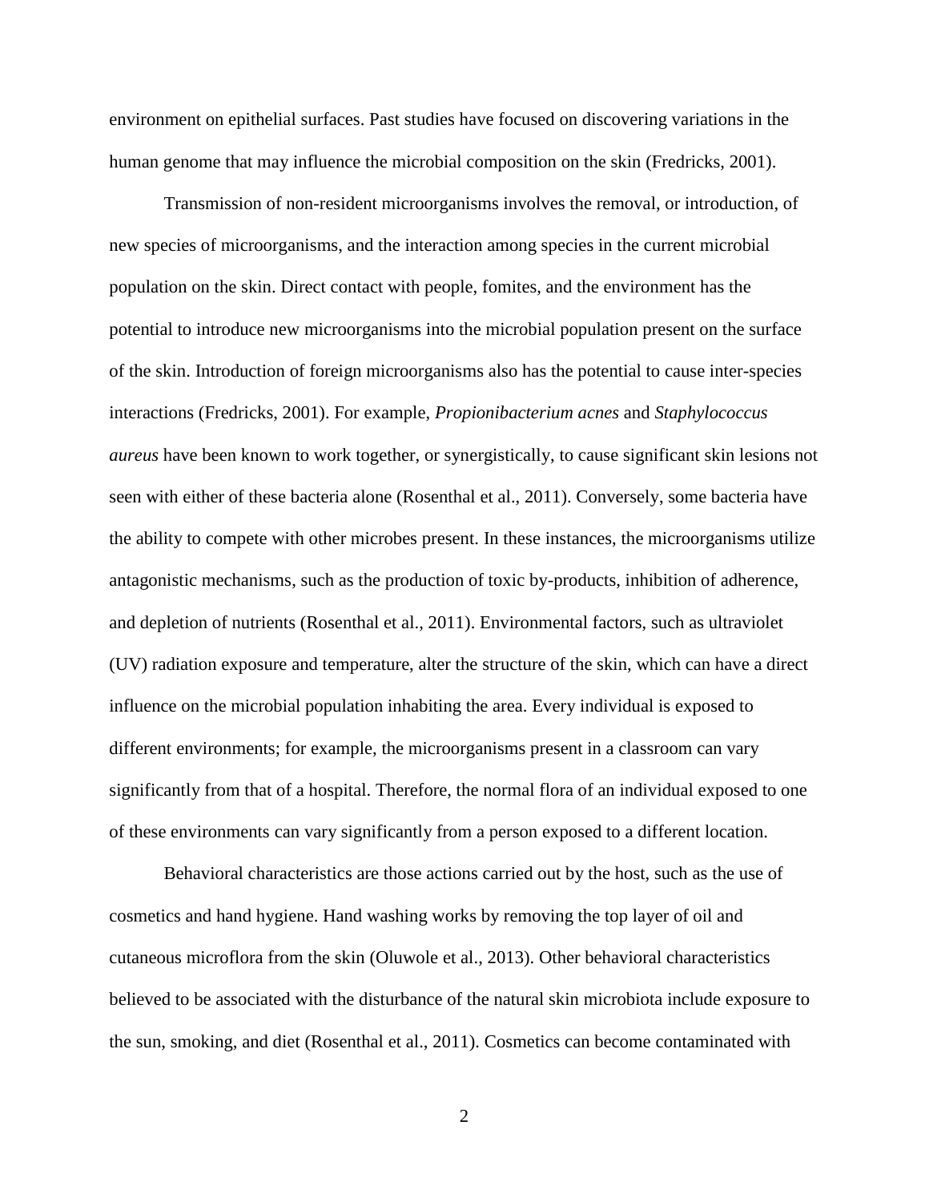environment on epithelial surfaces. Past studies have focused on discovering variations in the human genome that may influence the microbial composition on the skin (Fredricks, 2001).

Transmission of non-resident microorganisms involves the removal, or introduction, of new species of microorganisms, and the interaction among species in the current microbial population on the skin. Direct contact with people, fomites, and the environment has the potential to introduce new microorganisms into the microbial population present on the surface of the skin. Introduction of foreign microorganisms also has the potential to cause inter-species interactions (Fredricks, 2001). For example, *Propionibacterium acnes* and *Staphylococcus aureus* have been known to work together, or synergistically, to cause significant skin lesions not seen with either of these bacteria alone (Rosenthal et al., 2011). Conversely, some bacteria have the ability to compete with other microbes present. In these instances, the microorganisms utilize antagonistic mechanisms, such as the production of toxic by-products, inhibition of adherence, and depletion of nutrients (Rosenthal et al., 2011). Environmental factors, such as ultraviolet (UV) radiation exposure and temperature, alter the structure of the skin, which can have a direct influence on the microbial population inhabiting the area. Every individual is exposed to different environments; for example, the microorganisms present in a classroom can vary significantly from that of a hospital. Therefore, the normal flora of an individual exposed to one of these environments can vary significantly from a person exposed to a different location.

Behavioral characteristics are those actions carried out by the host, such as the use of cosmetics and hand hygiene. Hand washing works by removing the top layer of oil and cutaneous microflora from the skin (Oluwole et al., 2013). Other behavioral characteristics believed to be associated with the disturbance of the natural skin microbiota include exposure to the sun, smoking, and diet (Rosenthal et al., 2011). Cosmetics can become contaminated with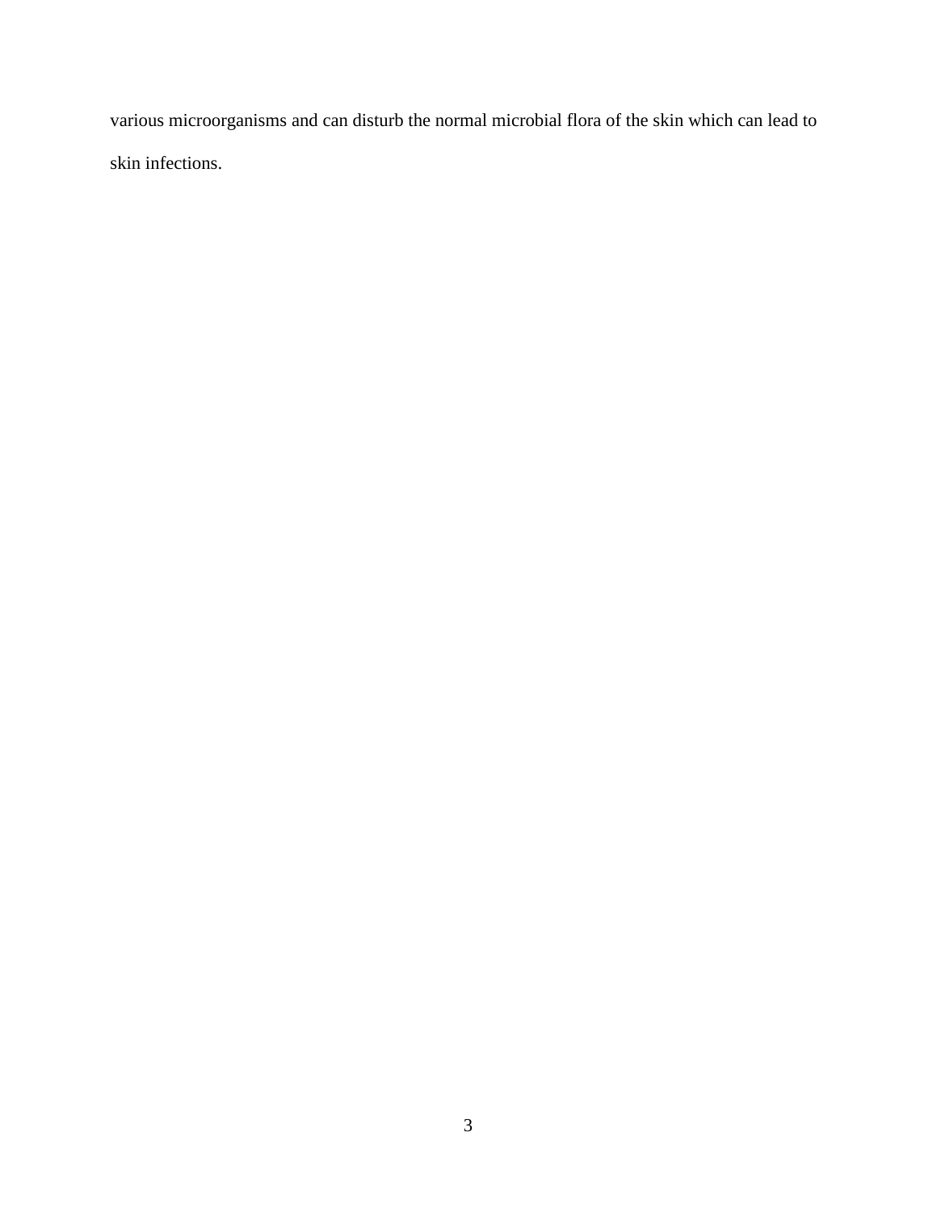various microorganisms and can disturb the normal microbial flora of the skin which can lead to skin infections.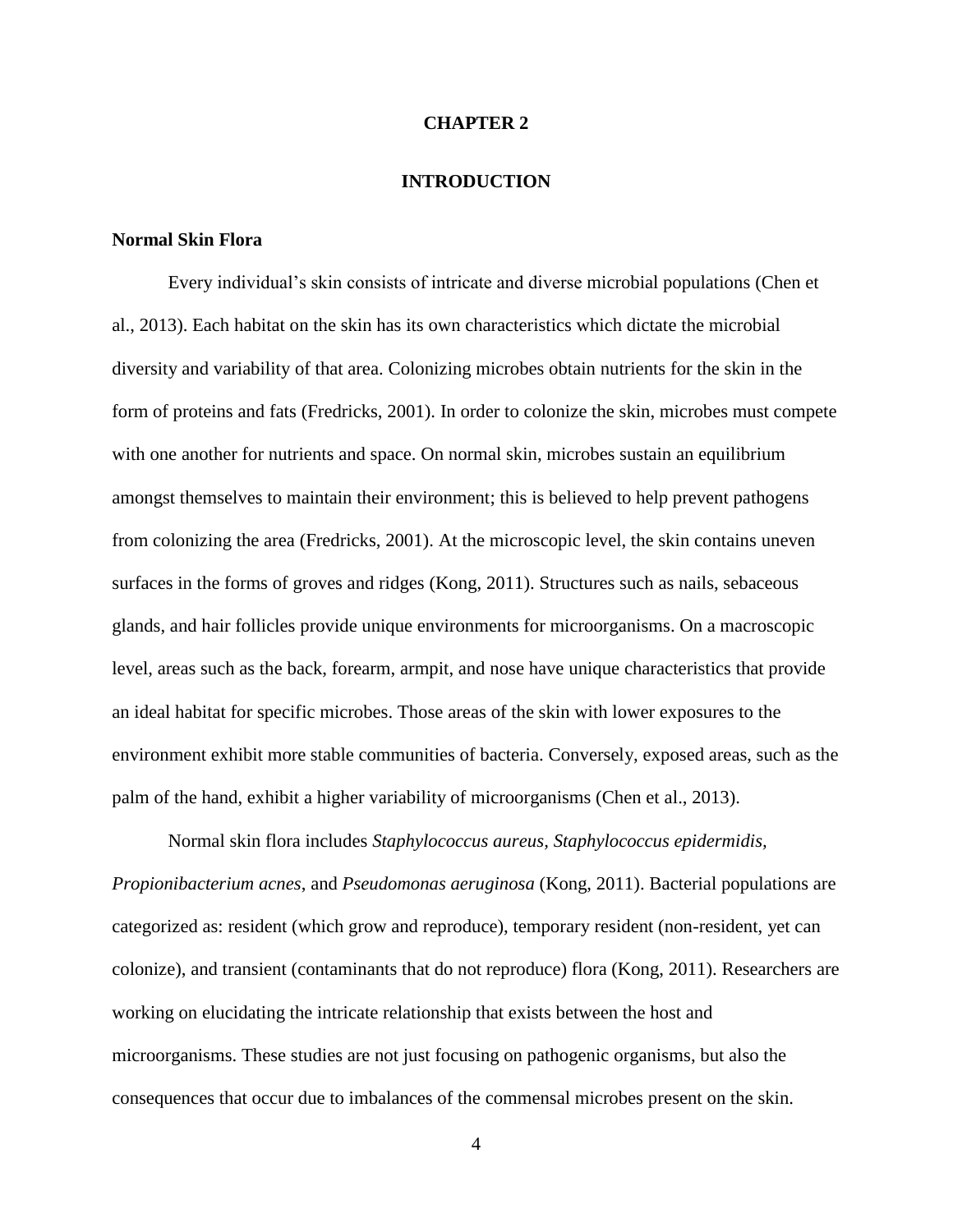# CHAPTER 2

# INTRODUCTION

## Normal Skin Flora

Every individual's skin consists of intricate and diverse microbial populations (Chen et al., 2013). Each habitat on the skin has its own characteristics which dictate the microbial diversity and variability of that area. Colonizing microbes obtain nutrients for the skin in the form of proteins and fats (Fredricks, 2001). In order to colonize the skin, microbes must compete with one another for nutrients and space. On normal skin, microbes sustain an equilibrium amongst themselves to maintain their environment; this is believed to help prevent pathogens from colonizing the area (Fredricks, 2001). At the microscopic level, the skin contains uneven surfaces in the forms of groves and ridges (Kong, 2011). Structures such as nails, sebaceous glands, and hair follicles provide unique environments for microorganisms. On a macroscopic level, areas such as the back, forearm, armpit, and nose have unique characteristics that provide an ideal habitat for specific microbes. Those areas of the skin with lower exposures to the environment exhibit more stable communities of bacteria. Conversely, exposed areas, such as the palm of the hand, exhibit a higher variability of microorganisms (Chen et al., 2013).

Normal skin flora includes *Staphylococcus aureus, Staphylococcus epidermidis, Propionibacterium acnes*, and *Pseudomonas aeruginosa* (Kong, 2011). Bacterial populations are categorized as: resident (which grow and reproduce), temporary resident (non-resident, yet can colonize), and transient (contaminants that do not reproduce) flora (Kong, 2011). Researchers are working on elucidating the intricate relationship that exists between the host and microorganisms. These studies are not just focusing on pathogenic organisms, but also the consequences that occur due to imbalances of the commensal microbes present on the skin.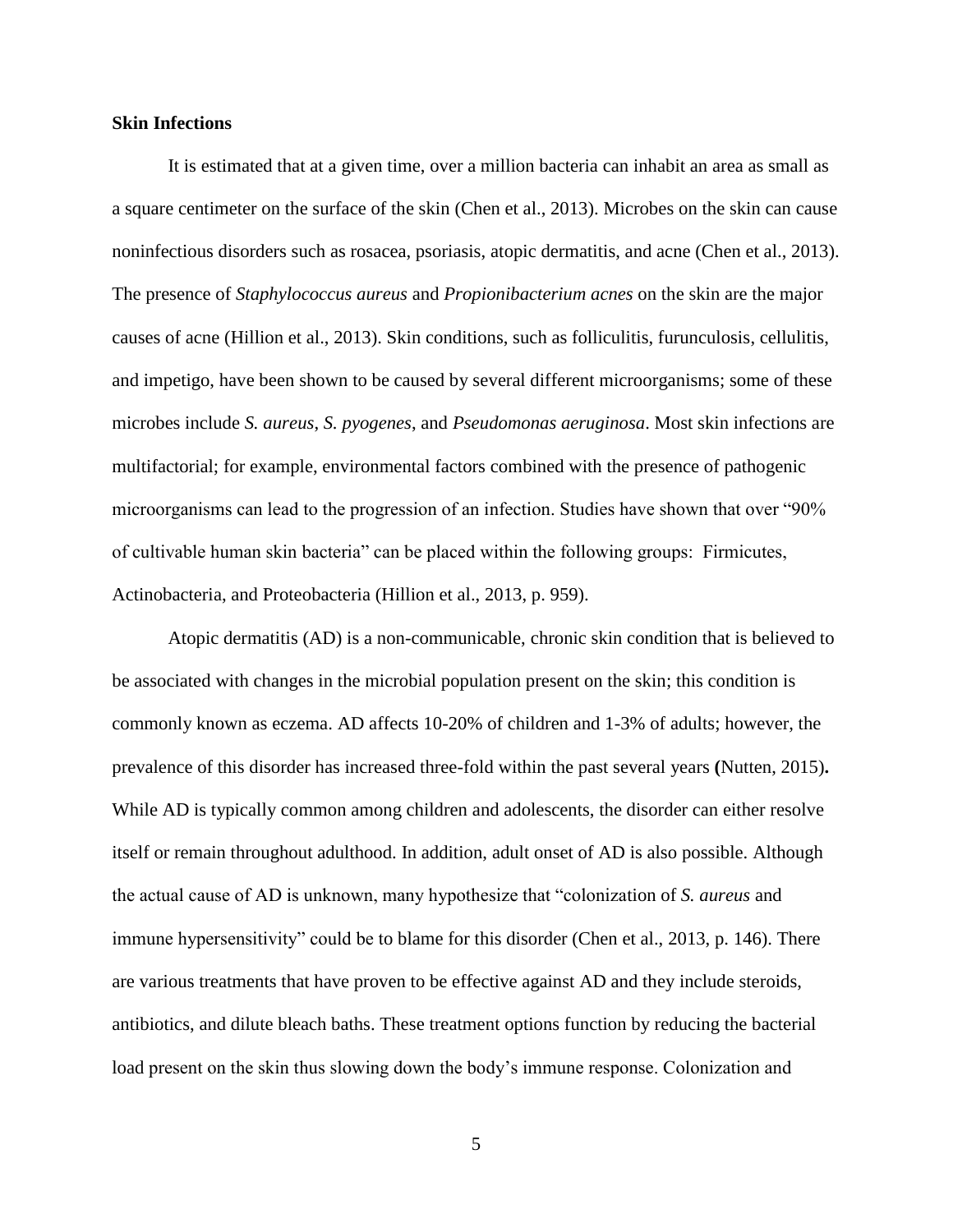**Skin Infections**

It is estimated that at a given time, over a million bacteria can inhabit an area as small as a square centimeter on the surface of the skin (Chen et al., 2013). Microbes on the skin can cause noninfectious disorders such as rosacea, psoriasis, atopic dermatitis, and acne (Chen et al., 2013). The presence of *Staphylococcus aureus* and *Propionibacterium acnes* on the skin are the major causes of acne (Hillion et al., 2013). Skin conditions, such as folliculitis, furunculosis, cellulitis, and impetigo, have been shown to be caused by several different microorganisms; some of these microbes include *S. aureus*, *S. pyogenes*, and *Pseudomonas aeruginosa*. Most skin infections are multifactorial; for example, environmental factors combined with the presence of pathogenic microorganisms can lead to the progression of an infection. Studies have shown that over "90% of cultivable human skin bacteria" can be placed within the following groups: Firmicutes, Actinobacteria, and Proteobacteria (Hillion et al., 2013, p. 959).

Atopic dermatitis (AD) is a non-communicable, chronic skin condition that is believed to be associated with changes in the microbial population present on the skin; this condition is commonly known as eczema. AD affects 10-20% of children and 1-3% of adults; however, the prevalence of this disorder has increased three-fold within the past several years **(**Nutten, 2015)**.** While AD is typically common among children and adolescents, the disorder can either resolve itself or remain throughout adulthood. In addition, adult onset of AD is also possible. Although the actual cause of AD is unknown, many hypothesize that "colonization of *S. aureus* and immune hypersensitivity" could be to blame for this disorder (Chen et al., 2013, p. 146). There are various treatments that have proven to be effective against AD and they include steroids, antibiotics, and dilute bleach baths. These treatment options function by reducing the bacterial load present on the skin thus slowing down the body's immune response. Colonization and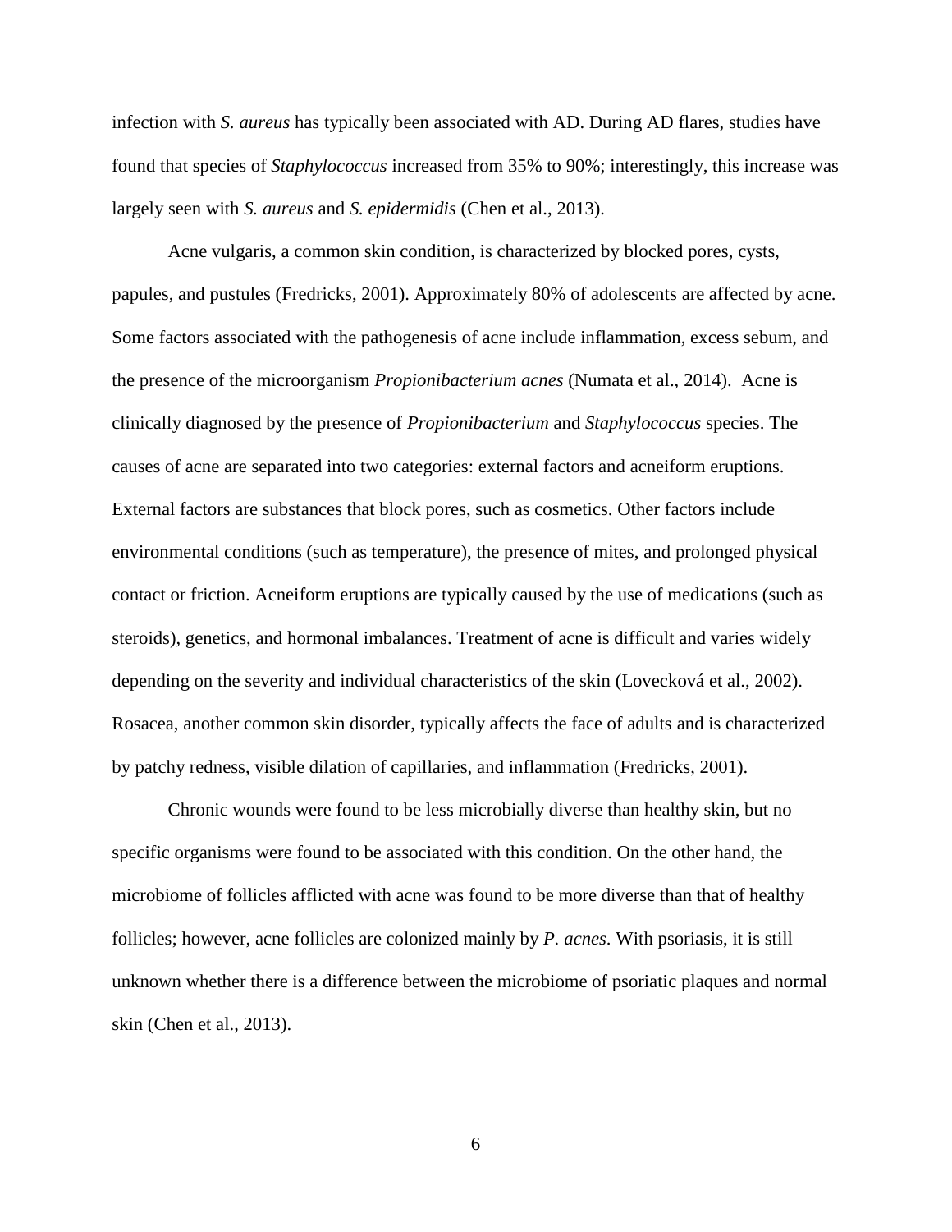infection with *S. aureus* has typically been associated with AD. During AD flares, studies have found that species of *Staphylococcus* increased from 35% to 90%; interestingly, this increase was largely seen with *S. aureus* and *S. epidermidis* (Chen et al., 2013).

Acne vulgaris, a common skin condition, is characterized by blocked pores, cysts, papules, and pustules (Fredricks, 2001). Approximately 80% of adolescents are affected by acne. Some factors associated with the pathogenesis of acne include inflammation, excess sebum, and the presence of the microorganism *Propionibacterium acnes* (Numata et al., 2014). Acne is clinically diagnosed by the presence of *Propionibacterium* and *Staphylococcus* species. The causes of acne are separated into two categories: external factors and acneiform eruptions. External factors are substances that block pores, such as cosmetics. Other factors include environmental conditions (such as temperature), the presence of mites, and prolonged physical contact or friction. Acneiform eruptions are typically caused by the use of medications (such as steroids), genetics, and hormonal imbalances. Treatment of acne is difficult and varies widely depending on the severity and individual characteristics of the skin (Lovecková et al., 2002). Rosacea, another common skin disorder, typically affects the face of adults and is characterized by patchy redness, visible dilation of capillaries, and inflammation (Fredricks, 2001).

Chronic wounds were found to be less microbially diverse than healthy skin, but no specific organisms were found to be associated with this condition. On the other hand, the microbiome of follicles afflicted with acne was found to be more diverse than that of healthy follicles; however, acne follicles are colonized mainly by *P. acnes*. With psoriasis, it is still unknown whether there is a difference between the microbiome of psoriatic plaques and normal skin (Chen et al., 2013).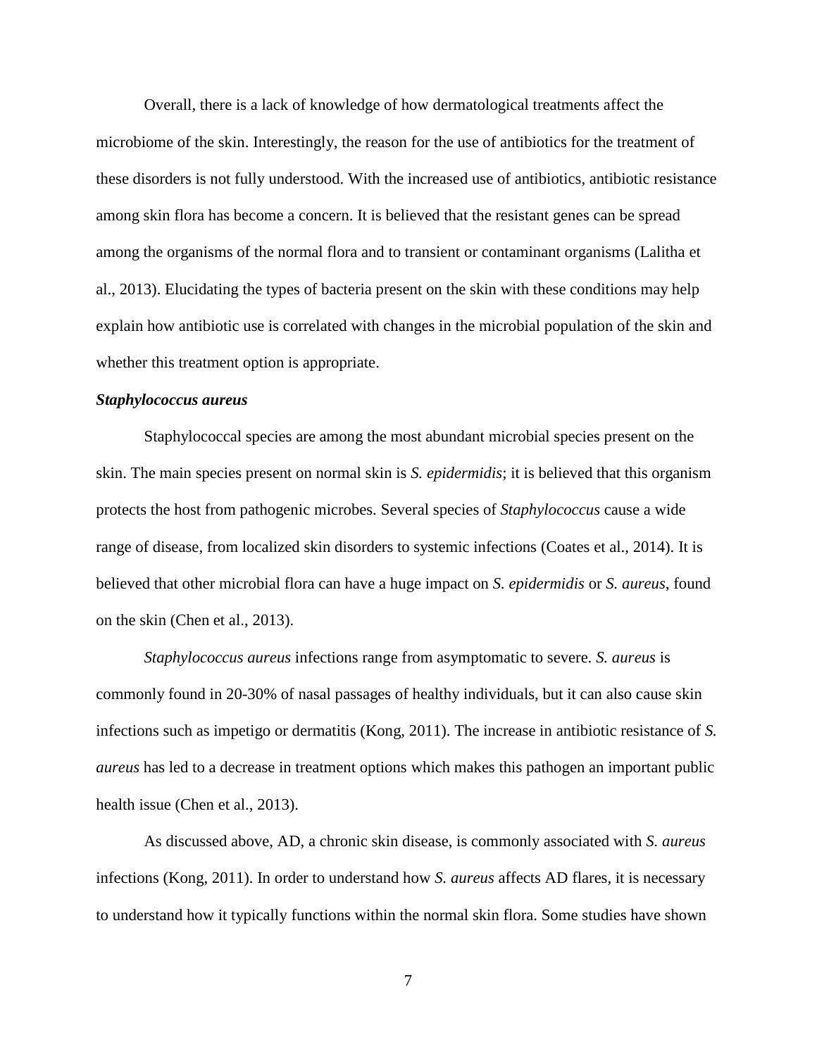Overall, there is a lack of knowledge of how dermatological treatments affect the microbiome of the skin. Interestingly, the reason for the use of antibiotics for the treatment of these disorders is not fully understood. With the increased use of antibiotics, antibiotic resistance among skin flora has become a concern. It is believed that the resistant genes can be spread among the organisms of the normal flora and to transient or contaminant organisms (Lalitha et al., 2013). Elucidating the types of bacteria present on the skin with these conditions may help explain how antibiotic use is correlated with changes in the microbial population of the skin and whether this treatment option is appropriate.

### ***Staphylococcus aureus***

Staphylococcal species are among the most abundant microbial species present on the skin. The main species present on normal skin is *S. epidermidis*; it is believed that this organism protects the host from pathogenic microbes. Several species of *Staphylococcus* cause a wide range of disease, from localized skin disorders to systemic infections (Coates et al., 2014). It is believed that other microbial flora can have a huge impact on *S. epidermidis* or *S. aureus*, found on the skin (Chen et al., 2013).

*Staphylococcus aureus* infections range from asymptomatic to severe. *S. aureus* is commonly found in 20-30% of nasal passages of healthy individuals, but it can also cause skin infections such as impetigo or dermatitis (Kong, 2011). The increase in antibiotic resistance of *S. aureus* has led to a decrease in treatment options which makes this pathogen an important public health issue (Chen et al., 2013).

As discussed above, AD, a chronic skin disease, is commonly associated with *S. aureus* infections (Kong, 2011). In order to understand how *S. aureus* affects AD flares, it is necessary to understand how it typically functions within the normal skin flora. Some studies have shown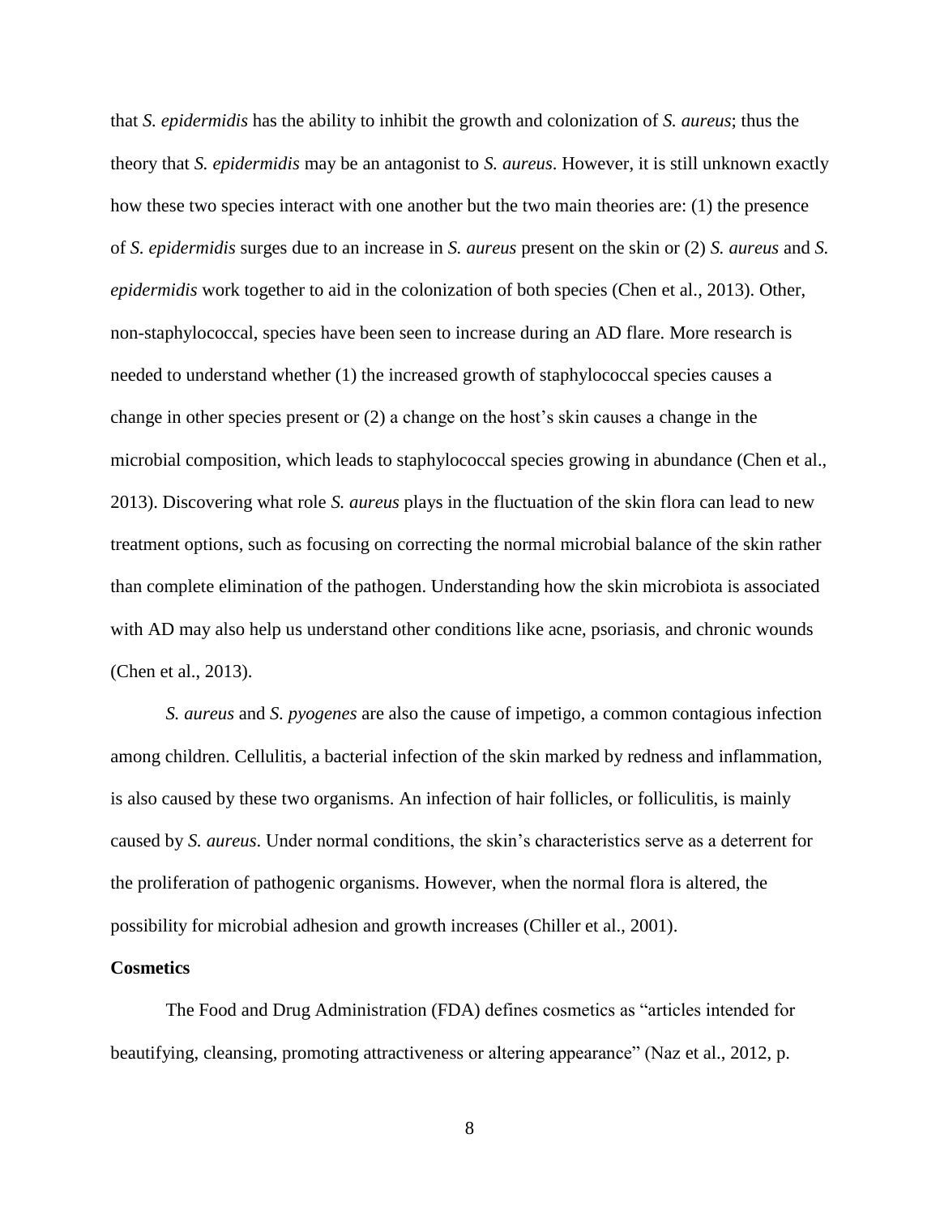that *S. epidermidis* has the ability to inhibit the growth and colonization of *S. aureus*; thus the theory that *S. epidermidis* may be an antagonist to *S. aureus*. However, it is still unknown exactly how these two species interact with one another but the two main theories are: (1) the presence of *S. epidermidis* surges due to an increase in *S. aureus* present on the skin or (2) *S. aureus* and *S. epidermidis* work together to aid in the colonization of both species (Chen et al., 2013). Other, non-staphylococcal, species have been seen to increase during an AD flare. More research is needed to understand whether (1) the increased growth of staphylococcal species causes a change in other species present or (2) a change on the host's skin causes a change in the microbial composition, which leads to staphylococcal species growing in abundance (Chen et al., 2013). Discovering what role *S. aureus* plays in the fluctuation of the skin flora can lead to new treatment options, such as focusing on correcting the normal microbial balance of the skin rather than complete elimination of the pathogen. Understanding how the skin microbiota is associated with AD may also help us understand other conditions like acne, psoriasis, and chronic wounds (Chen et al., 2013).

*S. aureus* and *S. pyogenes* are also the cause of impetigo, a common contagious infection among children. Cellulitis, a bacterial infection of the skin marked by redness and inflammation, is also caused by these two organisms. An infection of hair follicles, or folliculitis, is mainly caused by *S. aureus*. Under normal conditions, the skin's characteristics serve as a deterrent for the proliferation of pathogenic organisms. However, when the normal flora is altered, the possibility for microbial adhesion and growth increases (Chiller et al., 2001).

**Cosmetics**

The Food and Drug Administration (FDA) defines cosmetics as "articles intended for beautifying, cleansing, promoting attractiveness or altering appearance" (Naz et al., 2012, p.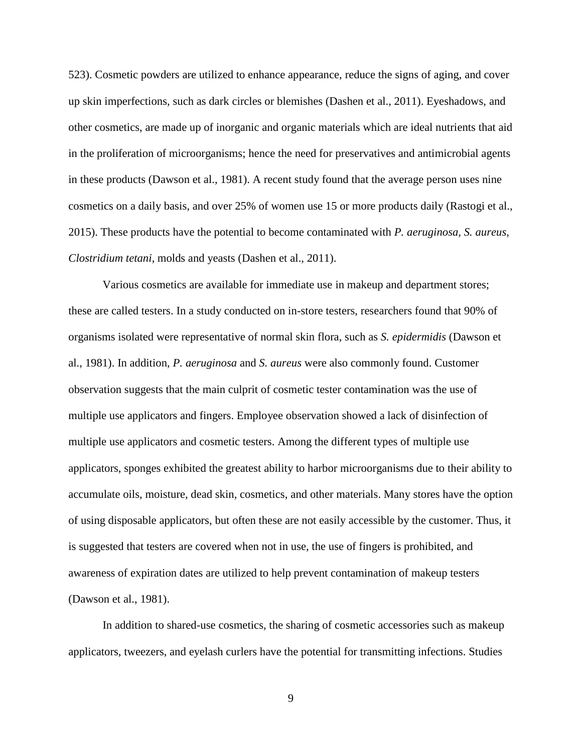523). Cosmetic powders are utilized to enhance appearance, reduce the signs of aging, and cover up skin imperfections, such as dark circles or blemishes (Dashen et al., 2011). Eyeshadows, and other cosmetics, are made up of inorganic and organic materials which are ideal nutrients that aid in the proliferation of microorganisms; hence the need for preservatives and antimicrobial agents in these products (Dawson et al., 1981). A recent study found that the average person uses nine cosmetics on a daily basis, and over 25% of women use 15 or more products daily (Rastogi et al., 2015). These products have the potential to become contaminated with *P. aeruginosa, S. aureus*, *Clostridium tetani*, molds and yeasts (Dashen et al., 2011).

Various cosmetics are available for immediate use in makeup and department stores; these are called testers. In a study conducted on in-store testers, researchers found that 90% of organisms isolated were representative of normal skin flora, such as *S. epidermidis* (Dawson et al., 1981). In addition, *P. aeruginosa* and *S. aureus* were also commonly found. Customer observation suggests that the main culprit of cosmetic tester contamination was the use of multiple use applicators and fingers. Employee observation showed a lack of disinfection of multiple use applicators and cosmetic testers. Among the different types of multiple use applicators, sponges exhibited the greatest ability to harbor microorganisms due to their ability to accumulate oils, moisture, dead skin, cosmetics, and other materials. Many stores have the option of using disposable applicators, but often these are not easily accessible by the customer. Thus, it is suggested that testers are covered when not in use, the use of fingers is prohibited, and awareness of expiration dates are utilized to help prevent contamination of makeup testers (Dawson et al., 1981).

In addition to shared-use cosmetics, the sharing of cosmetic accessories such as makeup applicators, tweezers, and eyelash curlers have the potential for transmitting infections. Studies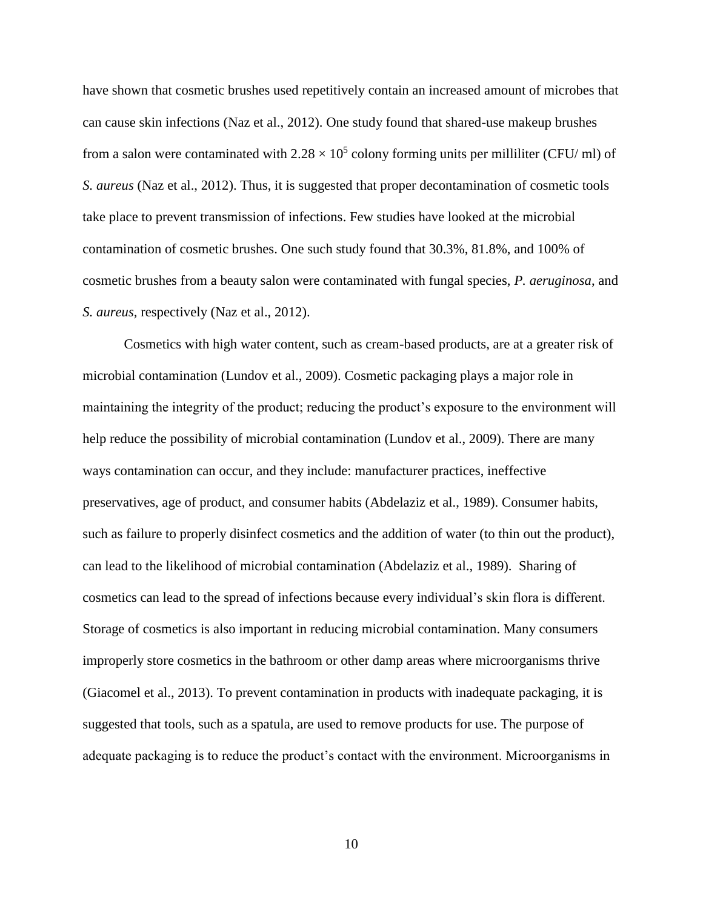have shown that cosmetic brushes used repetitively contain an increased amount of microbes that can cause skin infections (Naz et al., 2012). One study found that shared-use makeup brushes from a salon were contaminated with $2.28 \times 10^5$ colony forming units per milliliter (CFU/ ml) of *S. aureus* (Naz et al., 2012). Thus, it is suggested that proper decontamination of cosmetic tools take place to prevent transmission of infections. Few studies have looked at the microbial contamination of cosmetic brushes. One such study found that 30.3%, 81.8%, and 100% of cosmetic brushes from a beauty salon were contaminated with fungal species, *P. aeruginosa*, and *S. aureus*, respectively (Naz et al., 2012).

Cosmetics with high water content, such as cream-based products, are at a greater risk of microbial contamination (Lundov et al., 2009). Cosmetic packaging plays a major role in maintaining the integrity of the product; reducing the product's exposure to the environment will help reduce the possibility of microbial contamination (Lundov et al., 2009). There are many ways contamination can occur, and they include: manufacturer practices, ineffective preservatives, age of product, and consumer habits (Abdelaziz et al., 1989). Consumer habits, such as failure to properly disinfect cosmetics and the addition of water (to thin out the product), can lead to the likelihood of microbial contamination (Abdelaziz et al., 1989). Sharing of cosmetics can lead to the spread of infections because every individual's skin flora is different. Storage of cosmetics is also important in reducing microbial contamination. Many consumers improperly store cosmetics in the bathroom or other damp areas where microorganisms thrive (Giacomel et al., 2013). To prevent contamination in products with inadequate packaging, it is suggested that tools, such as a spatula, are used to remove products for use. The purpose of adequate packaging is to reduce the product's contact with the environment. Microorganisms in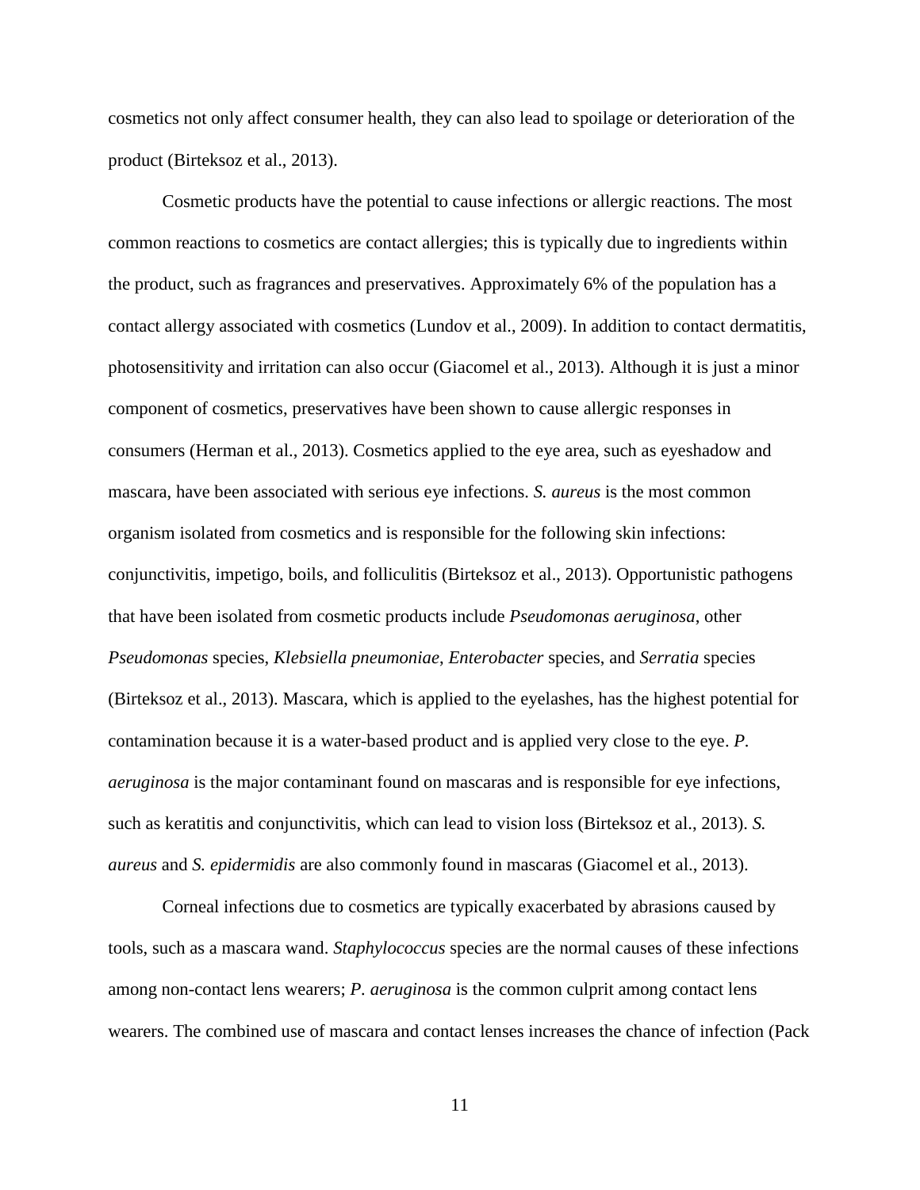cosmetics not only affect consumer health, they can also lead to spoilage or deterioration of the product (Birteksoz et al., 2013).

Cosmetic products have the potential to cause infections or allergic reactions. The most common reactions to cosmetics are contact allergies; this is typically due to ingredients within the product, such as fragrances and preservatives. Approximately 6% of the population has a contact allergy associated with cosmetics (Lundov et al., 2009). In addition to contact dermatitis, photosensitivity and irritation can also occur (Giacomel et al., 2013). Although it is just a minor component of cosmetics, preservatives have been shown to cause allergic responses in consumers (Herman et al., 2013). Cosmetics applied to the eye area, such as eyeshadow and mascara, have been associated with serious eye infections. *S. aureus* is the most common organism isolated from cosmetics and is responsible for the following skin infections: conjunctivitis, impetigo, boils, and folliculitis (Birteksoz et al., 2013). Opportunistic pathogens that have been isolated from cosmetic products include *Pseudomonas aeruginosa*, other *Pseudomonas* species, *Klebsiella pneumoniae*, *Enterobacter* species, and *Serratia* species (Birteksoz et al., 2013). Mascara, which is applied to the eyelashes, has the highest potential for contamination because it is a water-based product and is applied very close to the eye. *P. aeruginosa* is the major contaminant found on mascaras and is responsible for eye infections, such as keratitis and conjunctivitis, which can lead to vision loss (Birteksoz et al., 2013). *S. aureus* and *S. epidermidis* are also commonly found in mascaras (Giacomel et al., 2013).

Corneal infections due to cosmetics are typically exacerbated by abrasions caused by tools, such as a mascara wand. *Staphylococcus* species are the normal causes of these infections among non-contact lens wearers; *P. aeruginosa* is the common culprit among contact lens wearers. The combined use of mascara and contact lenses increases the chance of infection (Pack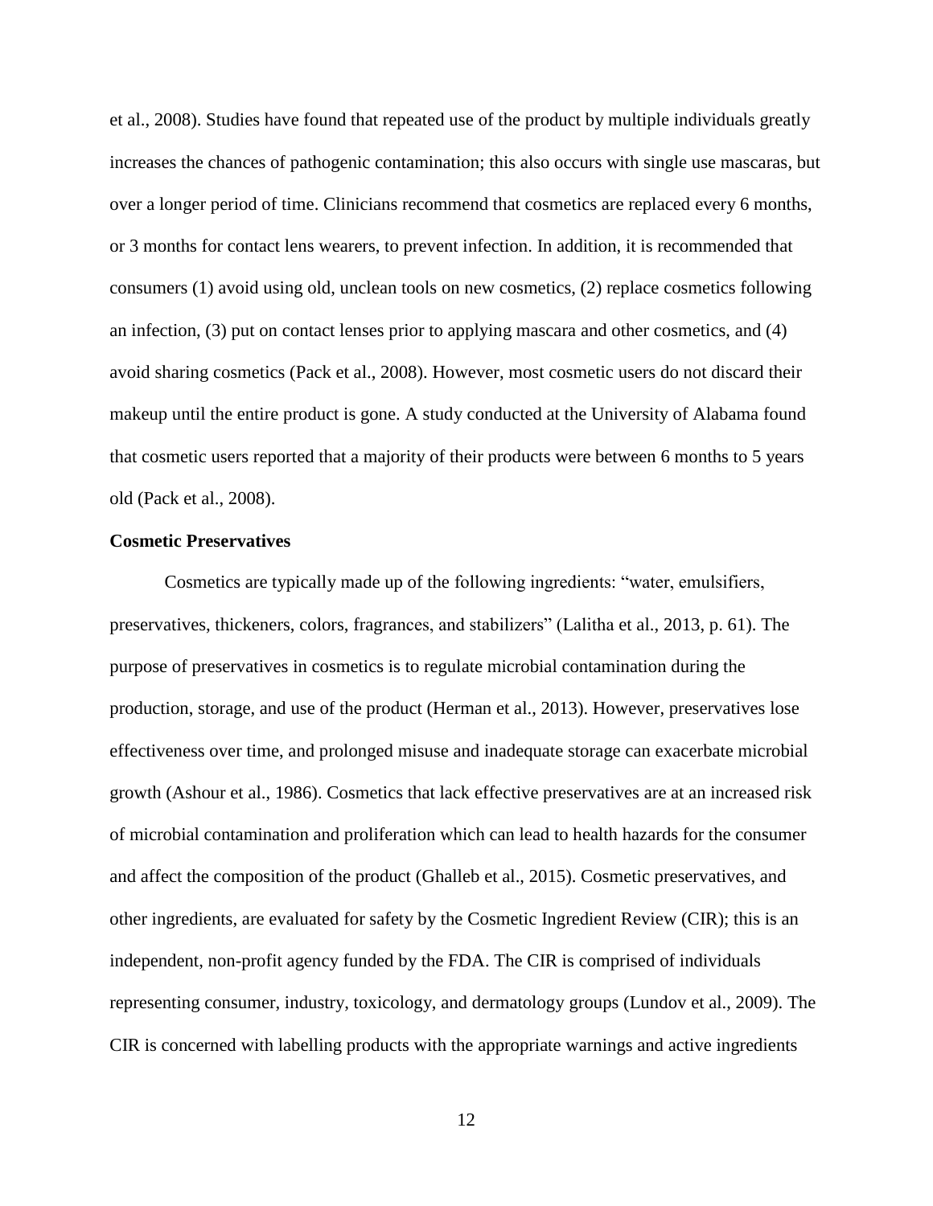et al., 2008). Studies have found that repeated use of the product by multiple individuals greatly increases the chances of pathogenic contamination; this also occurs with single use mascaras, but over a longer period of time. Clinicians recommend that cosmetics are replaced every 6 months, or 3 months for contact lens wearers, to prevent infection. In addition, it is recommended that consumers (1) avoid using old, unclean tools on new cosmetics, (2) replace cosmetics following an infection, (3) put on contact lenses prior to applying mascara and other cosmetics, and (4) avoid sharing cosmetics (Pack et al., 2008). However, most cosmetic users do not discard their makeup until the entire product is gone. A study conducted at the University of Alabama found that cosmetic users reported that a majority of their products were between 6 months to 5 years old (Pack et al., 2008).

### Cosmetic Preservatives

Cosmetics are typically made up of the following ingredients: "water, emulsifiers, preservatives, thickeners, colors, fragrances, and stabilizers" (Lalitha et al., 2013, p. 61). The purpose of preservatives in cosmetics is to regulate microbial contamination during the production, storage, and use of the product (Herman et al., 2013). However, preservatives lose effectiveness over time, and prolonged misuse and inadequate storage can exacerbate microbial growth (Ashour et al., 1986). Cosmetics that lack effective preservatives are at an increased risk of microbial contamination and proliferation which can lead to health hazards for the consumer and affect the composition of the product (Ghalleb et al., 2015). Cosmetic preservatives, and other ingredients, are evaluated for safety by the Cosmetic Ingredient Review (CIR); this is an independent, non-profit agency funded by the FDA. The CIR is comprised of individuals representing consumer, industry, toxicology, and dermatology groups (Lundov et al., 2009). The CIR is concerned with labelling products with the appropriate warnings and active ingredients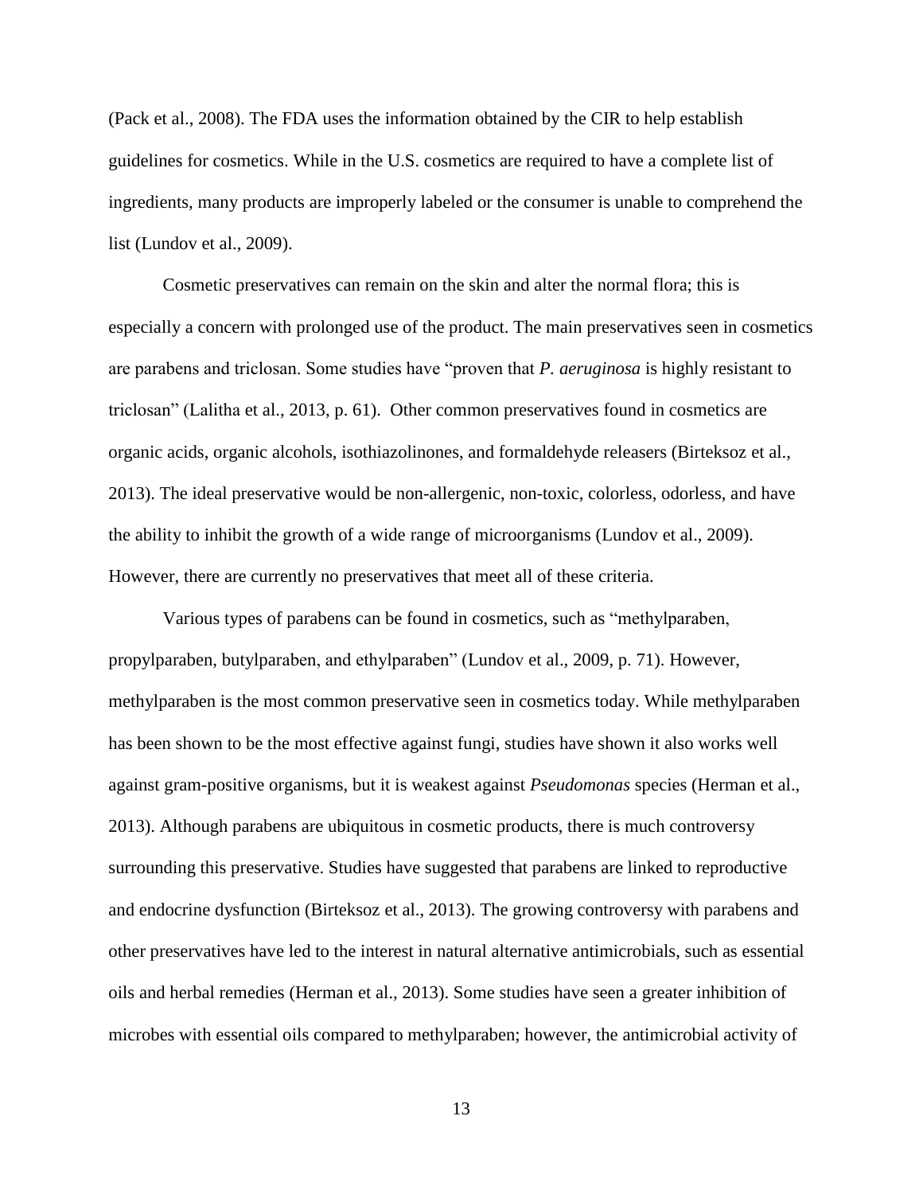(Pack et al., 2008). The FDA uses the information obtained by the CIR to help establish guidelines for cosmetics. While in the U.S. cosmetics are required to have a complete list of ingredients, many products are improperly labeled or the consumer is unable to comprehend the list (Lundov et al., 2009).

Cosmetic preservatives can remain on the skin and alter the normal flora; this is especially a concern with prolonged use of the product. The main preservatives seen in cosmetics are parabens and triclosan. Some studies have "proven that *P. aeruginosa* is highly resistant to triclosan" (Lalitha et al., 2013, p. 61). Other common preservatives found in cosmetics are organic acids, organic alcohols, isothiazolinones, and formaldehyde releasers (Birteksoz et al., 2013). The ideal preservative would be non-allergenic, non-toxic, colorless, odorless, and have the ability to inhibit the growth of a wide range of microorganisms (Lundov et al., 2009). However, there are currently no preservatives that meet all of these criteria.

Various types of parabens can be found in cosmetics, such as "methylparaben, propylparaben, butylparaben, and ethylparaben" (Lundov et al., 2009, p. 71). However, methylparaben is the most common preservative seen in cosmetics today. While methylparaben has been shown to be the most effective against fungi, studies have shown it also works well against gram-positive organisms, but it is weakest against *Pseudomonas* species (Herman et al., 2013). Although parabens are ubiquitous in cosmetic products, there is much controversy surrounding this preservative. Studies have suggested that parabens are linked to reproductive and endocrine dysfunction (Birteksoz et al., 2013). The growing controversy with parabens and other preservatives have led to the interest in natural alternative antimicrobials, such as essential oils and herbal remedies (Herman et al., 2013). Some studies have seen a greater inhibition of microbes with essential oils compared to methylparaben; however, the antimicrobial activity of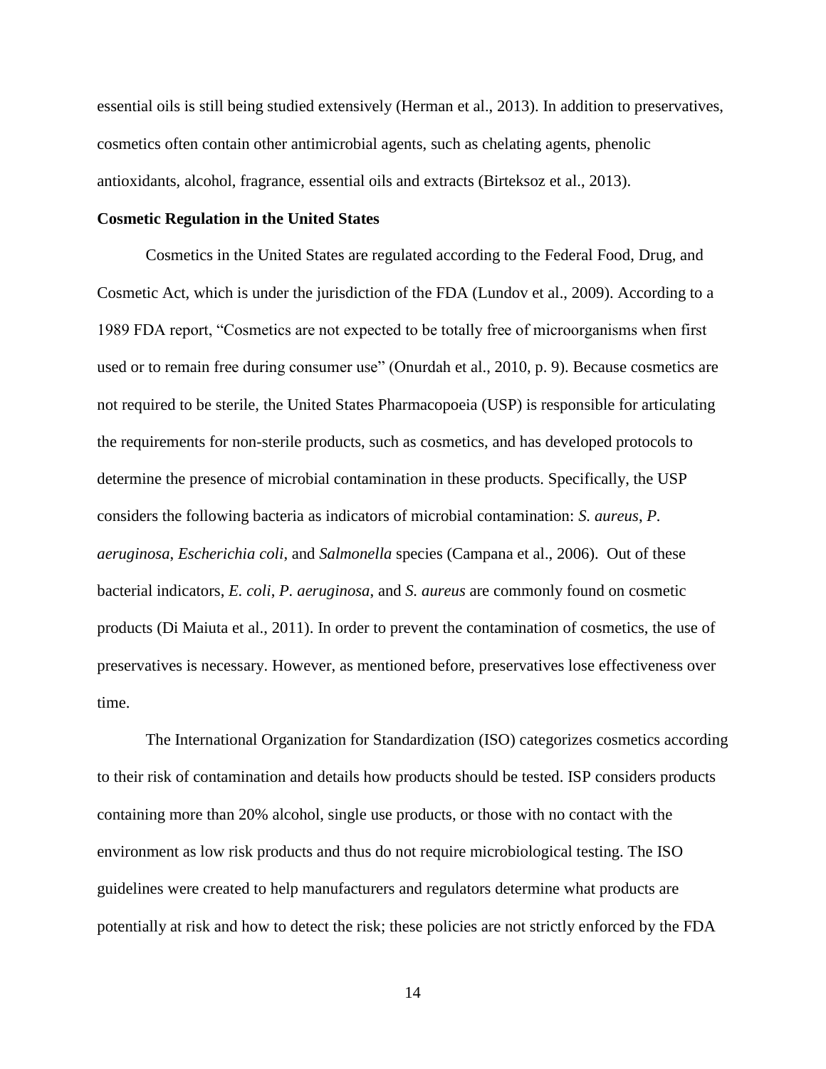essential oils is still being studied extensively (Herman et al., 2013). In addition to preservatives, cosmetics often contain other antimicrobial agents, such as chelating agents, phenolic antioxidants, alcohol, fragrance, essential oils and extracts (Birteksoz et al., 2013).

**Cosmetic Regulation in the United States**

Cosmetics in the United States are regulated according to the Federal Food, Drug, and Cosmetic Act, which is under the jurisdiction of the FDA (Lundov et al., 2009). According to a 1989 FDA report, "Cosmetics are not expected to be totally free of microorganisms when first used or to remain free during consumer use" (Onurdah et al., 2010, p. 9). Because cosmetics are not required to be sterile, the United States Pharmacopoeia (USP) is responsible for articulating the requirements for non-sterile products, such as cosmetics, and has developed protocols to determine the presence of microbial contamination in these products. Specifically, the USP considers the following bacteria as indicators of microbial contamination: *S. aureus*, *P. aeruginosa*, *Escherichia coli,* and *Salmonella* species (Campana et al., 2006). Out of these bacterial indicators, *E. coli*, *P. aeruginosa*, and *S. aureus* are commonly found on cosmetic products (Di Maiuta et al., 2011). In order to prevent the contamination of cosmetics, the use of preservatives is necessary. However, as mentioned before, preservatives lose effectiveness over time.

The International Organization for Standardization (ISO) categorizes cosmetics according to their risk of contamination and details how products should be tested. ISP considers products containing more than 20% alcohol, single use products, or those with no contact with the environment as low risk products and thus do not require microbiological testing. The ISO guidelines were created to help manufacturers and regulators determine what products are potentially at risk and how to detect the risk; these policies are not strictly enforced by the FDA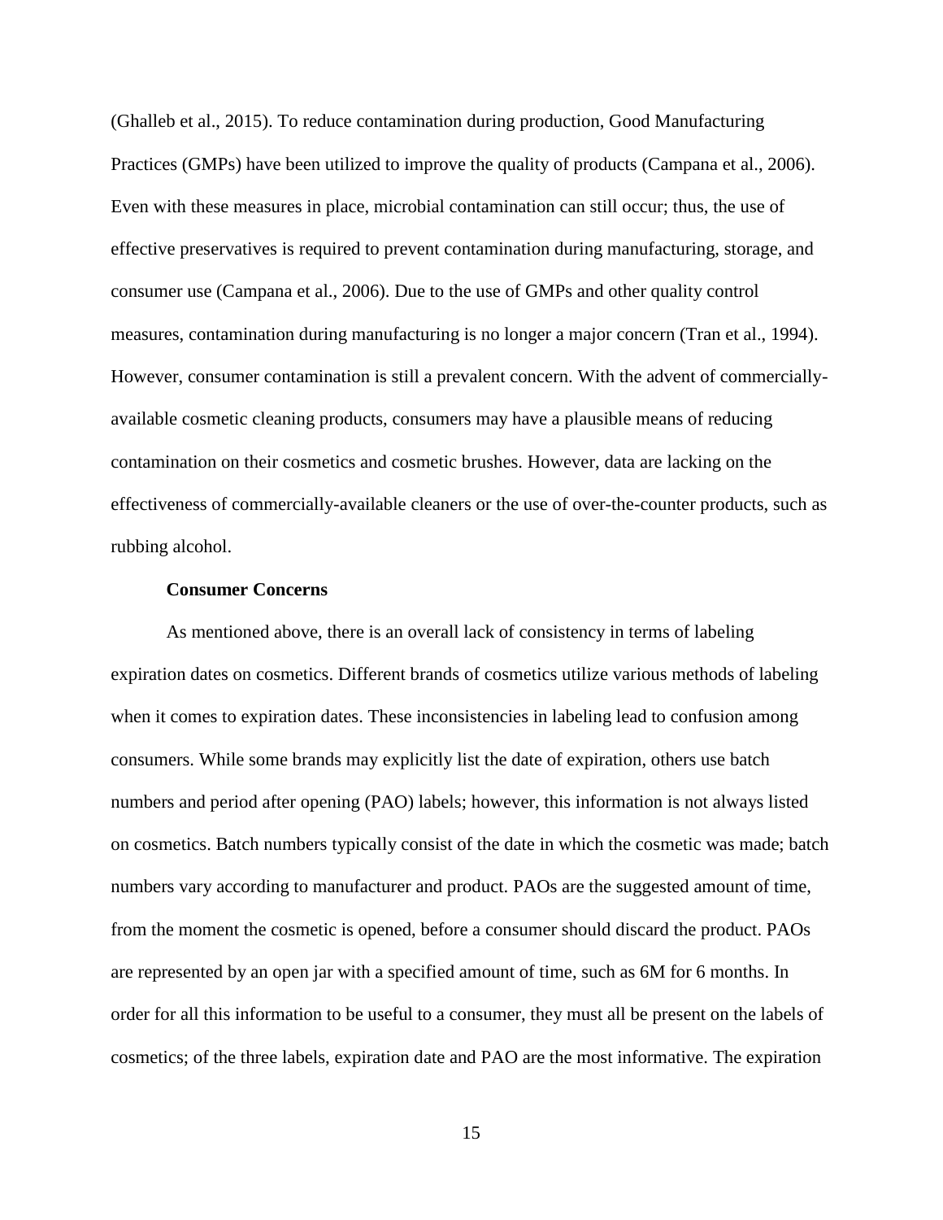(Ghalleb et al., 2015). To reduce contamination during production, Good Manufacturing Practices (GMPs) have been utilized to improve the quality of products (Campana et al., 2006). Even with these measures in place, microbial contamination can still occur; thus, the use of effective preservatives is required to prevent contamination during manufacturing, storage, and consumer use (Campana et al., 2006). Due to the use of GMPs and other quality control measures, contamination during manufacturing is no longer a major concern (Tran et al., 1994). However, consumer contamination is still a prevalent concern. With the advent of commercially-available cosmetic cleaning products, consumers may have a plausible means of reducing contamination on their cosmetics and cosmetic brushes. However, data are lacking on the effectiveness of commercially-available cleaners or the use of over-the-counter products, such as rubbing alcohol.

### Consumer Concerns

As mentioned above, there is an overall lack of consistency in terms of labeling expiration dates on cosmetics. Different brands of cosmetics utilize various methods of labeling when it comes to expiration dates. These inconsistencies in labeling lead to confusion among consumers. While some brands may explicitly list the date of expiration, others use batch numbers and period after opening (PAO) labels; however, this information is not always listed on cosmetics. Batch numbers typically consist of the date in which the cosmetic was made; batch numbers vary according to manufacturer and product. PAOs are the suggested amount of time, from the moment the cosmetic is opened, before a consumer should discard the product. PAOs are represented by an open jar with a specified amount of time, such as 6M for 6 months. In order for all this information to be useful to a consumer, they must all be present on the labels of cosmetics; of the three labels, expiration date and PAO are the most informative. The expiration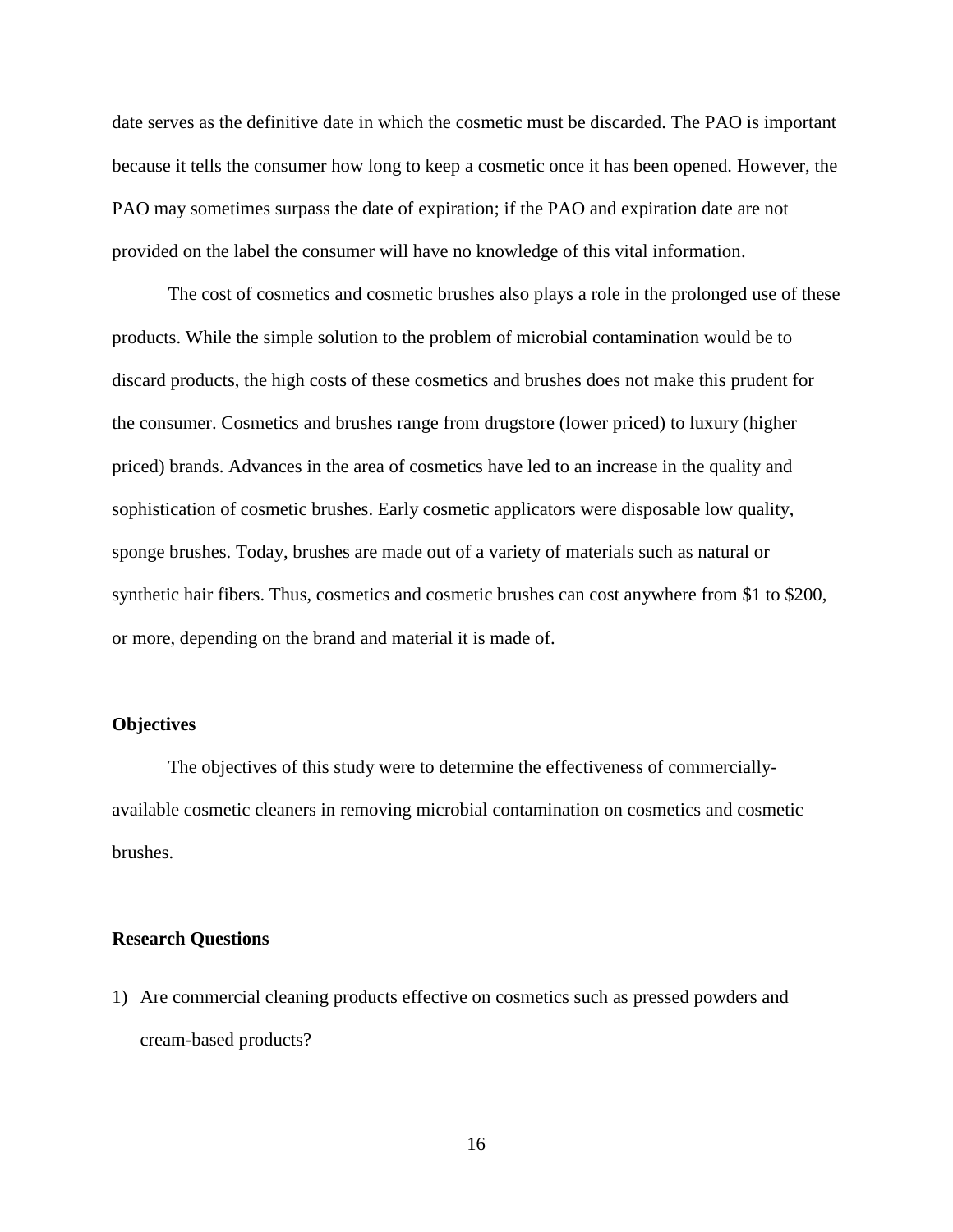date serves as the definitive date in which the cosmetic must be discarded. The PAO is important because it tells the consumer how long to keep a cosmetic once it has been opened. However, the PAO may sometimes surpass the date of expiration; if the PAO and expiration date are not provided on the label the consumer will have no knowledge of this vital information.

The cost of cosmetics and cosmetic brushes also plays a role in the prolonged use of these products. While the simple solution to the problem of microbial contamination would be to discard products, the high costs of these cosmetics and brushes does not make this prudent for the consumer. Cosmetics and brushes range from drugstore (lower priced) to luxury (higher priced) brands. Advances in the area of cosmetics have led to an increase in the quality and sophistication of cosmetic brushes. Early cosmetic applicators were disposable low quality, sponge brushes. Today, brushes are made out of a variety of materials such as natural or synthetic hair fibers. Thus, cosmetics and cosmetic brushes can cost anywhere from $1 to $200, or more, depending on the brand and material it is made of.

**Objectives**

The objectives of this study were to determine the effectiveness of commercially-available cosmetic cleaners in removing microbial contamination on cosmetics and cosmetic brushes.

**Research Questions**

1) Are commercial cleaning products effective on cosmetics such as pressed powders and cream-based products?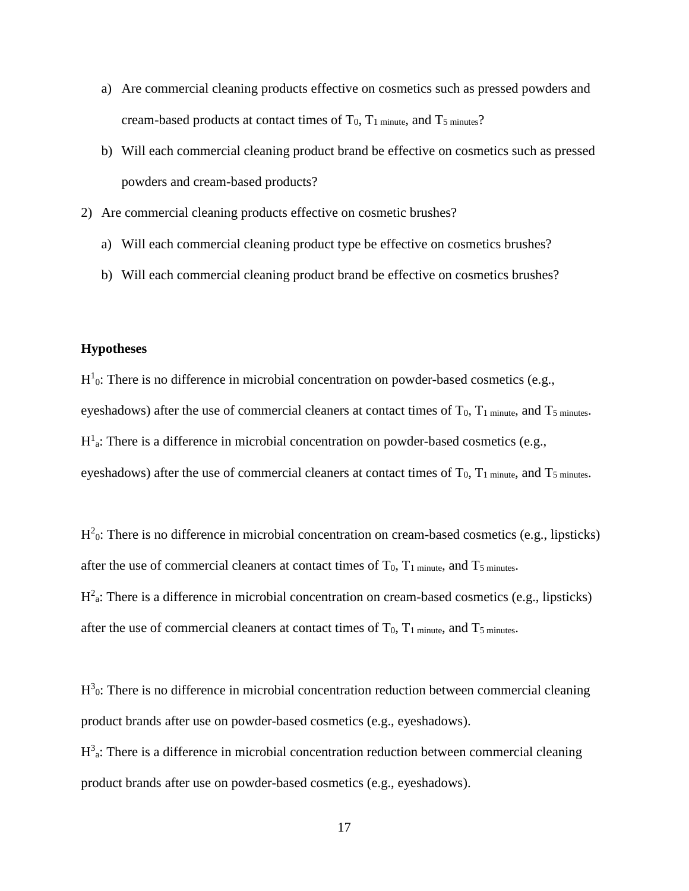a) Are commercial cleaning products effective on cosmetics such as pressed powders and cream-based products at contact times of $T_0$, $T_{1\ minute}$, and $T_{5\ minutes}$?
   b) Will each commercial cleaning product brand be effective on cosmetics such as pressed powders and cream-based products?
2) Are commercial cleaning products effective on cosmetic brushes?
   a) Will each commercial cleaning product type be effective on cosmetics brushes?
   b) Will each commercial cleaning product brand be effective on cosmetics brushes?

**Hypotheses**

$H^1_0$: There is no difference in microbial concentration on powder-based cosmetics (e.g., eyeshadows) after the use of commercial cleaners at contact times of $T_0$, $T_{1\ minute}$, and $T_{5\ minutes}$.
$H^1_a$: There is a difference in microbial concentration on powder-based cosmetics (e.g., eyeshadows) after the use of commercial cleaners at contact times of $T_0$, $T_{1\ minute}$, and $T_{5\ minutes}$.

$H^2_0$: There is no difference in microbial concentration on cream-based cosmetics (e.g., lipsticks) after the use of commercial cleaners at contact times of $T_0$, $T_{1\ minute}$, and $T_{5\ minutes}$.
$H^2_a$: There is a difference in microbial concentration on cream-based cosmetics (e.g., lipsticks) after the use of commercial cleaners at contact times of $T_0$, $T_{1\ minute}$, and $T_{5\ minutes}$.

$H^3_0$: There is no difference in microbial concentration reduction between commercial cleaning product brands after use on powder-based cosmetics (e.g., eyeshadows).
$H^3_a$: There is a difference in microbial concentration reduction between commercial cleaning product brands after use on powder-based cosmetics (e.g., eyeshadows).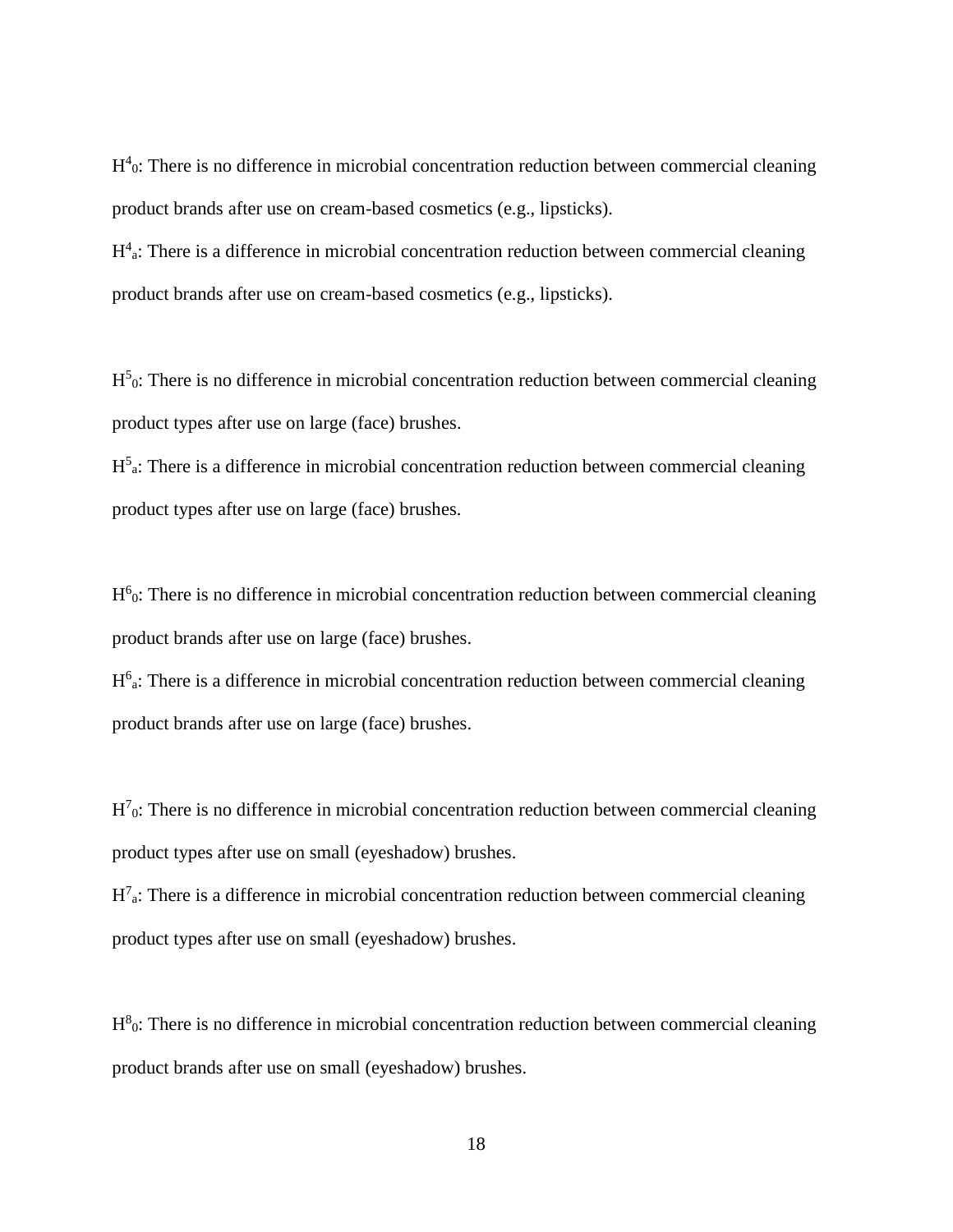$H^4_0$: There is no difference in microbial concentration reduction between commercial cleaning product brands after use on cream-based cosmetics (e.g., lipsticks).

$H^4_a$: There is a difference in microbial concentration reduction between commercial cleaning product brands after use on cream-based cosmetics (e.g., lipsticks).

$H^5_0$: There is no difference in microbial concentration reduction between commercial cleaning product types after use on large (face) brushes.

$H^5_a$: There is a difference in microbial concentration reduction between commercial cleaning product types after use on large (face) brushes.

$H^6_0$: There is no difference in microbial concentration reduction between commercial cleaning product brands after use on large (face) brushes.

$H^6_a$: There is a difference in microbial concentration reduction between commercial cleaning product brands after use on large (face) brushes.

$H^7_0$: There is no difference in microbial concentration reduction between commercial cleaning product types after use on small (eyeshadow) brushes.

$H^7_a$: There is a difference in microbial concentration reduction between commercial cleaning product types after use on small (eyeshadow) brushes.

$H^8_0$: There is no difference in microbial concentration reduction between commercial cleaning product brands after use on small (eyeshadow) brushes.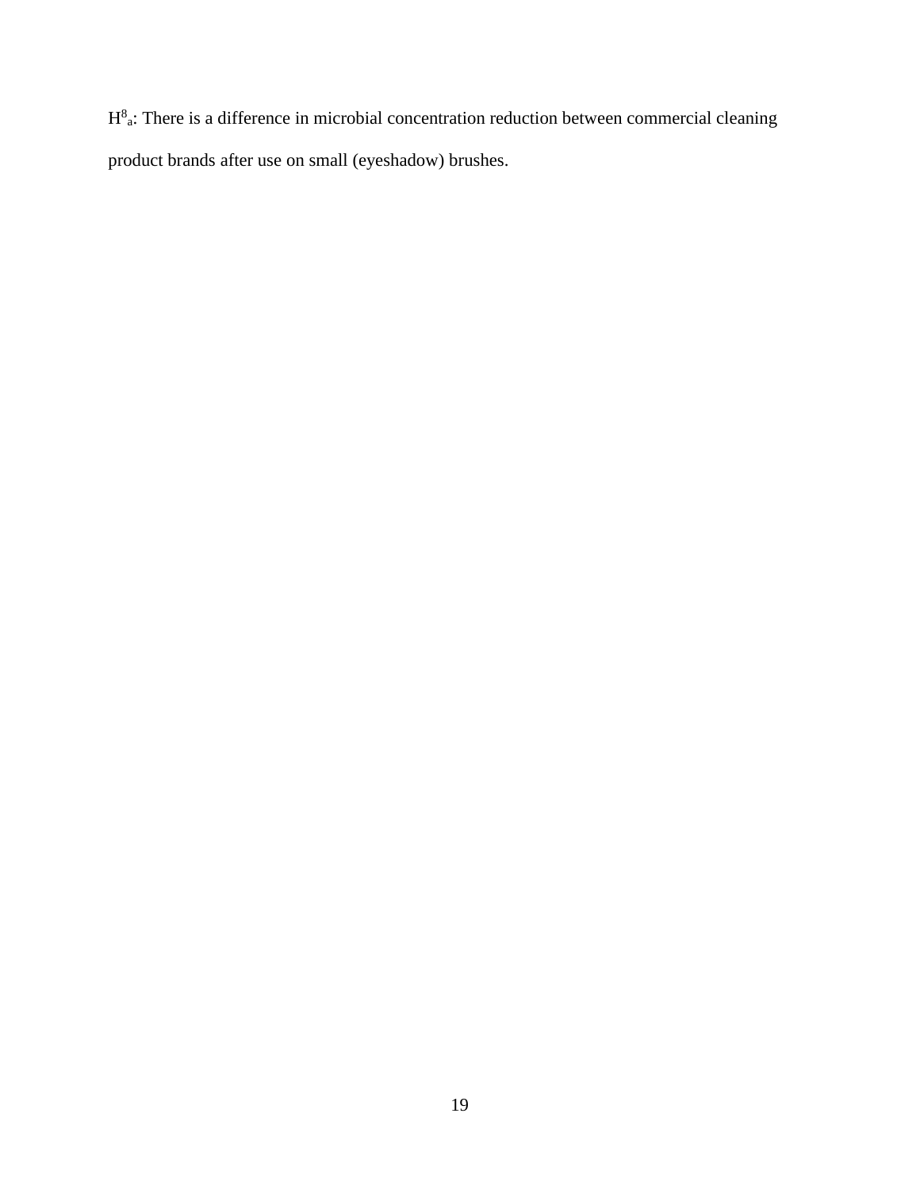$H^8_a$: There is a difference in microbial concentration reduction between commercial cleaning product brands after use on small (eyeshadow) brushes.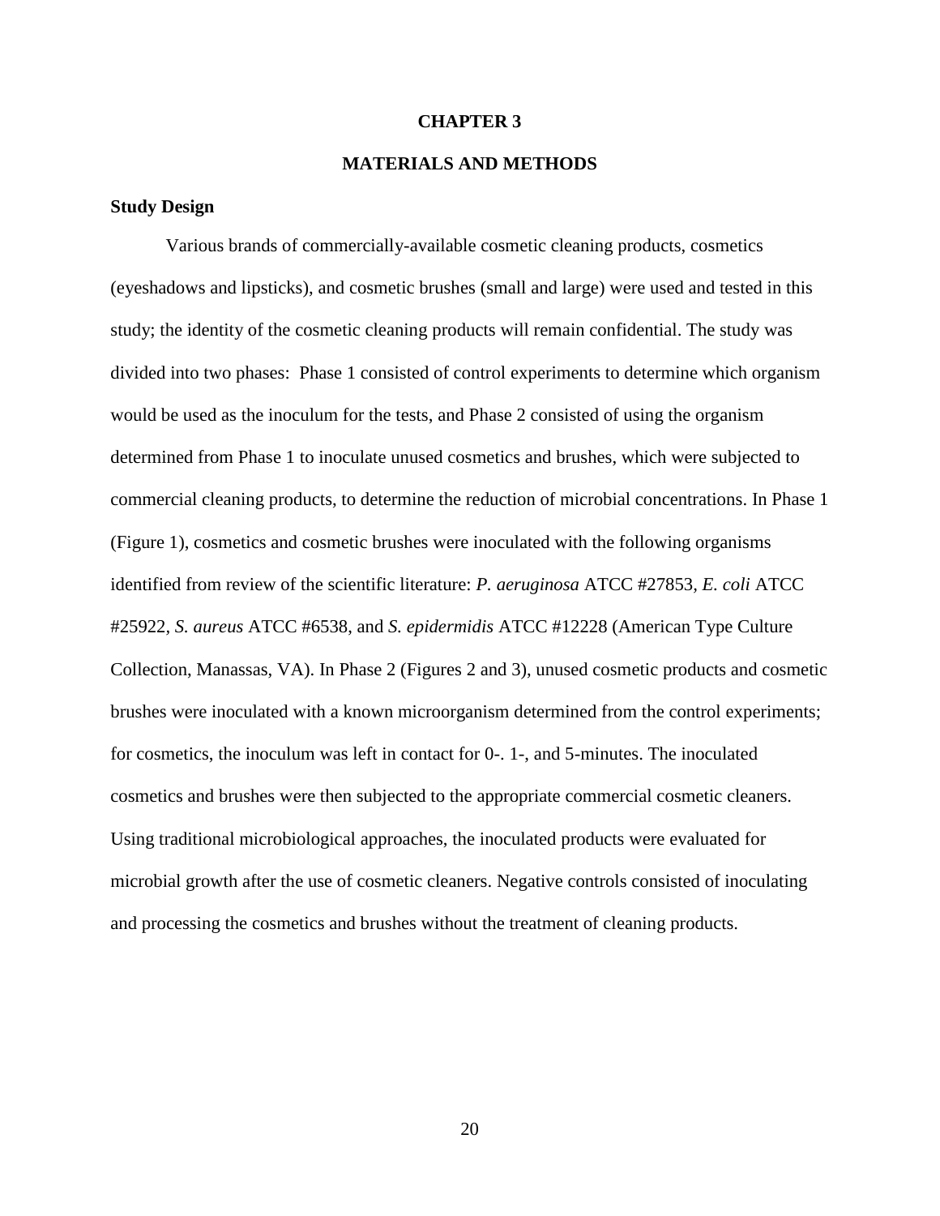# CHAPTER 3

# MATERIALS AND METHODS

### Study Design

Various brands of commercially-available cosmetic cleaning products, cosmetics (eyeshadows and lipsticks), and cosmetic brushes (small and large) were used and tested in this study; the identity of the cosmetic cleaning products will remain confidential. The study was divided into two phases: Phase 1 consisted of control experiments to determine which organism would be used as the inoculum for the tests, and Phase 2 consisted of using the organism determined from Phase 1 to inoculate unused cosmetics and brushes, which were subjected to commercial cleaning products, to determine the reduction of microbial concentrations. In Phase 1 (Figure 1), cosmetics and cosmetic brushes were inoculated with the following organisms identified from review of the scientific literature: *P. aeruginosa* ATCC #27853, *E. coli* ATCC #25922, *S. aureus* ATCC #6538, and *S. epidermidis* ATCC #12228 (American Type Culture Collection, Manassas, VA). In Phase 2 (Figures 2 and 3), unused cosmetic products and cosmetic brushes were inoculated with a known microorganism determined from the control experiments; for cosmetics, the inoculum was left in contact for 0-. 1-, and 5-minutes. The inoculated cosmetics and brushes were then subjected to the appropriate commercial cosmetic cleaners. Using traditional microbiological approaches, the inoculated products were evaluated for microbial growth after the use of cosmetic cleaners. Negative controls consisted of inoculating and processing the cosmetics and brushes without the treatment of cleaning products.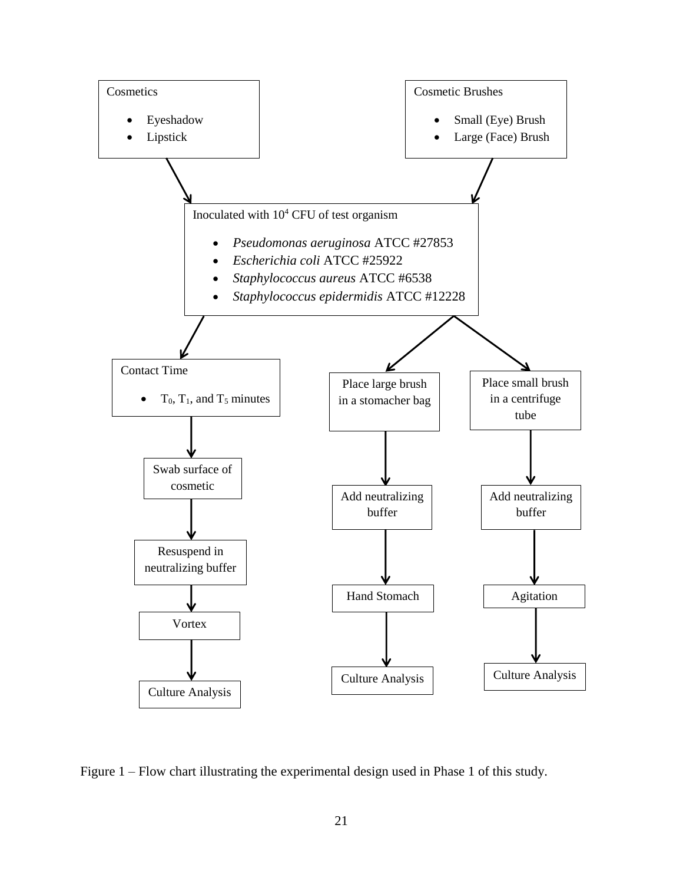Cosmetics

- Eyeshadow
- Lipstick

Cosmetic Brushes

- Small (Eye) Brush
- Large (Face) Brush

Inoculated with $10^4$ CFU of test organism

- *Pseudomonas aeruginosa* ATCC #27853
- *Escherichia coli* ATCC #25922
- *Staphylococcus aureus* ATCC #6538
- *Staphylococcus epidermidis* ATCC #12228

Contact Time

- $T_0$, $T_1$, and $T_5$ minutes

Swab surface of cosmetic → Resuspend in neutralizing buffer → Vortex → Culture Analysis

Place large brush in a stomacher bag → Add neutralizing buffer → Hand Stomach → Culture Analysis

Place small brush in a centrifuge tube → Add neutralizing buffer → Agitation → Culture Analysis

Figure 1 – Flow chart illustrating the experimental design used in Phase 1 of this study.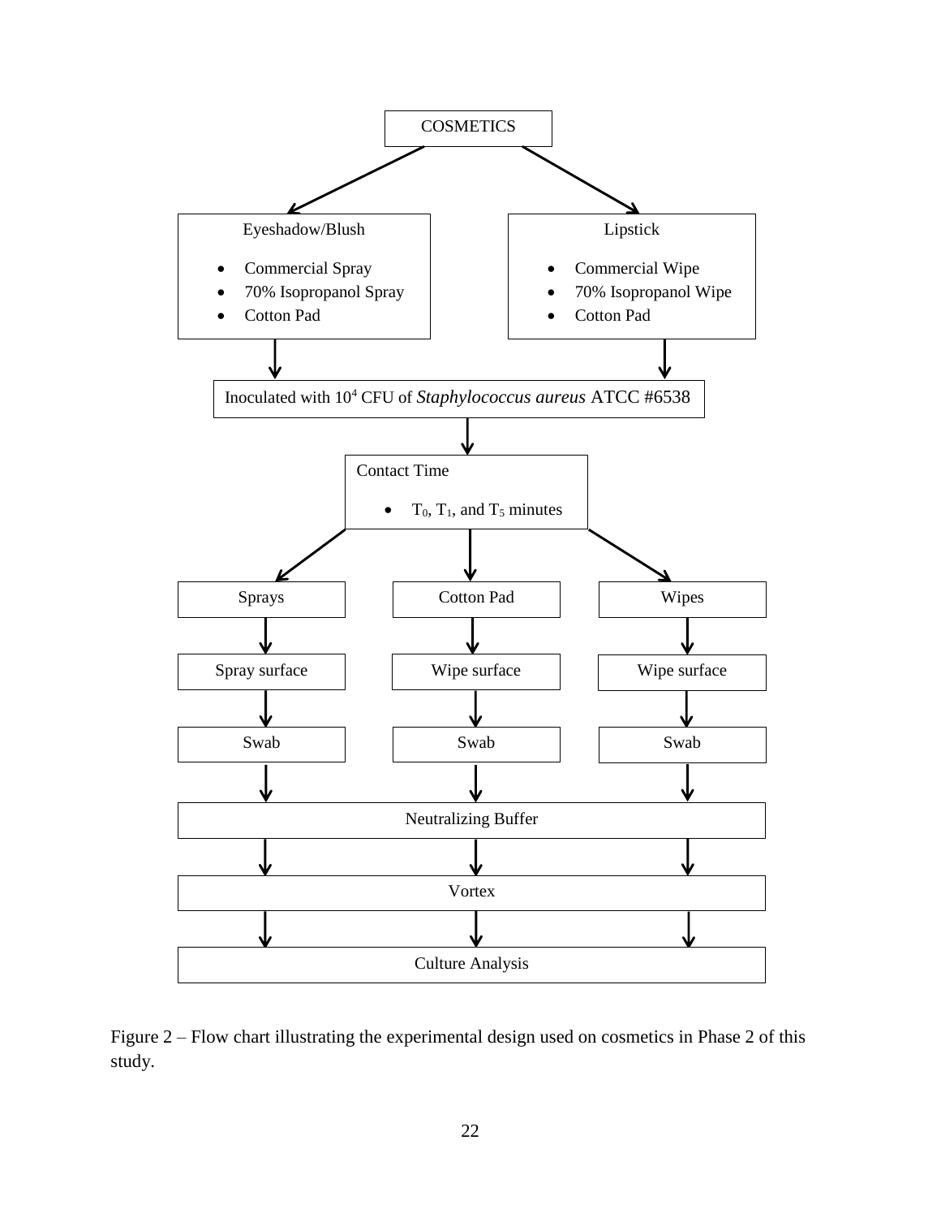COSMETICS

Eyeshadow/Blush

- Commercial Spray
- 70% Isopropanol Spray
- Cotton Pad

Lipstick

- Commercial Wipe
- 70% Isopropanol Wipe
- Cotton Pad

Inoculated with $10^4$ CFU of *Staphylococcus aureus* ATCC #6538

Contact Time

- $T_0$, $T_1$, and $T_5$ minutes

| Sprays | Cotton Pad | Wipes |
|---|---|---|
| Spray surface | Wipe surface | Wipe surface |
| Swab | Swab | Swab |

Neutralizing Buffer

Vortex

Culture Analysis

Figure 2 – Flow chart illustrating the experimental design used on cosmetics in Phase 2 of this study.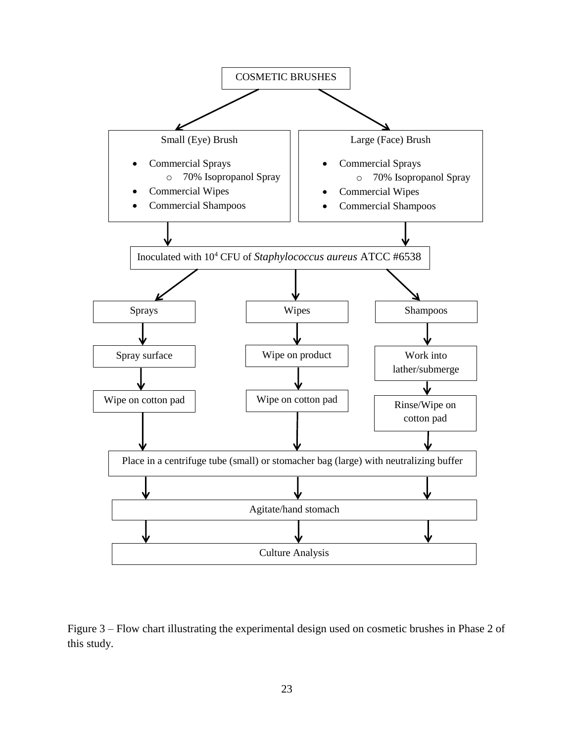COSMETIC BRUSHES

Small (Eye) Brush

- Commercial Sprays
  - 70% Isopropanol Spray
- Commercial Wipes
- Commercial Shampoos

Large (Face) Brush

- Commercial Sprays
  - 70% Isopropanol Spray
- Commercial Wipes
- Commercial Shampoos

Inoculated with $10^4$ CFU of *Staphylococcus aureus* ATCC #6538

| Sprays | Wipes | Shampoos |
| --- | --- | --- |
| Spray surface | Wipe on product | Work into lather/submerge |
| Wipe on cotton pad | Wipe on cotton pad | Rinse/Wipe on cotton pad |

Place in a centrifuge tube (small) or stomacher bag (large) with neutralizing buffer

Agitate/hand stomach

Culture Analysis

Figure 3 – Flow chart illustrating the experimental design used on cosmetic brushes in Phase 2 of this study.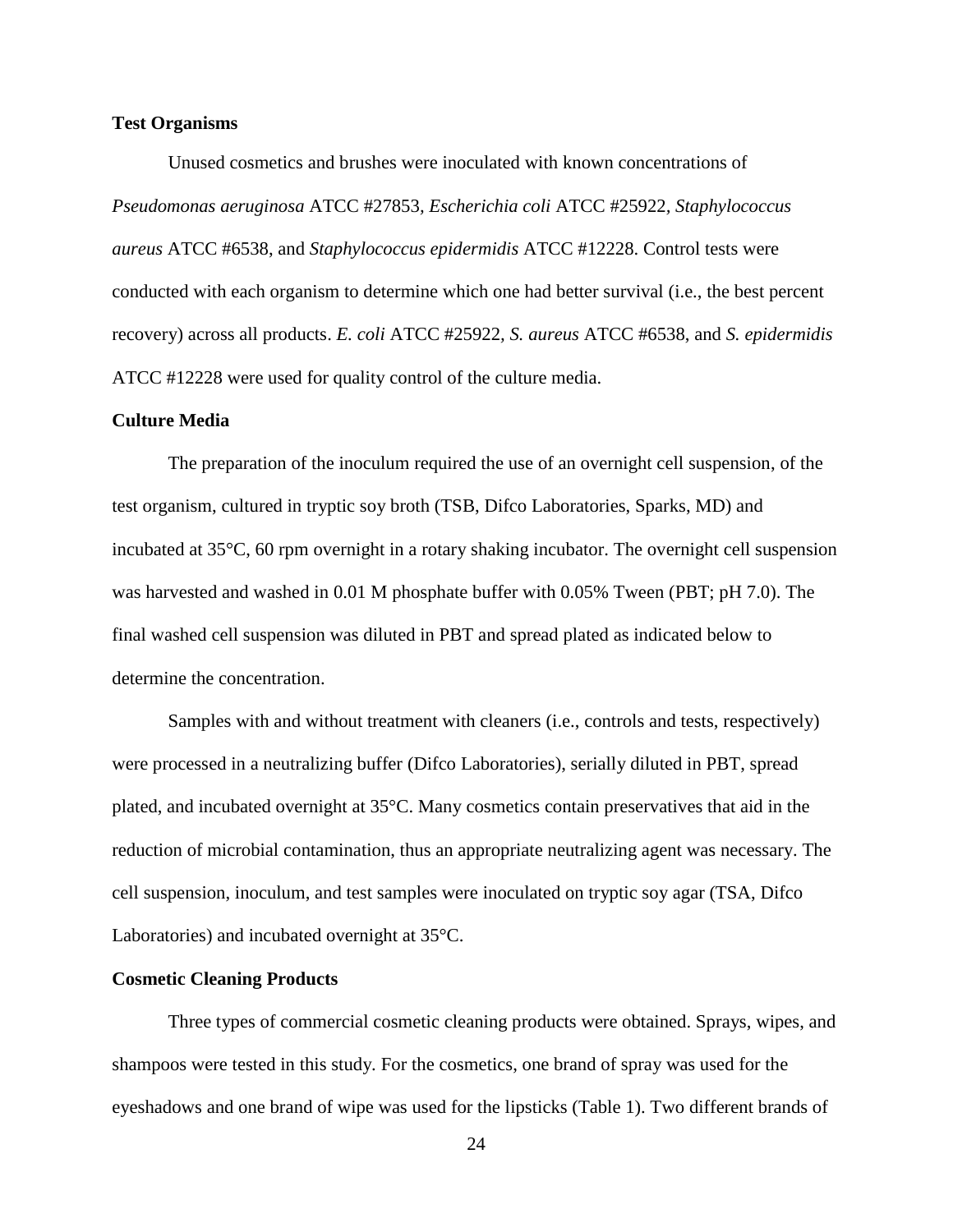**Test Organisms**

Unused cosmetics and brushes were inoculated with known concentrations of *Pseudomonas aeruginosa* ATCC #27853, *Escherichia coli* ATCC #25922, *Staphylococcus aureus* ATCC #6538, and *Staphylococcus epidermidis* ATCC #12228. Control tests were conducted with each organism to determine which one had better survival (i.e., the best percent recovery) across all products. *E. coli* ATCC #25922, *S. aureus* ATCC #6538, and *S. epidermidis* ATCC #12228 were used for quality control of the culture media.

**Culture Media**

The preparation of the inoculum required the use of an overnight cell suspension, of the test organism, cultured in tryptic soy broth (TSB, Difco Laboratories, Sparks, MD) and incubated at 35°C, 60 rpm overnight in a rotary shaking incubator. The overnight cell suspension was harvested and washed in 0.01 M phosphate buffer with 0.05% Tween (PBT; pH 7.0). The final washed cell suspension was diluted in PBT and spread plated as indicated below to determine the concentration.

Samples with and without treatment with cleaners (i.e., controls and tests, respectively) were processed in a neutralizing buffer (Difco Laboratories), serially diluted in PBT, spread plated, and incubated overnight at 35°C. Many cosmetics contain preservatives that aid in the reduction of microbial contamination, thus an appropriate neutralizing agent was necessary. The cell suspension, inoculum, and test samples were inoculated on tryptic soy agar (TSA, Difco Laboratories) and incubated overnight at 35°C.

**Cosmetic Cleaning Products**

Three types of commercial cosmetic cleaning products were obtained. Sprays, wipes, and shampoos were tested in this study. For the cosmetics, one brand of spray was used for the eyeshadows and one brand of wipe was used for the lipsticks (Table 1). Two different brands of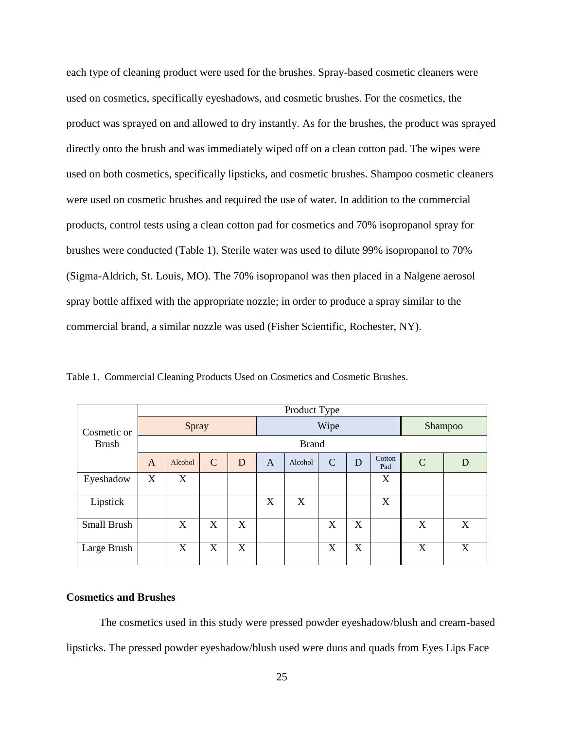each type of cleaning product were used for the brushes. Spray-based cosmetic cleaners were used on cosmetics, specifically eyeshadows, and cosmetic brushes. For the cosmetics, the product was sprayed on and allowed to dry instantly. As for the brushes, the product was sprayed directly onto the brush and was immediately wiped off on a clean cotton pad. The wipes were used on both cosmetics, specifically lipsticks, and cosmetic brushes. Shampoo cosmetic cleaners were used on cosmetic brushes and required the use of water. In addition to the commercial products, control tests using a clean cotton pad for cosmetics and 70% isopropanol spray for brushes were conducted (Table 1). Sterile water was used to dilute 99% isopropanol to 70% (Sigma-Aldrich, St. Louis, MO). The 70% isopropanol was then placed in a Nalgene aerosol spray bottle affixed with the appropriate nozzle; in order to produce a spray similar to the commercial brand, a similar nozzle was used (Fisher Scientific, Rochester, NY).

Table 1. Commercial Cleaning Products Used on Cosmetics and Cosmetic Brushes.

| Cosmetic or Brush | Product Type | | | | | | | | | | |
|---|---|---|---|---|---|---|---|---|---|---|---|
| | Spray | | | | Wipe | | | | | Shampoo | |
| | Brand | | | | | | | | | | |
| | A | Alcohol | C | D | A | Alcohol | C | D | Cotton Pad | C | D |
| Eyeshadow | X | X | | | | | | | X | | |
| Lipstick | | | | | X | X | | | X | | |
| Small Brush | | X | X | X | | | X | X | | X | X |
| Large Brush | | X | X | X | | | X | X | | X | X |

**Cosmetics and Brushes**

The cosmetics used in this study were pressed powder eyeshadow/blush and cream-based lipsticks. The pressed powder eyeshadow/blush used were duos and quads from Eyes Lips Face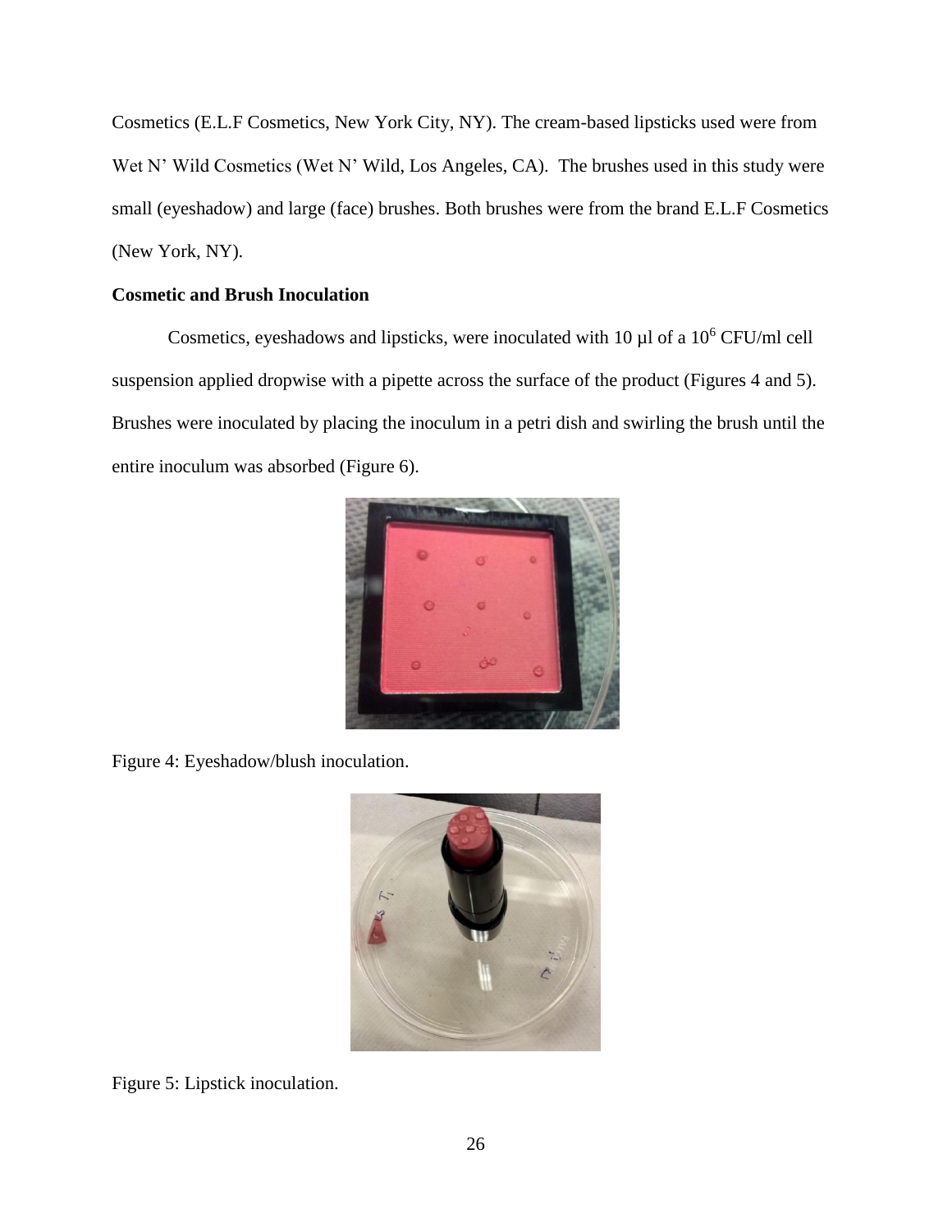Cosmetics (E.L.F Cosmetics, New York City, NY). The cream-based lipsticks used were from Wet N' Wild Cosmetics (Wet N' Wild, Los Angeles, CA). The brushes used in this study were small (eyeshadow) and large (face) brushes. Both brushes were from the brand E.L.F Cosmetics (New York, NY).

**Cosmetic and Brush Inoculation**

Cosmetics, eyeshadows and lipsticks, were inoculated with 10 µl of a $10^6$ CFU/ml cell suspension applied dropwise with a pipette across the surface of the product (Figures 4 and 5). Brushes were inoculated by placing the inoculum in a petri dish and swirling the brush until the entire inoculum was absorbed (Figure 6).

Figure 4: Eyeshadow/blush inoculation.

Figure 5: Lipstick inoculation.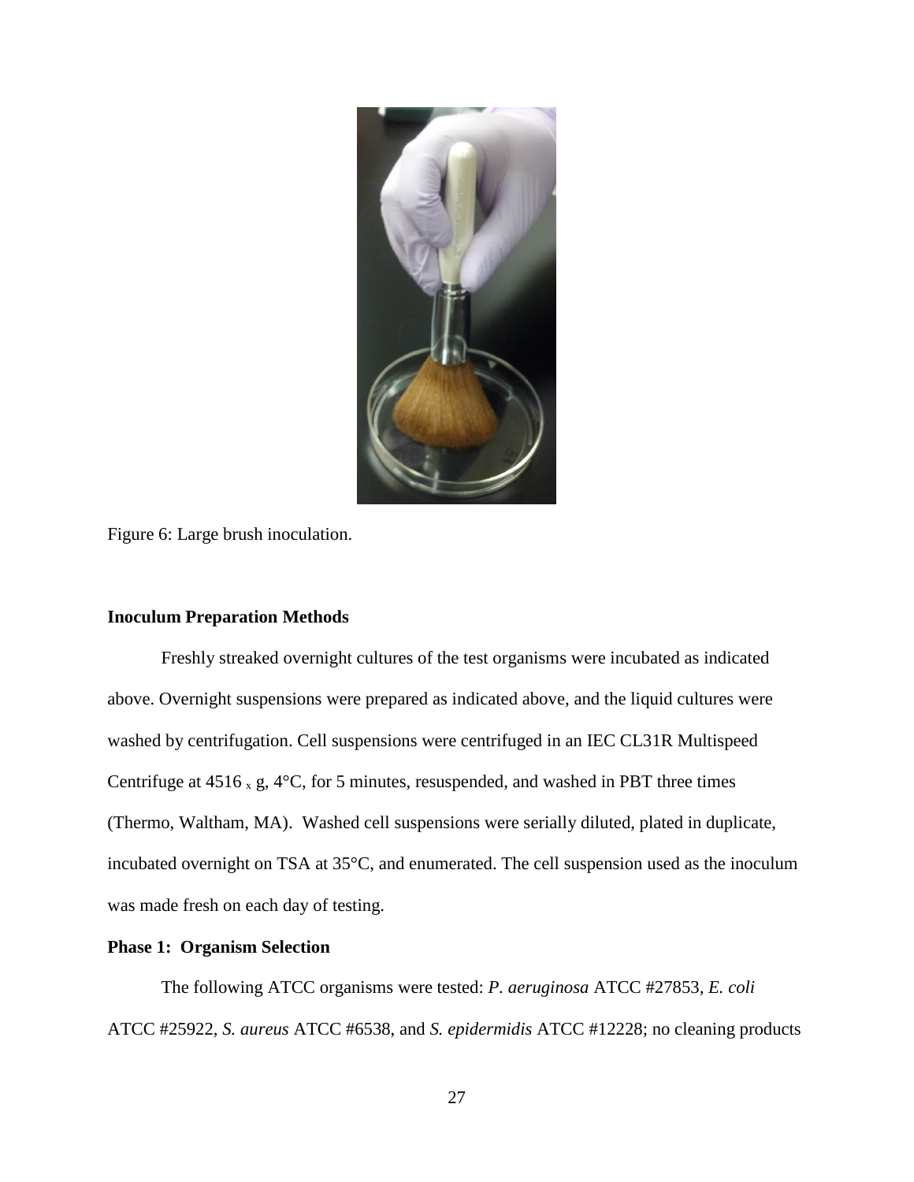Figure 6: Large brush inoculation.

**Inoculum Preparation Methods**

Freshly streaked overnight cultures of the test organisms were incubated as indicated above. Overnight suspensions were prepared as indicated above, and the liquid cultures were washed by centrifugation. Cell suspensions were centrifuged in an IEC CL31R Multispeed Centrifuge at 4516 x g, 4°C, for 5 minutes, resuspended, and washed in PBT three times (Thermo, Waltham, MA). Washed cell suspensions were serially diluted, plated in duplicate, incubated overnight on TSA at 35°C, and enumerated. The cell suspension used as the inoculum was made fresh on each day of testing.

**Phase 1: Organism Selection**

The following ATCC organisms were tested: *P. aeruginosa* ATCC #27853, *E. coli* ATCC #25922, *S. aureus* ATCC #6538, and *S. epidermidis* ATCC #12228; no cleaning products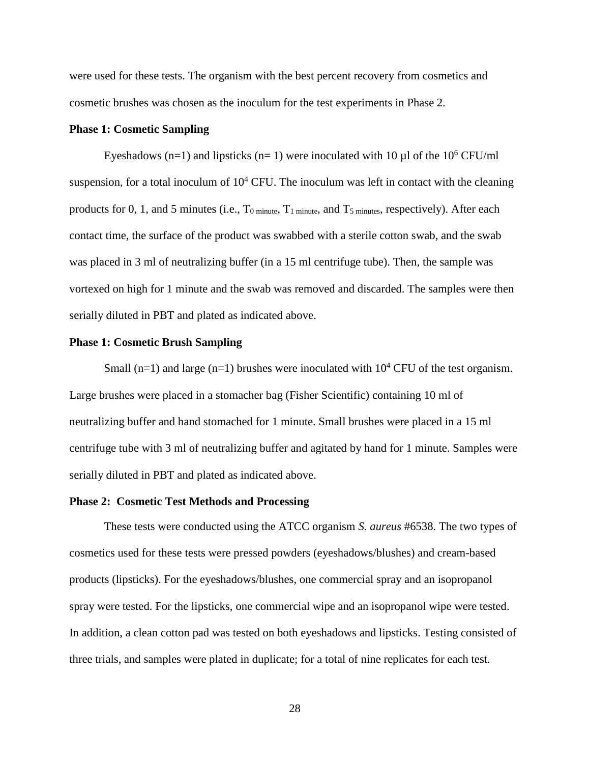were used for these tests. The organism with the best percent recovery from cosmetics and cosmetic brushes was chosen as the inoculum for the test experiments in Phase 2.

**Phase 1: Cosmetic Sampling**

Eyeshadows (n=1) and lipsticks (n= 1) were inoculated with 10 µl of the $10^6$ CFU/ml suspension, for a total inoculum of $10^4$ CFU. The inoculum was left in contact with the cleaning products for 0, 1, and 5 minutes (i.e., $T_{0\ minute}$, $T_{1\ minute}$, and $T_{5\ minutes}$, respectively). After each contact time, the surface of the product was swabbed with a sterile cotton swab, and the swab was placed in 3 ml of neutralizing buffer (in a 15 ml centrifuge tube). Then, the sample was vortexed on high for 1 minute and the swab was removed and discarded. The samples were then serially diluted in PBT and plated as indicated above.

**Phase 1: Cosmetic Brush Sampling**

Small (n=1) and large (n=1) brushes were inoculated with $10^4$ CFU of the test organism. Large brushes were placed in a stomacher bag (Fisher Scientific) containing 10 ml of neutralizing buffer and hand stomached for 1 minute. Small brushes were placed in a 15 ml centrifuge tube with 3 ml of neutralizing buffer and agitated by hand for 1 minute. Samples were serially diluted in PBT and plated as indicated above.

**Phase 2: Cosmetic Test Methods and Processing**

These tests were conducted using the ATCC organism *S. aureus* #6538. The two types of cosmetics used for these tests were pressed powders (eyeshadows/blushes) and cream-based products (lipsticks). For the eyeshadows/blushes, one commercial spray and an isopropanol spray were tested. For the lipsticks, one commercial wipe and an isopropanol wipe were tested. In addition, a clean cotton pad was tested on both eyeshadows and lipsticks. Testing consisted of three trials, and samples were plated in duplicate; for a total of nine replicates for each test.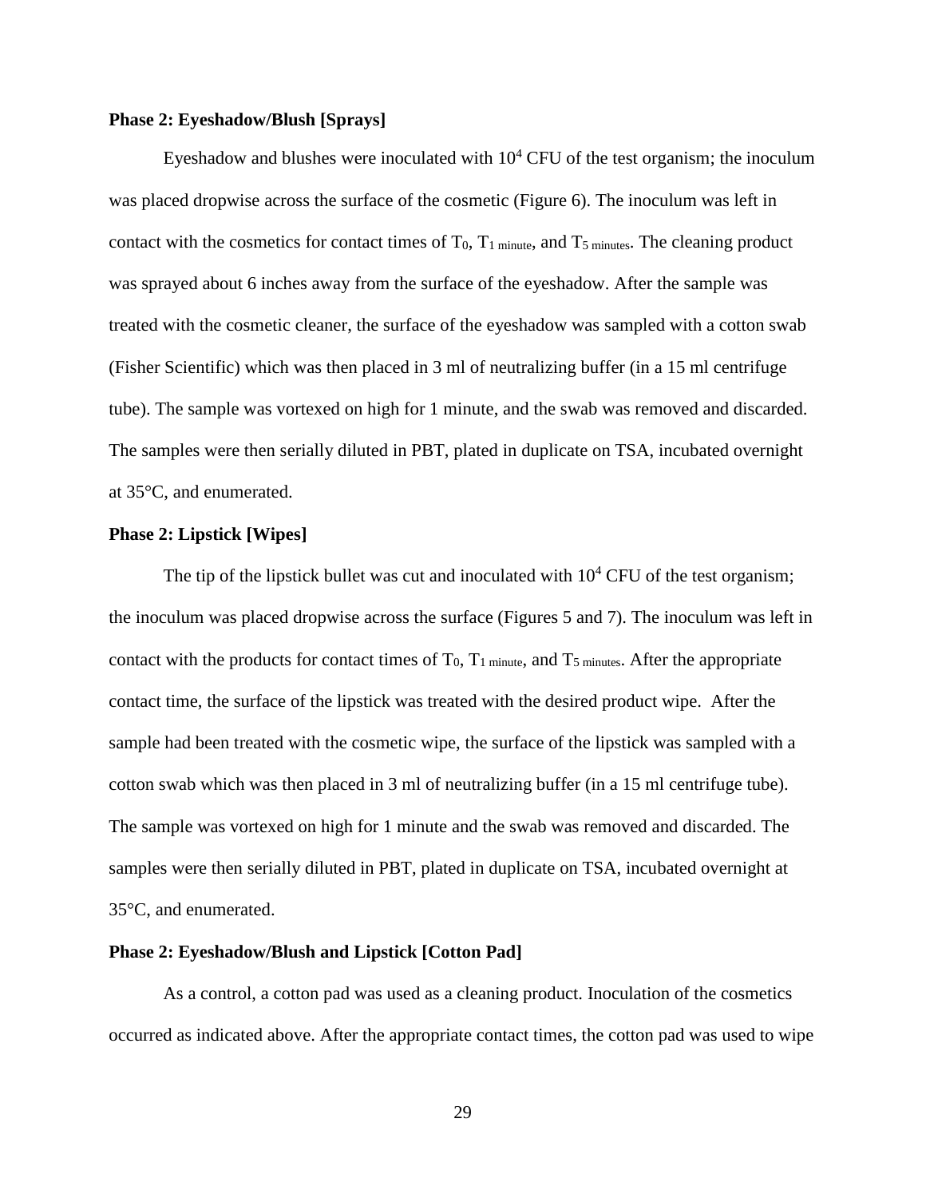**Phase 2: Eyeshadow/Blush [Sprays]**

Eyeshadow and blushes were inoculated with $10^4$ CFU of the test organism; the inoculum was placed dropwise across the surface of the cosmetic (Figure 6). The inoculum was left in contact with the cosmetics for contact times of $T_0$, $T_{1\ minute}$, and $T_{5\ minutes}$. The cleaning product was sprayed about 6 inches away from the surface of the eyeshadow. After the sample was treated with the cosmetic cleaner, the surface of the eyeshadow was sampled with a cotton swab (Fisher Scientific) which was then placed in 3 ml of neutralizing buffer (in a 15 ml centrifuge tube). The sample was vortexed on high for 1 minute, and the swab was removed and discarded. The samples were then serially diluted in PBT, plated in duplicate on TSA, incubated overnight at 35°C, and enumerated.

**Phase 2: Lipstick [Wipes]**

The tip of the lipstick bullet was cut and inoculated with $10^4$ CFU of the test organism; the inoculum was placed dropwise across the surface (Figures 5 and 7). The inoculum was left in contact with the products for contact times of $T_0$, $T_{1\ minute}$, and $T_{5\ minutes}$. After the appropriate contact time, the surface of the lipstick was treated with the desired product wipe. After the sample had been treated with the cosmetic wipe, the surface of the lipstick was sampled with a cotton swab which was then placed in 3 ml of neutralizing buffer (in a 15 ml centrifuge tube). The sample was vortexed on high for 1 minute and the swab was removed and discarded. The samples were then serially diluted in PBT, plated in duplicate on TSA, incubated overnight at 35°C, and enumerated.

**Phase 2: Eyeshadow/Blush and Lipstick [Cotton Pad]**

As a control, a cotton pad was used as a cleaning product. Inoculation of the cosmetics occurred as indicated above. After the appropriate contact times, the cotton pad was used to wipe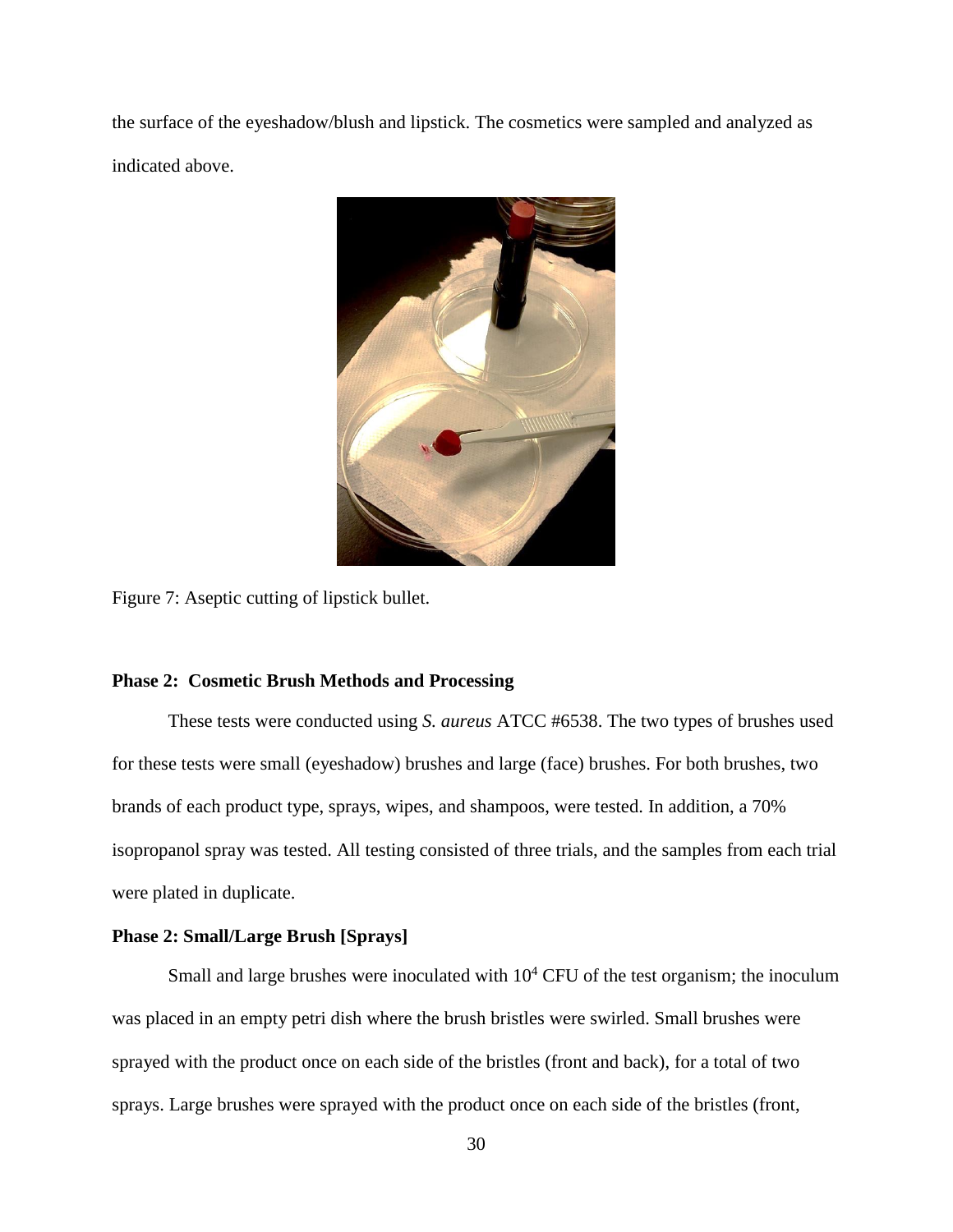the surface of the eyeshadow/blush and lipstick. The cosmetics were sampled and analyzed as indicated above.

Figure 7: Aseptic cutting of lipstick bullet.

**Phase 2: Cosmetic Brush Methods and Processing**

These tests were conducted using *S. aureus* ATCC #6538. The two types of brushes used for these tests were small (eyeshadow) brushes and large (face) brushes. For both brushes, two brands of each product type, sprays, wipes, and shampoos, were tested. In addition, a 70% isopropanol spray was tested. All testing consisted of three trials, and the samples from each trial were plated in duplicate.

**Phase 2: Small/Large Brush [Sprays]**

Small and large brushes were inoculated with $10^4$ CFU of the test organism; the inoculum was placed in an empty petri dish where the brush bristles were swirled. Small brushes were sprayed with the product once on each side of the bristles (front and back), for a total of two sprays. Large brushes were sprayed with the product once on each side of the bristles (front,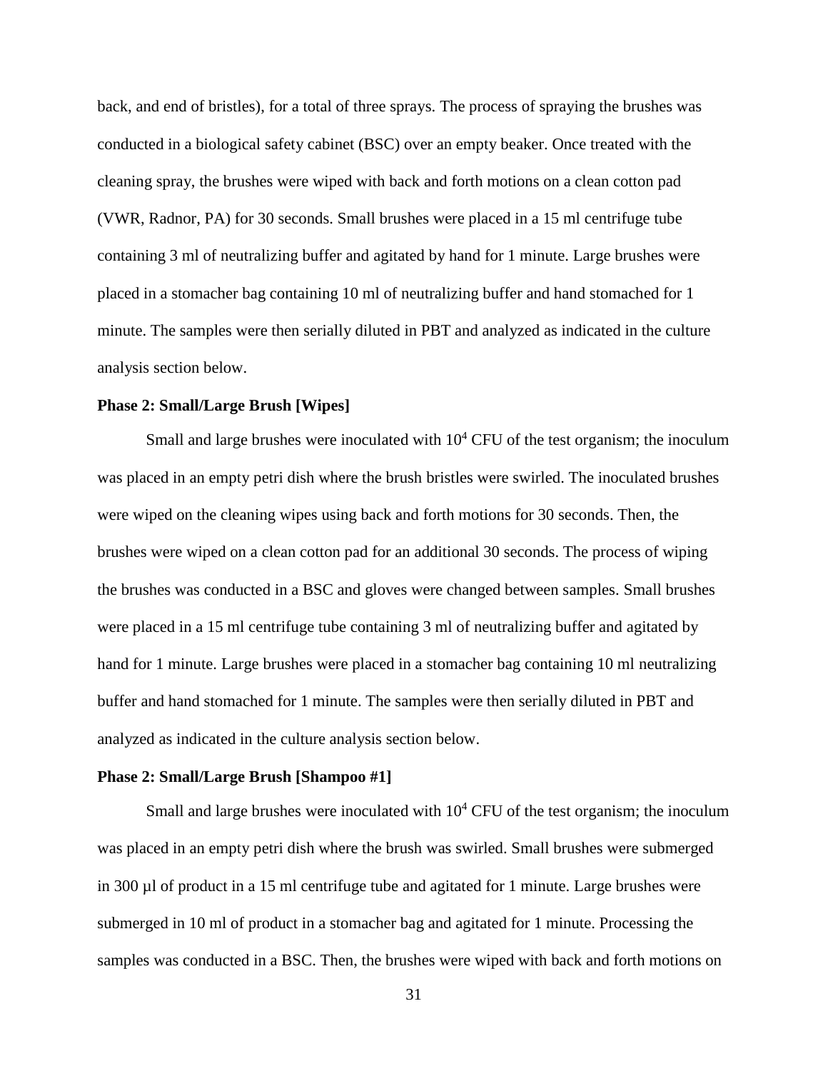back, and end of bristles), for a total of three sprays. The process of spraying the brushes was conducted in a biological safety cabinet (BSC) over an empty beaker. Once treated with the cleaning spray, the brushes were wiped with back and forth motions on a clean cotton pad (VWR, Radnor, PA) for 30 seconds. Small brushes were placed in a 15 ml centrifuge tube containing 3 ml of neutralizing buffer and agitated by hand for 1 minute. Large brushes were placed in a stomacher bag containing 10 ml of neutralizing buffer and hand stomached for 1 minute. The samples were then serially diluted in PBT and analyzed as indicated in the culture analysis section below.

**Phase 2: Small/Large Brush [Wipes]**

Small and large brushes were inoculated with $10^4$ CFU of the test organism; the inoculum was placed in an empty petri dish where the brush bristles were swirled. The inoculated brushes were wiped on the cleaning wipes using back and forth motions for 30 seconds. Then, the brushes were wiped on a clean cotton pad for an additional 30 seconds. The process of wiping the brushes was conducted in a BSC and gloves were changed between samples. Small brushes were placed in a 15 ml centrifuge tube containing 3 ml of neutralizing buffer and agitated by hand for 1 minute. Large brushes were placed in a stomacher bag containing 10 ml neutralizing buffer and hand stomached for 1 minute. The samples were then serially diluted in PBT and analyzed as indicated in the culture analysis section below.

**Phase 2: Small/Large Brush [Shampoo #1]**

Small and large brushes were inoculated with $10^4$ CFU of the test organism; the inoculum was placed in an empty petri dish where the brush was swirled. Small brushes were submerged in 300 µl of product in a 15 ml centrifuge tube and agitated for 1 minute. Large brushes were submerged in 10 ml of product in a stomacher bag and agitated for 1 minute. Processing the samples was conducted in a BSC. Then, the brushes were wiped with back and forth motions on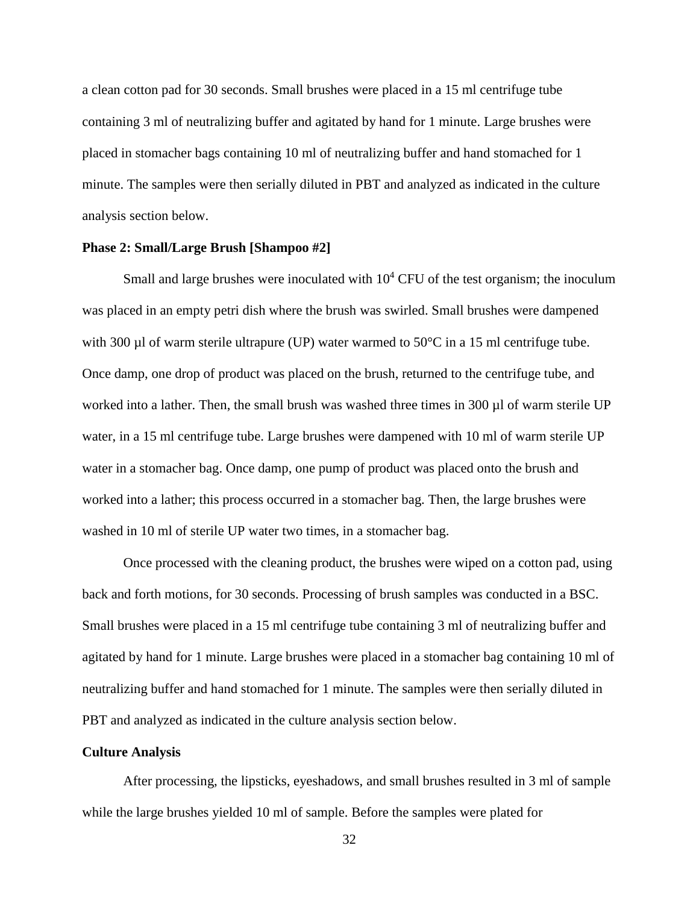a clean cotton pad for 30 seconds. Small brushes were placed in a 15 ml centrifuge tube containing 3 ml of neutralizing buffer and agitated by hand for 1 minute. Large brushes were placed in stomacher bags containing 10 ml of neutralizing buffer and hand stomached for 1 minute. The samples were then serially diluted in PBT and analyzed as indicated in the culture analysis section below.

**Phase 2: Small/Large Brush [Shampoo #2]**

Small and large brushes were inoculated with $10^4$ CFU of the test organism; the inoculum was placed in an empty petri dish where the brush was swirled. Small brushes were dampened with 300 µl of warm sterile ultrapure (UP) water warmed to 50°C in a 15 ml centrifuge tube. Once damp, one drop of product was placed on the brush, returned to the centrifuge tube, and worked into a lather. Then, the small brush was washed three times in 300 µl of warm sterile UP water, in a 15 ml centrifuge tube. Large brushes were dampened with 10 ml of warm sterile UP water in a stomacher bag. Once damp, one pump of product was placed onto the brush and worked into a lather; this process occurred in a stomacher bag. Then, the large brushes were washed in 10 ml of sterile UP water two times, in a stomacher bag.

Once processed with the cleaning product, the brushes were wiped on a cotton pad, using back and forth motions, for 30 seconds. Processing of brush samples was conducted in a BSC. Small brushes were placed in a 15 ml centrifuge tube containing 3 ml of neutralizing buffer and agitated by hand for 1 minute. Large brushes were placed in a stomacher bag containing 10 ml of neutralizing buffer and hand stomached for 1 minute. The samples were then serially diluted in PBT and analyzed as indicated in the culture analysis section below.

**Culture Analysis**

After processing, the lipsticks, eyeshadows, and small brushes resulted in 3 ml of sample while the large brushes yielded 10 ml of sample. Before the samples were plated for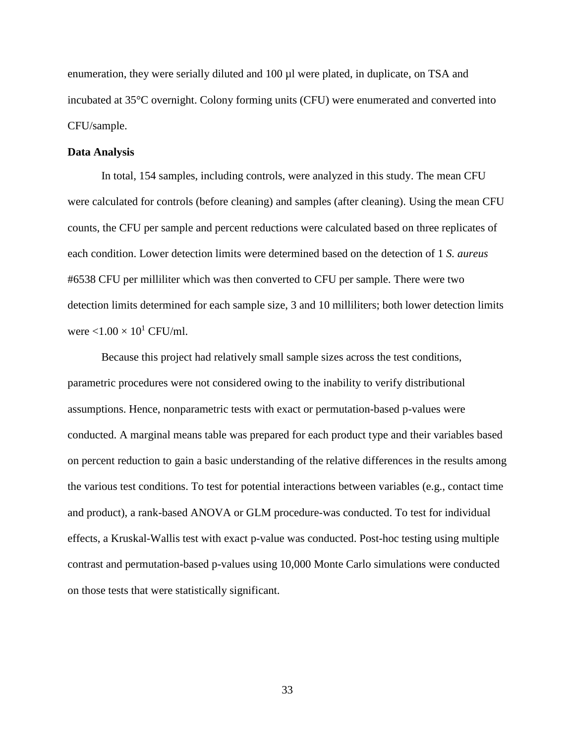enumeration, they were serially diluted and 100 µl were plated, in duplicate, on TSA and incubated at 35°C overnight. Colony forming units (CFU) were enumerated and converted into CFU/sample.

**Data Analysis**

In total, 154 samples, including controls, were analyzed in this study. The mean CFU were calculated for controls (before cleaning) and samples (after cleaning). Using the mean CFU counts, the CFU per sample and percent reductions were calculated based on three replicates of each condition. Lower detection limits were determined based on the detection of 1 *S. aureus* #6538 CFU per milliliter which was then converted to CFU per sample. There were two detection limits determined for each sample size, 3 and 10 milliliters; both lower detection limits were $<1.00 \times 10^{1}$ CFU/ml.

Because this project had relatively small sample sizes across the test conditions, parametric procedures were not considered owing to the inability to verify distributional assumptions. Hence, nonparametric tests with exact or permutation-based p-values were conducted. A marginal means table was prepared for each product type and their variables based on percent reduction to gain a basic understanding of the relative differences in the results among the various test conditions. To test for potential interactions between variables (e.g., contact time and product), a rank-based ANOVA or GLM procedure-was conducted. To test for individual effects, a Kruskal-Wallis test with exact p-value was conducted. Post-hoc testing using multiple contrast and permutation-based p-values using 10,000 Monte Carlo simulations were conducted on those tests that were statistically significant.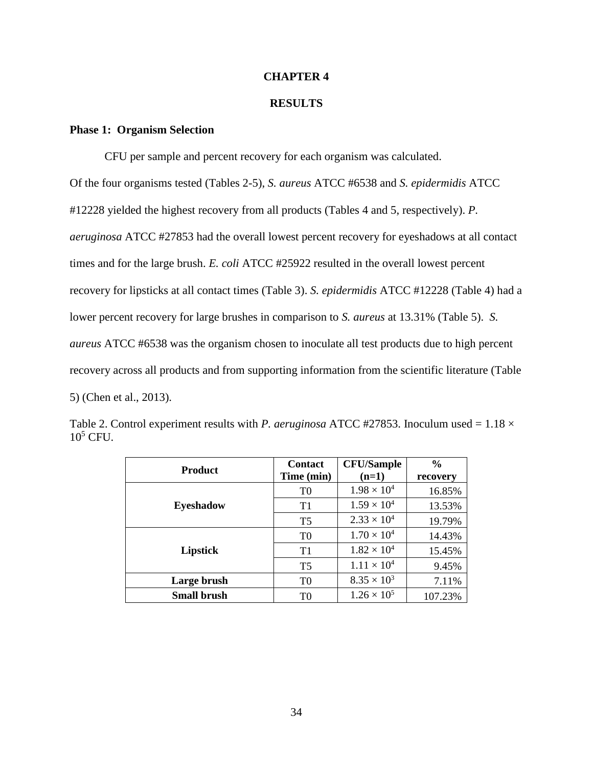# CHAPTER 4

# RESULTS

### Phase 1: Organism Selection

CFU per sample and percent recovery for each organism was calculated. Of the four organisms tested (Tables 2-5), *S. aureus* ATCC #6538 and *S. epidermidis* ATCC #12228 yielded the highest recovery from all products (Tables 4 and 5, respectively). *P. aeruginosa* ATCC #27853 had the overall lowest percent recovery for eyeshadows at all contact times and for the large brush. *E. coli* ATCC #25922 resulted in the overall lowest percent recovery for lipsticks at all contact times (Table 3). *S. epidermidis* ATCC #12228 (Table 4) had a lower percent recovery for large brushes in comparison to *S. aureus* at 13.31% (Table 5). *S. aureus* ATCC #6538 was the organism chosen to inoculate all test products due to high percent recovery across all products and from supporting information from the scientific literature (Table 5) (Chen et al., 2013).

Table 2. Control experiment results with *P. aeruginosa* ATCC #27853. Inoculum used = $1.18 \times 10^5$ CFU.

| Product | Contact Time (min) | CFU/Sample (n=1) | % recovery |
|---|---|---|---|
| **Eyeshadow** | T0 | $1.98 \times 10^4$ | 16.85% |
| | T1 | $1.59 \times 10^4$ | 13.53% |
| | T5 | $2.33 \times 10^4$ | 19.79% |
| **Lipstick** | T0 | $1.70 \times 10^4$ | 14.43% |
| | T1 | $1.82 \times 10^4$ | 15.45% |
| | T5 | $1.11 \times 10^4$ | 9.45% |
| **Large brush** | T0 | $8.35 \times 10^3$ | 7.11% |
| **Small brush** | T0 | $1.26 \times 10^5$ | 107.23% |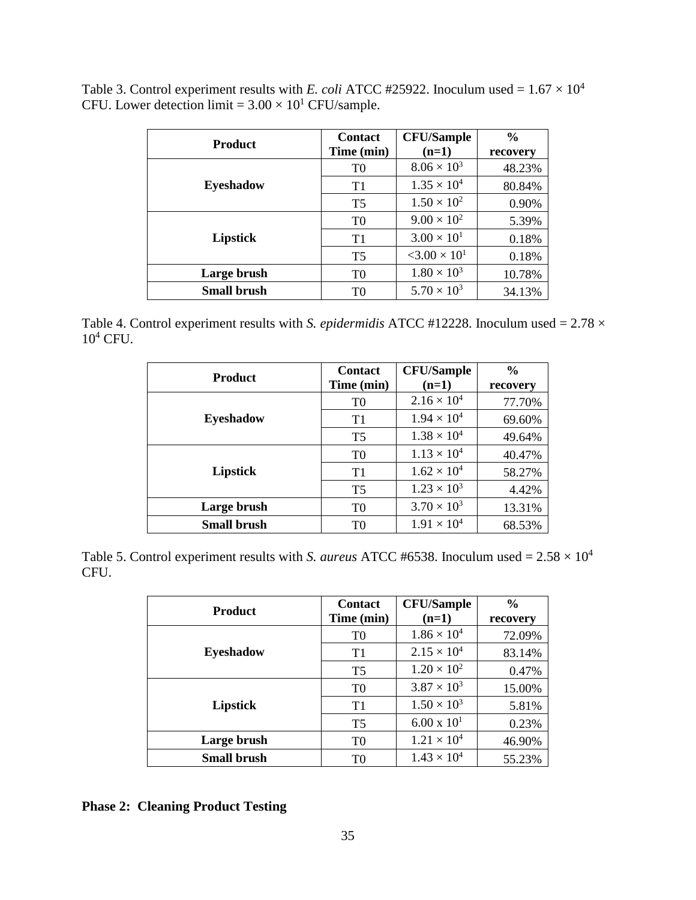Table 3. Control experiment results with *E. coli* ATCC #25922. Inoculum used = $1.67 \times 10^4$ CFU. Lower detection limit = $3.00 \times 10^1$ CFU/sample.

| Product | Contact Time (min) | CFU/Sample (n=1) | % recovery |
|---|---|---|---|
| **Eyeshadow** | T0 | $8.06 \times 10^3$ | 48.23% |
| | T1 | $1.35 \times 10^4$ | 80.84% |
| | T5 | $1.50 \times 10^2$ | 0.90% |
| **Lipstick** | T0 | $9.00 \times 10^2$ | 5.39% |
| | T1 | $3.00 \times 10^1$ | 0.18% |
| | T5 | $<3.00 \times 10^1$ | 0.18% |
| **Large brush** | T0 | $1.80 \times 10^3$ | 10.78% |
| **Small brush** | T0 | $5.70 \times 10^3$ | 34.13% |

Table 4. Control experiment results with *S. epidermidis* ATCC #12228. Inoculum used = $2.78 \times 10^4$ CFU.

| Product | Contact Time (min) | CFU/Sample (n=1) | % recovery |
|---|---|---|---|
| **Eyeshadow** | T0 | $2.16 \times 10^4$ | 77.70% |
| | T1 | $1.94 \times 10^4$ | 69.60% |
| | T5 | $1.38 \times 10^4$ | 49.64% |
| **Lipstick** | T0 | $1.13 \times 10^4$ | 40.47% |
| | T1 | $1.62 \times 10^4$ | 58.27% |
| | T5 | $1.23 \times 10^3$ | 4.42% |
| **Large brush** | T0 | $3.70 \times 10^3$ | 13.31% |
| **Small brush** | T0 | $1.91 \times 10^4$ | 68.53% |

Table 5. Control experiment results with *S. aureus* ATCC #6538. Inoculum used = $2.58 \times 10^4$ CFU.

| Product | Contact Time (min) | CFU/Sample (n=1) | % recovery |
|---|---|---|---|
| **Eyeshadow** | T0 | $1.86 \times 10^4$ | 72.09% |
| | T1 | $2.15 \times 10^4$ | 83.14% |
| | T5 | $1.20 \times 10^2$ | 0.47% |
| **Lipstick** | T0 | $3.87 \times 10^3$ | 15.00% |
| | T1 | $1.50 \times 10^3$ | 5.81% |
| | T5 | $6.00 \times 10^1$ | 0.23% |
| **Large brush** | T0 | $1.21 \times 10^4$ | 46.90% |
| **Small brush** | T0 | $1.43 \times 10^4$ | 55.23% |

**Phase 2: Cleaning Product Testing**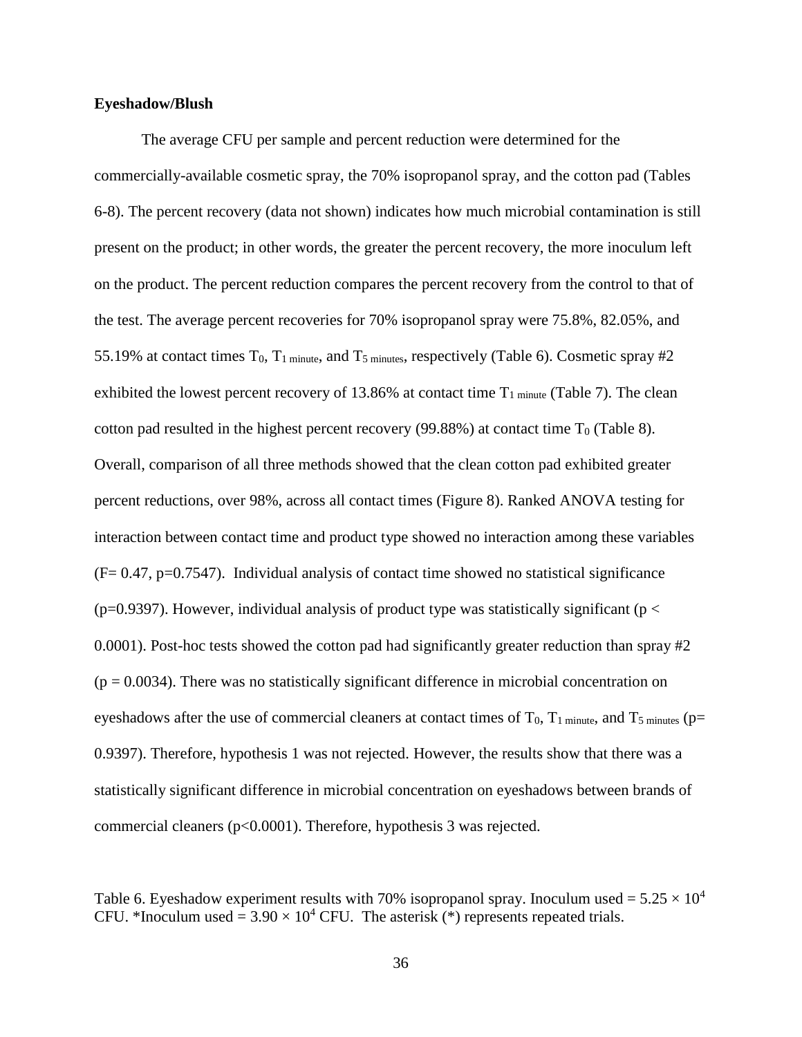**Eyeshadow/Blush**

The average CFU per sample and percent reduction were determined for the commercially-available cosmetic spray, the 70% isopropanol spray, and the cotton pad (Tables 6-8). The percent recovery (data not shown) indicates how much microbial contamination is still present on the product; in other words, the greater the percent recovery, the more inoculum left on the product. The percent reduction compares the percent recovery from the control to that of the test. The average percent recoveries for 70% isopropanol spray were 75.8%, 82.05%, and 55.19% at contact times $T_0$, $T_{1\ minute}$, and $T_{5\ minutes}$, respectively (Table 6). Cosmetic spray #2 exhibited the lowest percent recovery of 13.86% at contact time $T_{1\ minute}$ (Table 7). The clean cotton pad resulted in the highest percent recovery (99.88%) at contact time $T_0$ (Table 8). Overall, comparison of all three methods showed that the clean cotton pad exhibited greater percent reductions, over 98%, across all contact times (Figure 8). Ranked ANOVA testing for interaction between contact time and product type showed no interaction among these variables ($F= 0.47$, $p=0.7547$). Individual analysis of contact time showed no statistical significance ($p=0.9397$). However, individual analysis of product type was statistically significant ($p < 0.0001$). Post-hoc tests showed the cotton pad had significantly greater reduction than spray #2 ($p = 0.0034$). There was no statistically significant difference in microbial concentration on eyeshadows after the use of commercial cleaners at contact times of $T_0$, $T_{1\ minute}$, and $T_{5\ minutes}$ ($p= 0.9397$). Therefore, hypothesis 1 was not rejected. However, the results show that there was a statistically significant difference in microbial concentration on eyeshadows between brands of commercial cleaners ($p<0.0001$). Therefore, hypothesis 3 was rejected.

Table 6. Eyeshadow experiment results with 70% isopropanol spray. Inoculum used = $5.25 \times 10^4$ CFU. *Inoculum used = $3.90 \times 10^4$ CFU. The asterisk (*) represents repeated trials.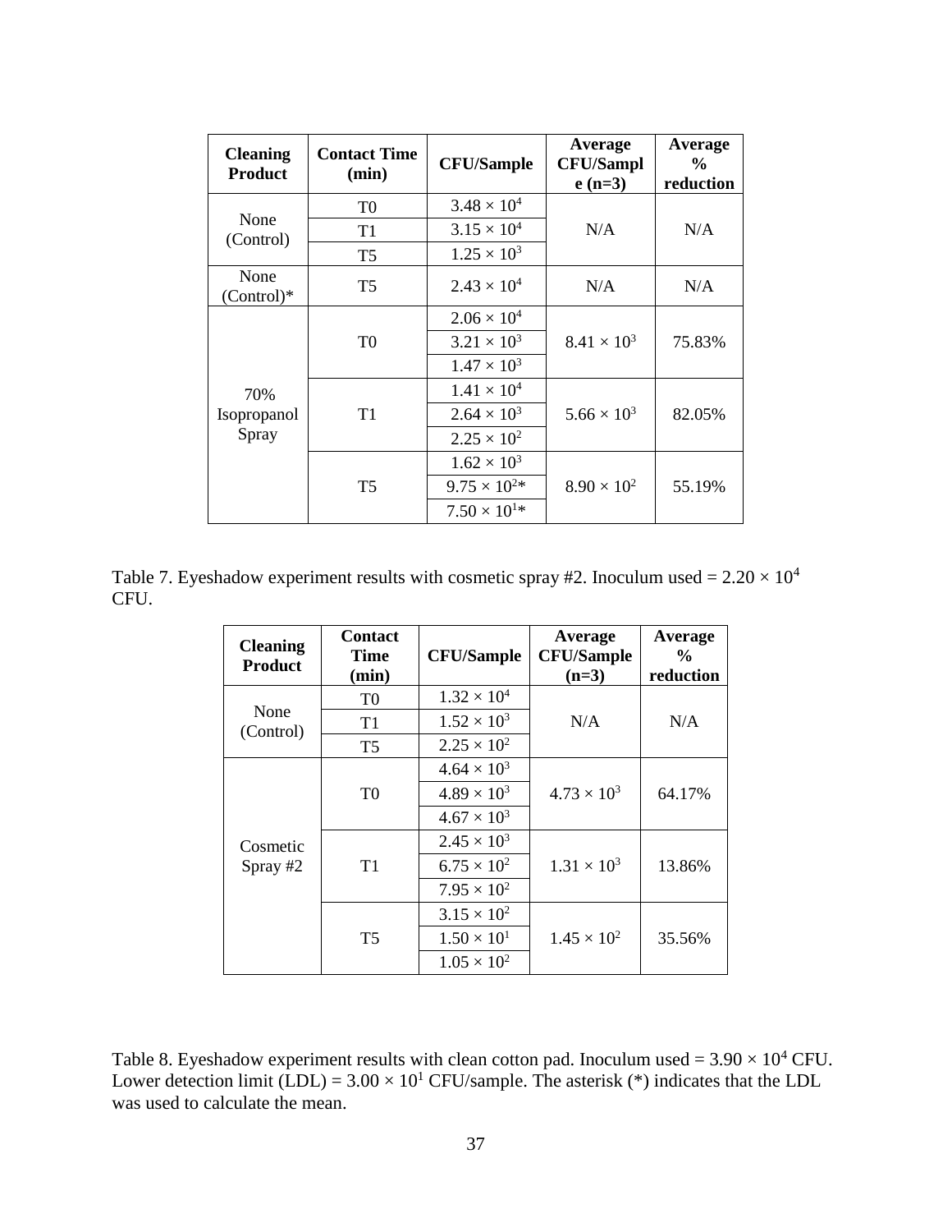| Cleaning Product | Contact Time (min) | CFU/Sample | Average CFU/Sample (n=3) | Average % reduction |
|---|---|---|---|---|
| None (Control) | T0 | $3.48 \times 10^4$ | N/A | N/A |
| | T1 | $3.15 \times 10^4$ | | |
| | T5 | $1.25 \times 10^3$ | | |
| None (Control)* | T5 | $2.43 \times 10^4$ | N/A | N/A |
| 70% Isopropanol Spray | T0 | $2.06 \times 10^4$ | $8.41 \times 10^3$ | 75.83% |
| | | $3.21 \times 10^3$ | | |
| | | $1.47 \times 10^3$ | | |
| | T1 | $1.41 \times 10^4$ | $5.66 \times 10^3$ | 82.05% |
| | | $2.64 \times 10^3$ | | |
| | | $2.25 \times 10^2$ | | |
| | T5 | $1.62 \times 10^3$ | $8.90 \times 10^2$ | 55.19% |
| | | $9.75 \times 10^2$* | | |
| | | $7.50 \times 10^1$* | | |

Table 7. Eyeshadow experiment results with cosmetic spray #2. Inoculum used = $2.20 \times 10^4$ CFU.

| Cleaning Product | Contact Time (min) | CFU/Sample | Average CFU/Sample (n=3) | Average % reduction |
|---|---|---|---|---|
| None (Control) | T0 | $1.32 \times 10^4$ | N/A | N/A |
| | T1 | $1.52 \times 10^3$ | | |
| | T5 | $2.25 \times 10^2$ | | |
| Cosmetic Spray #2 | T0 | $4.64 \times 10^3$ | $4.73 \times 10^3$ | 64.17% |
| | | $4.89 \times 10^3$ | | |
| | | $4.67 \times 10^3$ | | |
| | T1 | $2.45 \times 10^3$ | $1.31 \times 10^3$ | 13.86% |
| | | $6.75 \times 10^2$ | | |
| | | $7.95 \times 10^2$ | | |
| | T5 | $3.15 \times 10^2$ | $1.45 \times 10^2$ | 35.56% |
| | | $1.50 \times 10^1$ | | |
| | | $1.05 \times 10^2$ | | |

Table 8. Eyeshadow experiment results with clean cotton pad. Inoculum used = $3.90 \times 10^4$ CFU. Lower detection limit (LDL) = $3.00 \times 10^1$ CFU/sample. The asterisk (*) indicates that the LDL was used to calculate the mean.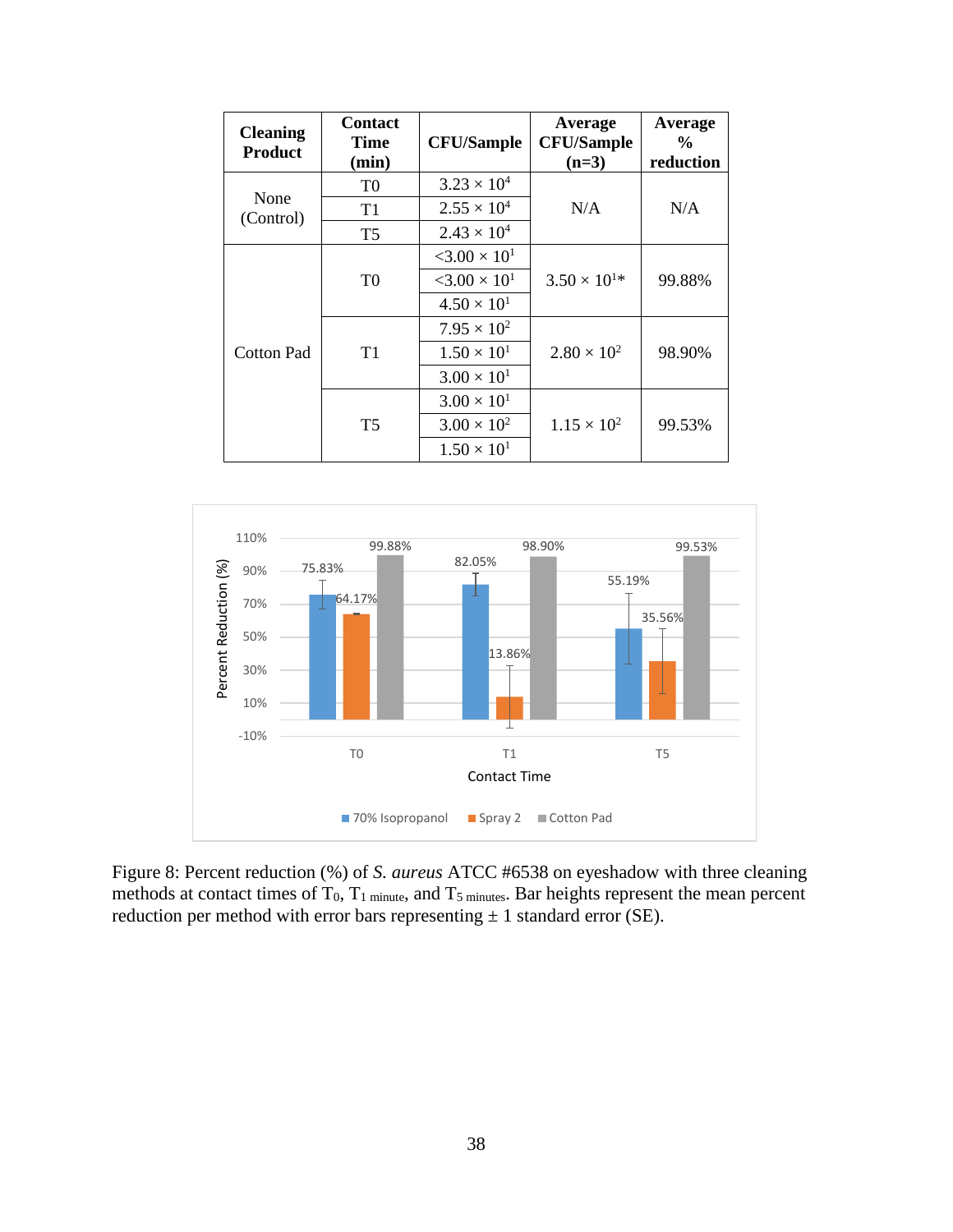| Cleaning Product | Contact Time (min) | CFU/Sample | Average CFU/Sample (n=3) | Average % reduction |
|---|---|---|---|---|
| None (Control) | T0 | $3.23 \times 10^4$ | N/A | N/A |
| | T1 | $2.55 \times 10^4$ | | |
| | T5 | $2.43 \times 10^4$ | | |
| Cotton Pad | T0 | $<3.00 \times 10^1$ | $3.50 \times 10^1$* | 99.88% |
| | | $<3.00 \times 10^1$ | | |
| | | $4.50 \times 10^1$ | | |
| | T1 | $7.95 \times 10^2$ | $2.80 \times 10^2$ | 98.90% |
| | | $1.50 \times 10^1$ | | |
| | | $3.00 \times 10^1$ | | |
| | T5 | $3.00 \times 10^1$ | $1.15 \times 10^2$ | 99.53% |
| | | $3.00 \times 10^2$ | | |
| | | $1.50 \times 10^1$ | | |

Figure 8: Percent reduction (%) of *S. aureus* ATCC #6538 on eyeshadow with three cleaning methods at contact times of $T_0$, $T_{1\ minute}$, and $T_{5\ minutes}$. Bar heights represent the mean percent reduction per method with error bars representing ± 1 standard error (SE).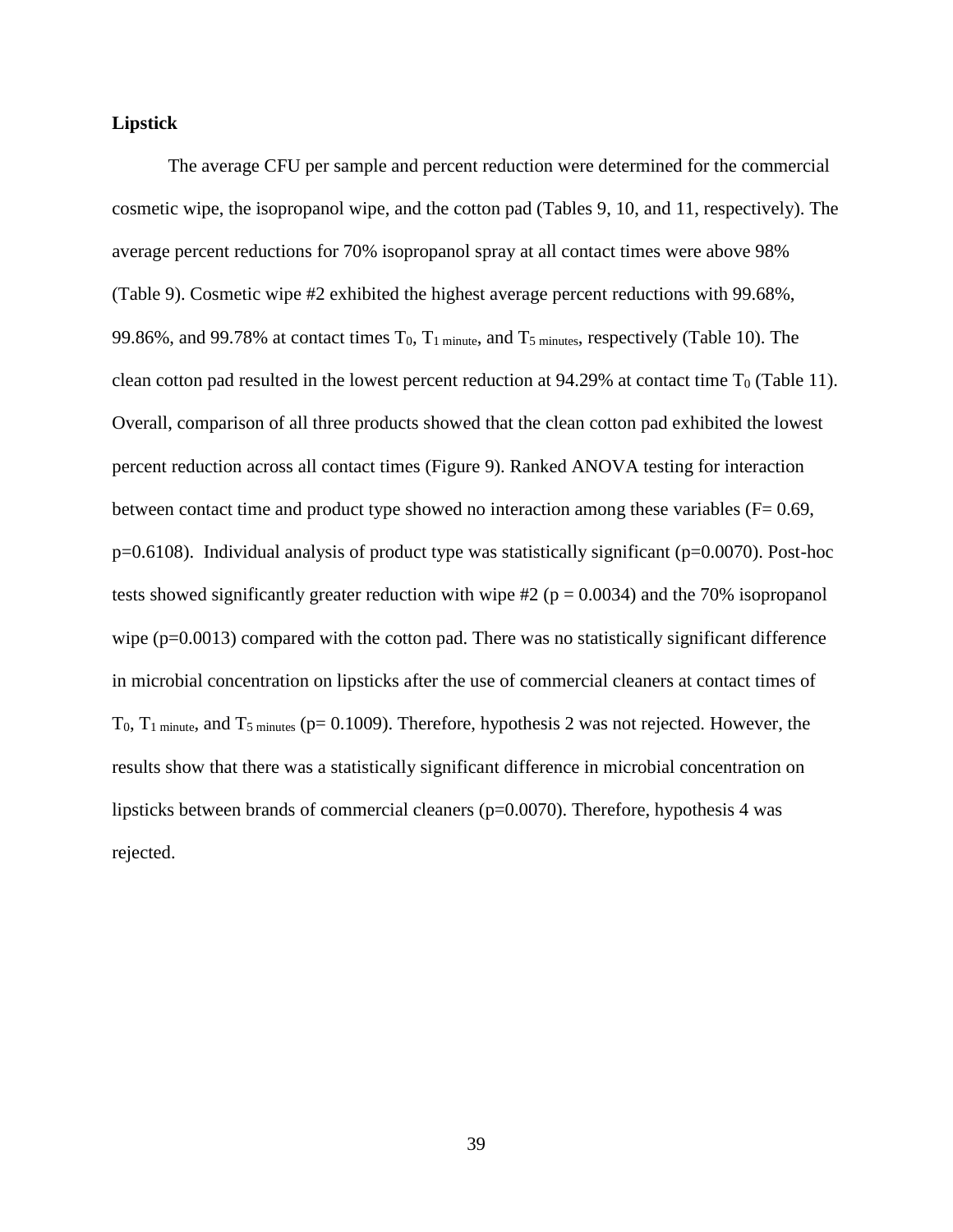**Lipstick**

The average CFU per sample and percent reduction were determined for the commercial cosmetic wipe, the isopropanol wipe, and the cotton pad (Tables 9, 10, and 11, respectively). The average percent reductions for 70% isopropanol spray at all contact times were above 98% (Table 9). Cosmetic wipe #2 exhibited the highest average percent reductions with 99.68%, 99.86%, and 99.78% at contact times $T_0$, $T_{1\ minute}$, and $T_{5\ minutes}$, respectively (Table 10). The clean cotton pad resulted in the lowest percent reduction at 94.29% at contact time $T_0$ (Table 11). Overall, comparison of all three products showed that the clean cotton pad exhibited the lowest percent reduction across all contact times (Figure 9). Ranked ANOVA testing for interaction between contact time and product type showed no interaction among these variables ($F= 0.69$, $p=0.6108$). Individual analysis of product type was statistically significant ($p=0.0070$). Post-hoc tests showed significantly greater reduction with wipe #2 ($p = 0.0034$) and the 70% isopropanol wipe ($p=0.0013$) compared with the cotton pad. There was no statistically significant difference in microbial concentration on lipsticks after the use of commercial cleaners at contact times of $T_0$, $T_{1\ minute}$, and $T_{5\ minutes}$ ($p= 0.1009$). Therefore, hypothesis 2 was not rejected. However, the results show that there was a statistically significant difference in microbial concentration on lipsticks between brands of commercial cleaners ($p=0.0070$). Therefore, hypothesis 4 was rejected.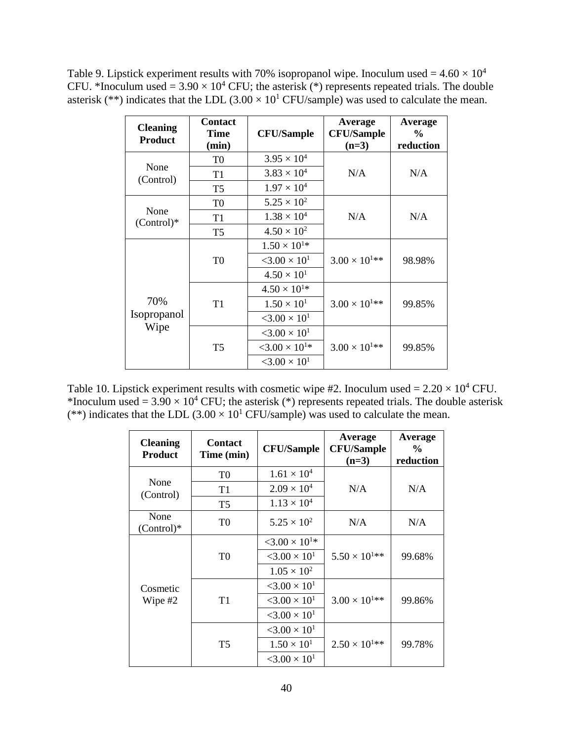Table 9. Lipstick experiment results with 70% isopropanol wipe. Inoculum used = $4.60 \times 10^4$ CFU. *Inoculum used = $3.90 \times 10^4$ CFU; the asterisk (*) represents repeated trials. The double asterisk (**) indicates that the LDL ($3.00 \times 10^1$ CFU/sample) was used to calculate the mean.

| Cleaning Product | Contact Time (min) | CFU/Sample | Average CFU/Sample (n=3) | Average % reduction |
|---|---|---|---|---|
| None (Control) | T0 | $3.95 \times 10^4$ | N/A | N/A |
| | T1 | $3.83 \times 10^4$ | | |
| | T5 | $1.97 \times 10^4$ | | |
| None (Control)* | T0 | $5.25 \times 10^2$ | N/A | N/A |
| | T1 | $1.38 \times 10^4$ | | |
| | T5 | $4.50 \times 10^2$ | | |
| 70% Isopropanol Wipe | T0 | $1.50 \times 10^1$* | $3.00 \times 10^1$** | 98.98% |
| | | $<3.00 \times 10^1$ | | |
| | | $4.50 \times 10^1$ | | |
| | T1 | $4.50 \times 10^1$* | $3.00 \times 10^1$** | 99.85% |
| | | $1.50 \times 10^1$ | | |
| | | $<3.00 \times 10^1$ | | |
| | T5 | $<3.00 \times 10^1$ | $3.00 \times 10^1$** | 99.85% |
| | | $<3.00 \times 10^1$* | | |
| | | $<3.00 \times 10^1$ | | |

Table 10. Lipstick experiment results with cosmetic wipe #2. Inoculum used = $2.20 \times 10^4$ CFU. *Inoculum used = $3.90 \times 10^4$ CFU; the asterisk (*) represents repeated trials. The double asterisk (**) indicates that the LDL ($3.00 \times 10^1$ CFU/sample) was used to calculate the mean.

| Cleaning Product | Contact Time (min) | CFU/Sample | Average CFU/Sample (n=3) | Average % reduction |
|---|---|---|---|---|
| None (Control) | T0 | $1.61 \times 10^4$ | N/A | N/A |
| | T1 | $2.09 \times 10^4$ | | |
| | T5 | $1.13 \times 10^4$ | | |
| None (Control)* | T0 | $5.25 \times 10^2$ | N/A | N/A |
| Cosmetic Wipe #2 | T0 | $<3.00 \times 10^1$* | $5.50 \times 10^1$** | 99.68% |
| | | $<3.00 \times 10^1$ | | |
| | | $1.05 \times 10^2$ | | |
| | T1 | $<3.00 \times 10^1$ | $3.00 \times 10^1$** | 99.86% |
| | | $<3.00 \times 10^1$ | | |
| | | $<3.00 \times 10^1$ | | |
| | T5 | $<3.00 \times 10^1$ | $2.50 \times 10^1$** | 99.78% |
| | | $1.50 \times 10^1$ | | |
| | | $<3.00 \times 10^1$ | | |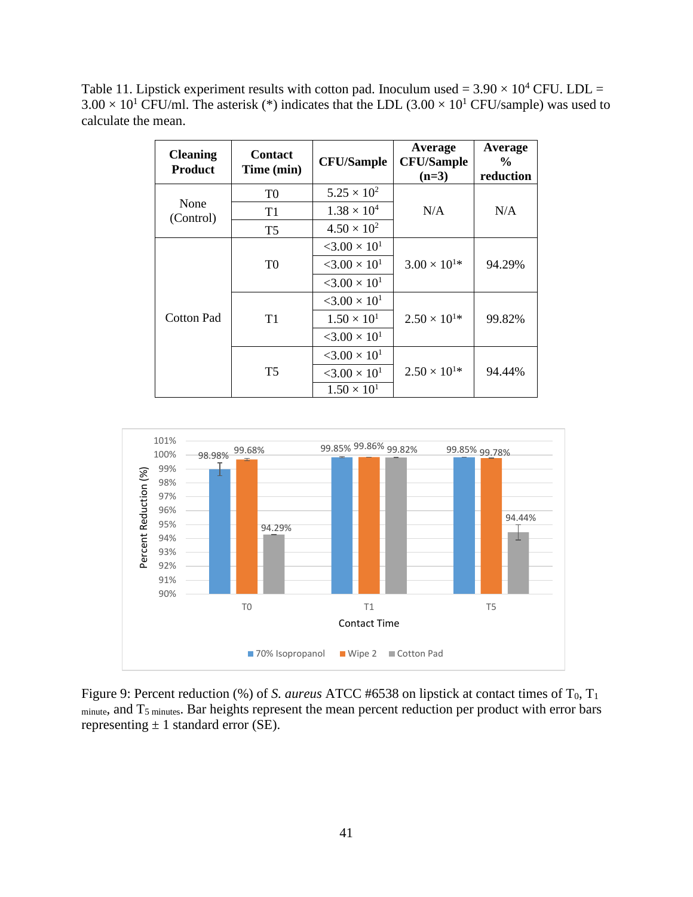Table 11. Lipstick experiment results with cotton pad. Inoculum used = $3.90 \times 10^4$ CFU. LDL = $3.00 \times 10^1$ CFU/ml. The asterisk (*) indicates that the LDL ($3.00 \times 10^1$ CFU/sample) was used to calculate the mean.

| Cleaning Product | Contact Time (min) | CFU/Sample | Average CFU/Sample (n=3) | Average % reduction |
|---|---|---|---|---|
| None (Control) | T0 | $5.25 \times 10^2$ | N/A | N/A |
| | T1 | $1.38 \times 10^4$ | | |
| | T5 | $4.50 \times 10^2$ | | |
| Cotton Pad | T0 | $<3.00 \times 10^1$ | $3.00 \times 10^1$* | 94.29% |
| | | $<3.00 \times 10^1$ | | |
| | | $<3.00 \times 10^1$ | | |
| | T1 | $<3.00 \times 10^1$ | $2.50 \times 10^1$* | 99.82% |
| | | $1.50 \times 10^1$ | | |
| | | $<3.00 \times 10^1$ | | |
| | T5 | $<3.00 \times 10^1$ | $2.50 \times 10^1$* | 94.44% |
| | | $<3.00 \times 10^1$ | | |
| | | $1.50 \times 10^1$ | | |

Figure 9: Percent reduction (%) of *S. aureus* ATCC #6538 on lipstick at contact times of $T_0$, $T_{1\ minute}$, and $T_{5\ minutes}$. Bar heights represent the mean percent reduction per product with error bars representing ± 1 standard error (SE).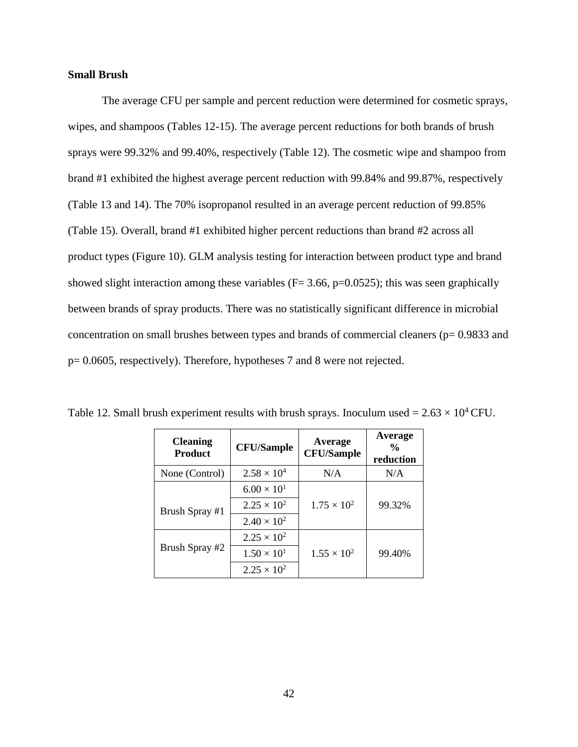**Small Brush**

The average CFU per sample and percent reduction were determined for cosmetic sprays, wipes, and shampoos (Tables 12-15). The average percent reductions for both brands of brush sprays were 99.32% and 99.40%, respectively (Table 12). The cosmetic wipe and shampoo from brand #1 exhibited the highest average percent reduction with 99.84% and 99.87%, respectively (Table 13 and 14). The 70% isopropanol resulted in an average percent reduction of 99.85% (Table 15). Overall, brand #1 exhibited higher percent reductions than brand #2 across all product types (Figure 10). GLM analysis testing for interaction between product type and brand showed slight interaction among these variables ($F = 3.66$, $p = 0.0525$); this was seen graphically between brands of spray products. There was no statistically significant difference in microbial concentration on small brushes between types and brands of commercial cleaners ($p = 0.9833$ and $p = 0.0605$, respectively). Therefore, hypotheses 7 and 8 were not rejected.

Table 12. Small brush experiment results with brush sprays. Inoculum used = $2.63 \times 10^4$ CFU.

| Cleaning Product | CFU/Sample | Average CFU/Sample | Average % reduction |
|---|---|---|---|
| None (Control) | $2.58 \times 10^4$ | N/A | N/A |
| Brush Spray #1 | $6.00 \times 10^1$ | $1.75 \times 10^2$ | 99.32% |
| | $2.25 \times 10^2$ | | |
| | $2.40 \times 10^2$ | | |
| Brush Spray #2 | $2.25 \times 10^2$ | $1.55 \times 10^2$ | 99.40% |
| | $1.50 \times 10^1$ | | |
| | $2.25 \times 10^2$ | | |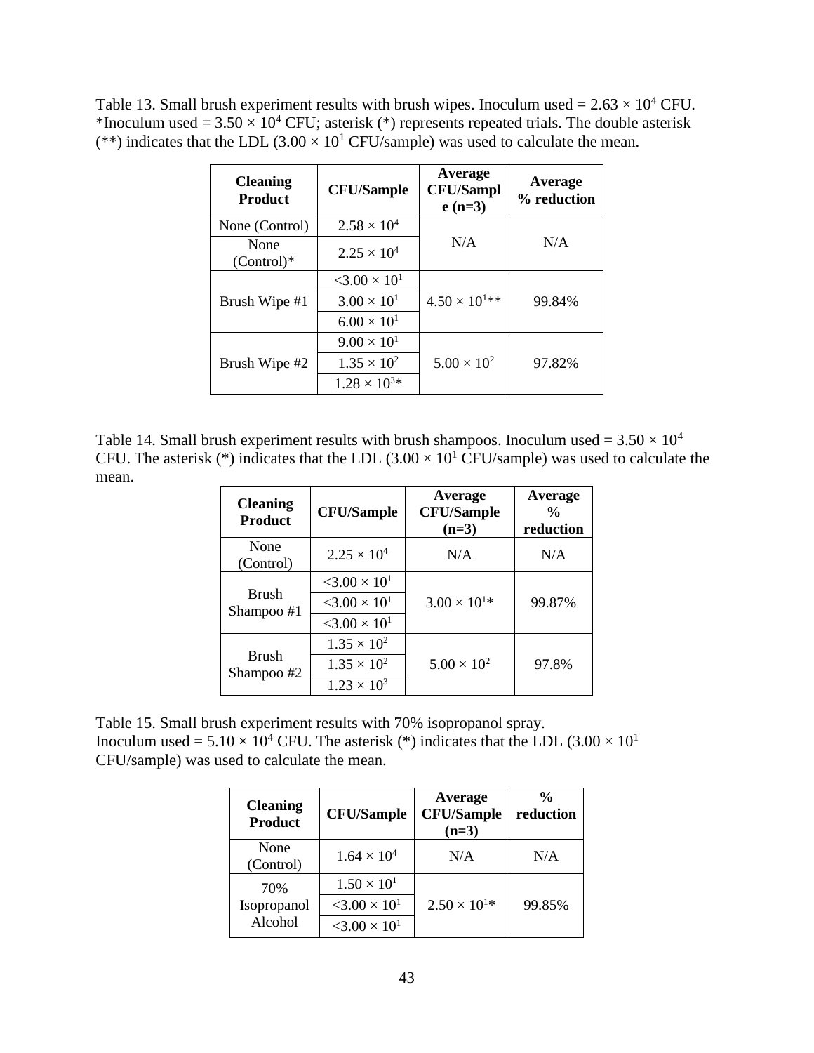Table 13. Small brush experiment results with brush wipes. Inoculum used = $2.63 \times 10^4$ CFU. *Inoculum used = $3.50 \times 10^4$ CFU; asterisk (*) represents repeated trials. The double asterisk (**) indicates that the LDL ($3.00 \times 10^1$ CFU/sample) was used to calculate the mean.

| Cleaning Product | CFU/Sample | Average CFU/Sample (n=3) | Average % reduction |
|---|---|---|---|
| None (Control) | $2.58 \times 10^4$ | N/A | N/A |
| None (Control)* | $2.25 \times 10^4$ | | |
| Brush Wipe #1 | $<3.00 \times 10^1$ | $4.50 \times 10^1$** | 99.84% |
| | $3.00 \times 10^1$ | | |
| | $6.00 \times 10^1$ | | |
| Brush Wipe #2 | $9.00 \times 10^1$ | $5.00 \times 10^2$ | 97.82% |
| | $1.35 \times 10^2$ | | |
| | $1.28 \times 10^3$* | | |

Table 14. Small brush experiment results with brush shampoos. Inoculum used = $3.50 \times 10^4$ CFU. The asterisk (*) indicates that the LDL ($3.00 \times 10^1$ CFU/sample) was used to calculate the mean.

| Cleaning Product | CFU/Sample | Average CFU/Sample (n=3) | Average % reduction |
|---|---|---|---|
| None (Control) | $2.25 \times 10^4$ | N/A | N/A |
| Brush Shampoo #1 | $<3.00 \times 10^1$ | $3.00 \times 10^1$* | 99.87% |
| | $<3.00 \times 10^1$ | | |
| | $<3.00 \times 10^1$ | | |
| Brush Shampoo #2 | $1.35 \times 10^2$ | $5.00 \times 10^2$ | 97.8% |
| | $1.35 \times 10^2$ | | |
| | $1.23 \times 10^3$ | | |

Table 15. Small brush experiment results with 70% isopropanol spray.
Inoculum used = $5.10 \times 10^4$ CFU. The asterisk (*) indicates that the LDL ($3.00 \times 10^1$ CFU/sample) was used to calculate the mean.

| Cleaning Product | CFU/Sample | Average CFU/Sample (n=3) | % reduction |
|---|---|---|---|
| None (Control) | $1.64 \times 10^4$ | N/A | N/A |
| 70% Isopropanol Alcohol | $1.50 \times 10^1$ | $2.50 \times 10^1$* | 99.85% |
| | $<3.00 \times 10^1$ | | |
| | $<3.00 \times 10^1$ | | |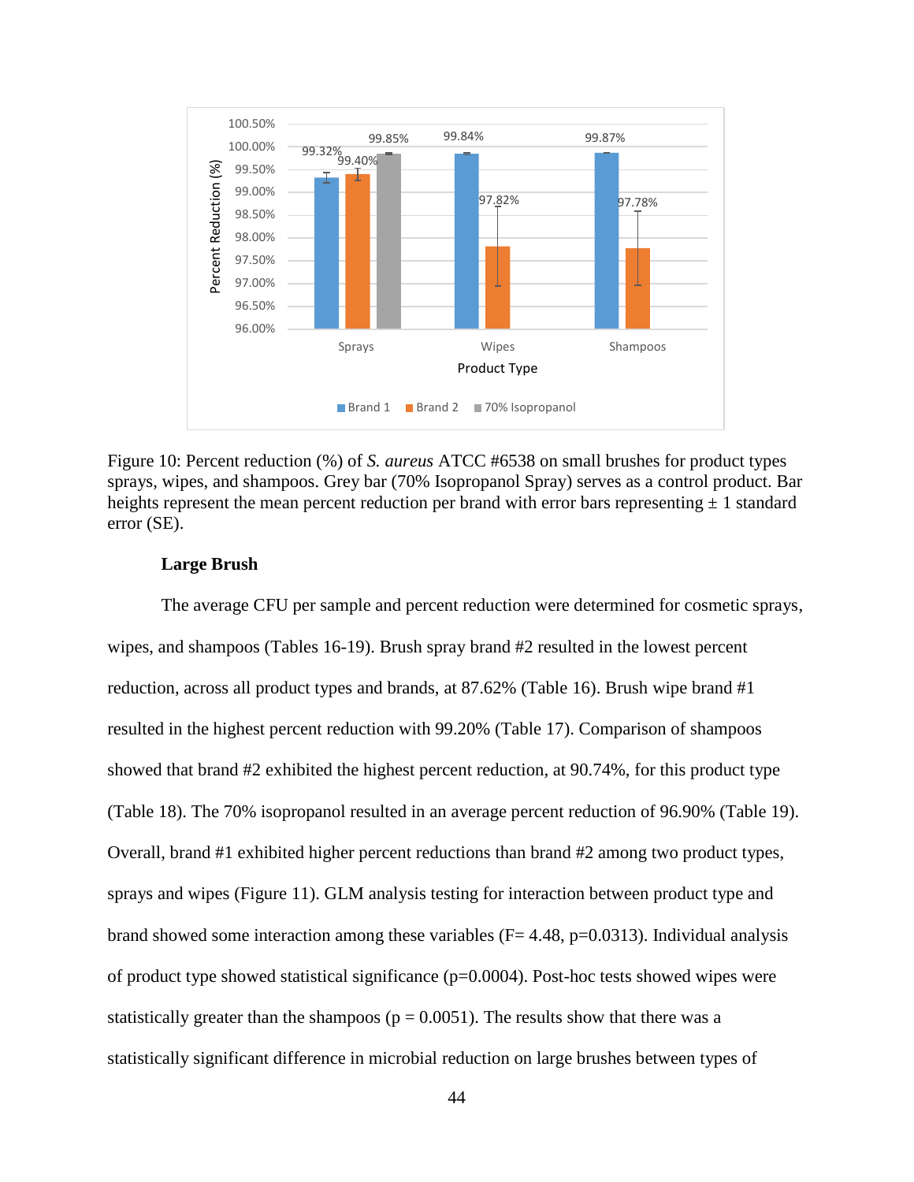Figure 10: Percent reduction (%) of *S. aureus* ATCC #6538 on small brushes for product types sprays, wipes, and shampoos. Grey bar (70% Isopropanol Spray) serves as a control product. Bar heights represent the mean percent reduction per brand with error bars representing ± 1 standard error (SE).

### Large Brush

The average CFU per sample and percent reduction were determined for cosmetic sprays, wipes, and shampoos (Tables 16-19). Brush spray brand #2 resulted in the lowest percent reduction, across all product types and brands, at 87.62% (Table 16). Brush wipe brand #1 resulted in the highest percent reduction with 99.20% (Table 17). Comparison of shampoos showed that brand #2 exhibited the highest percent reduction, at 90.74%, for this product type (Table 18). The 70% isopropanol resulted in an average percent reduction of 96.90% (Table 19). Overall, brand #1 exhibited higher percent reductions than brand #2 among two product types, sprays and wipes (Figure 11). GLM analysis testing for interaction between product type and brand showed some interaction among these variables ($F= 4.48$, $p=0.0313$). Individual analysis of product type showed statistical significance ($p=0.0004$). Post-hoc tests showed wipes were statistically greater than the shampoos ($p = 0.0051$). The results show that there was a statistically significant difference in microbial reduction on large brushes between types of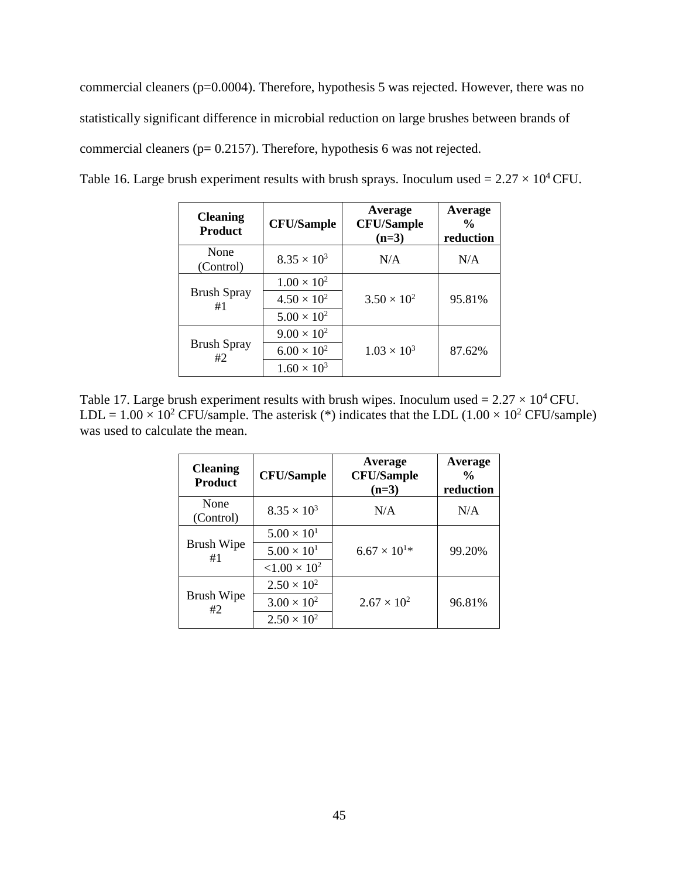commercial cleaners (p=0.0004). Therefore, hypothesis 5 was rejected. However, there was no statistically significant difference in microbial reduction on large brushes between brands of commercial cleaners (p= 0.2157). Therefore, hypothesis 6 was not rejected.

Table 16. Large brush experiment results with brush sprays. Inoculum used = $2.27 \times 10^4$ CFU.

| Cleaning Product | CFU/Sample | Average CFU/Sample (n=3) | Average % reduction |
|---|---|---|---|
| None (Control) | $8.35 \times 10^3$ | N/A | N/A |
| Brush Spray #1 | $1.00 \times 10^2$ | $3.50 \times 10^2$ | 95.81% |
| | $4.50 \times 10^2$ | | |
| | $5.00 \times 10^2$ | | |
| Brush Spray #2 | $9.00 \times 10^2$ | $1.03 \times 10^3$ | 87.62% |
| | $6.00 \times 10^2$ | | |
| | $1.60 \times 10^3$ | | |

Table 17. Large brush experiment results with brush wipes. Inoculum used = $2.27 \times 10^4$ CFU. LDL = $1.00 \times 10^2$ CFU/sample. The asterisk (*) indicates that the LDL ($1.00 \times 10^2$ CFU/sample) was used to calculate the mean.

| Cleaning Product | CFU/Sample | Average CFU/Sample (n=3) | Average % reduction |
|---|---|---|---|
| None (Control) | $8.35 \times 10^3$ | N/A | N/A |
| Brush Wipe #1 | $5.00 \times 10^1$ | $6.67 \times 10^1$* | 99.20% |
| | $5.00 \times 10^1$ | | |
| | $<1.00 \times 10^2$ | | |
| Brush Wipe #2 | $2.50 \times 10^2$ | $2.67 \times 10^2$ | 96.81% |
| | $3.00 \times 10^2$ | | |
| | $2.50 \times 10^2$ | | |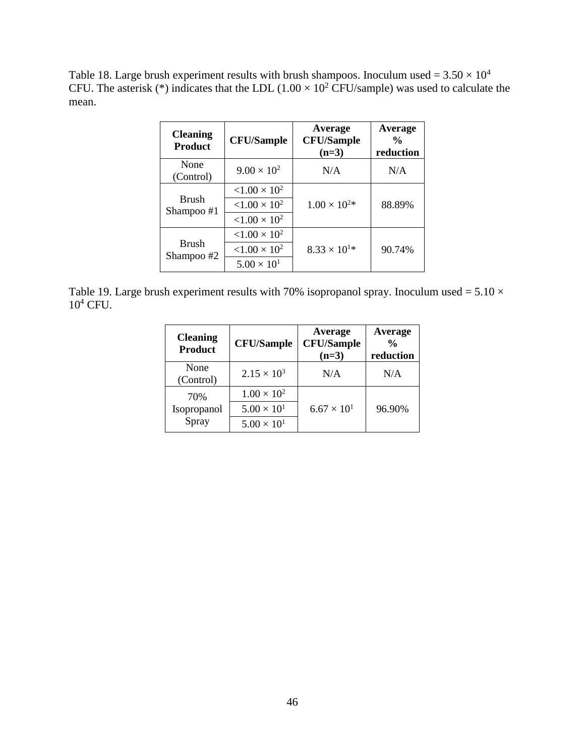Table 18. Large brush experiment results with brush shampoos. Inoculum used = $3.50 \times 10^4$ CFU. The asterisk (*) indicates that the LDL ($1.00 \times 10^2$ CFU/sample) was used to calculate the mean.

| Cleaning Product | CFU/Sample | Average CFU/Sample (n=3) | Average % reduction |
|---|---|---|---|
| None (Control) | $9.00 \times 10^2$ | N/A | N/A |
| Brush Shampoo #1 | $<1.00 \times 10^2$ | $1.00 \times 10^2$* | 88.89% |
| | $<1.00 \times 10^2$ | | |
| | $<1.00 \times 10^2$ | | |
| Brush Shampoo #2 | $<1.00 \times 10^2$ | $8.33 \times 10^1$* | 90.74% |
| | $<1.00 \times 10^2$ | | |
| | $5.00 \times 10^1$ | | |

Table 19. Large brush experiment results with 70% isopropanol spray. Inoculum used = $5.10 \times 10^4$ CFU.

| Cleaning Product | CFU/Sample | Average CFU/Sample (n=3) | Average % reduction |
|---|---|---|---|
| None (Control) | $2.15 \times 10^3$ | N/A | N/A |
| 70% Isopropanol Spray | $1.00 \times 10^2$ | $6.67 \times 10^1$ | 96.90% |
| | $5.00 \times 10^1$ | | |
| | $5.00 \times 10^1$ | | |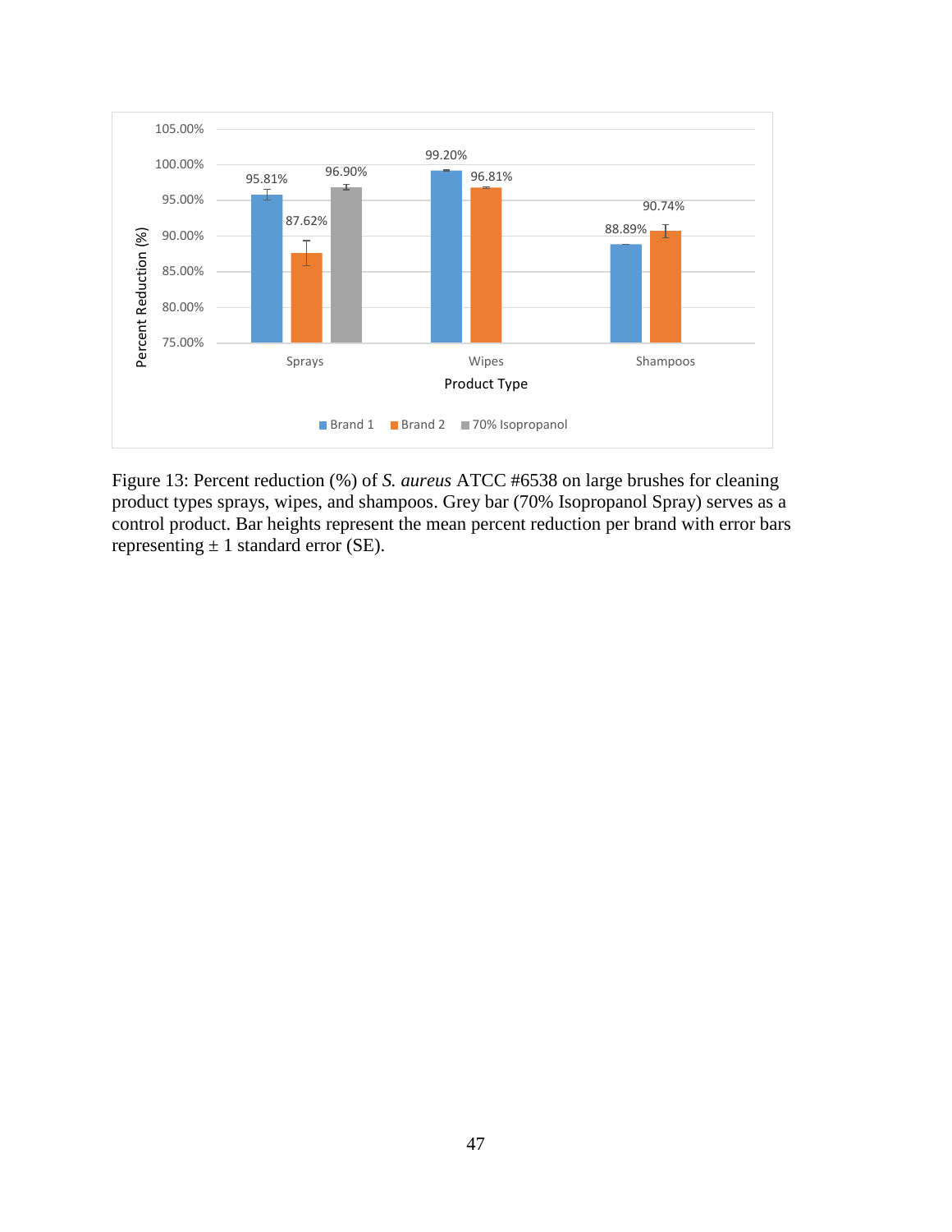Figure 13: Percent reduction (%) of *S. aureus* ATCC #6538 on large brushes for cleaning product types sprays, wipes, and shampoos. Grey bar (70% Isopropanol Spray) serves as a control product. Bar heights represent the mean percent reduction per brand with error bars representing ± 1 standard error (SE).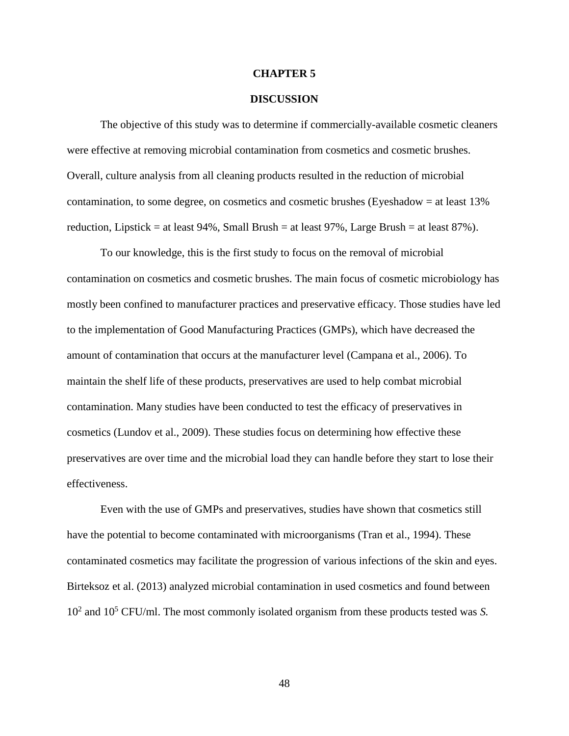# CHAPTER 5

## DISCUSSION

The objective of this study was to determine if commercially-available cosmetic cleaners were effective at removing microbial contamination from cosmetics and cosmetic brushes. Overall, culture analysis from all cleaning products resulted in the reduction of microbial contamination, to some degree, on cosmetics and cosmetic brushes (Eyeshadow = at least 13% reduction, Lipstick = at least 94%, Small Brush = at least 97%, Large Brush = at least 87%).

To our knowledge, this is the first study to focus on the removal of microbial contamination on cosmetics and cosmetic brushes. The main focus of cosmetic microbiology has mostly been confined to manufacturer practices and preservative efficacy. Those studies have led to the implementation of Good Manufacturing Practices (GMPs), which have decreased the amount of contamination that occurs at the manufacturer level (Campana et al., 2006). To maintain the shelf life of these products, preservatives are used to help combat microbial contamination. Many studies have been conducted to test the efficacy of preservatives in cosmetics (Lundov et al., 2009). These studies focus on determining how effective these preservatives are over time and the microbial load they can handle before they start to lose their effectiveness.

Even with the use of GMPs and preservatives, studies have shown that cosmetics still have the potential to become contaminated with microorganisms (Tran et al., 1994). These contaminated cosmetics may facilitate the progression of various infections of the skin and eyes. Birteksoz et al. (2013) analyzed microbial contamination in used cosmetics and found between $10^2$ and $10^5$ CFU/ml. The most commonly isolated organism from these products tested was *S.*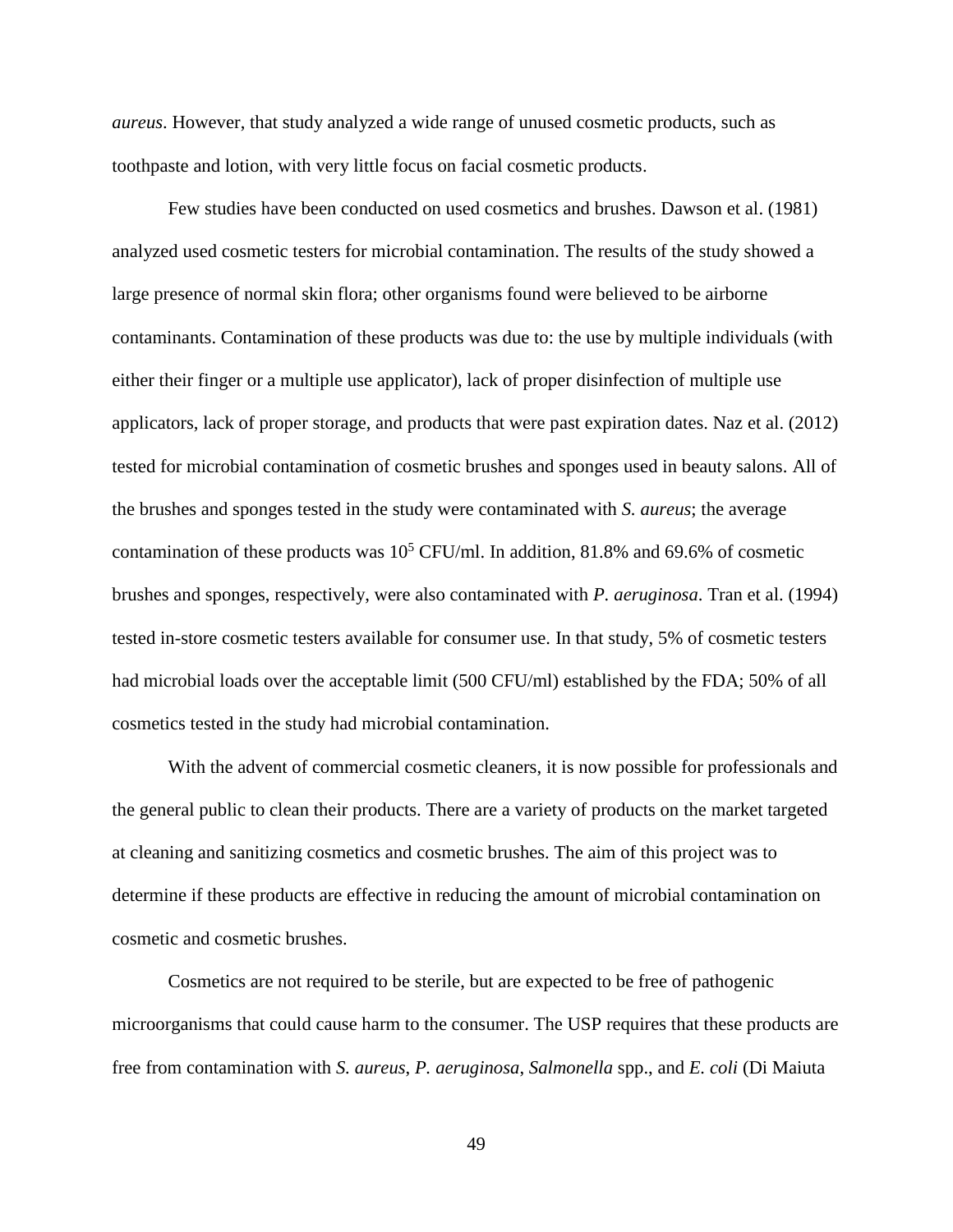*aureus*. However, that study analyzed a wide range of unused cosmetic products, such as toothpaste and lotion, with very little focus on facial cosmetic products.

Few studies have been conducted on used cosmetics and brushes. Dawson et al. (1981) analyzed used cosmetic testers for microbial contamination. The results of the study showed a large presence of normal skin flora; other organisms found were believed to be airborne contaminants. Contamination of these products was due to: the use by multiple individuals (with either their finger or a multiple use applicator), lack of proper disinfection of multiple use applicators, lack of proper storage, and products that were past expiration dates. Naz et al. (2012) tested for microbial contamination of cosmetic brushes and sponges used in beauty salons. All of the brushes and sponges tested in the study were contaminated with *S. aureus*; the average contamination of these products was $10^5$ CFU/ml. In addition, 81.8% and 69.6% of cosmetic brushes and sponges, respectively, were also contaminated with *P. aeruginosa*. Tran et al. (1994) tested in-store cosmetic testers available for consumer use. In that study, 5% of cosmetic testers had microbial loads over the acceptable limit (500 CFU/ml) established by the FDA; 50% of all cosmetics tested in the study had microbial contamination.

With the advent of commercial cosmetic cleaners, it is now possible for professionals and the general public to clean their products. There are a variety of products on the market targeted at cleaning and sanitizing cosmetics and cosmetic brushes. The aim of this project was to determine if these products are effective in reducing the amount of microbial contamination on cosmetic and cosmetic brushes.

Cosmetics are not required to be sterile, but are expected to be free of pathogenic microorganisms that could cause harm to the consumer. The USP requires that these products are free from contamination with *S. aureus*, *P. aeruginosa*, *Salmonella* spp., and *E. coli* (Di Maiuta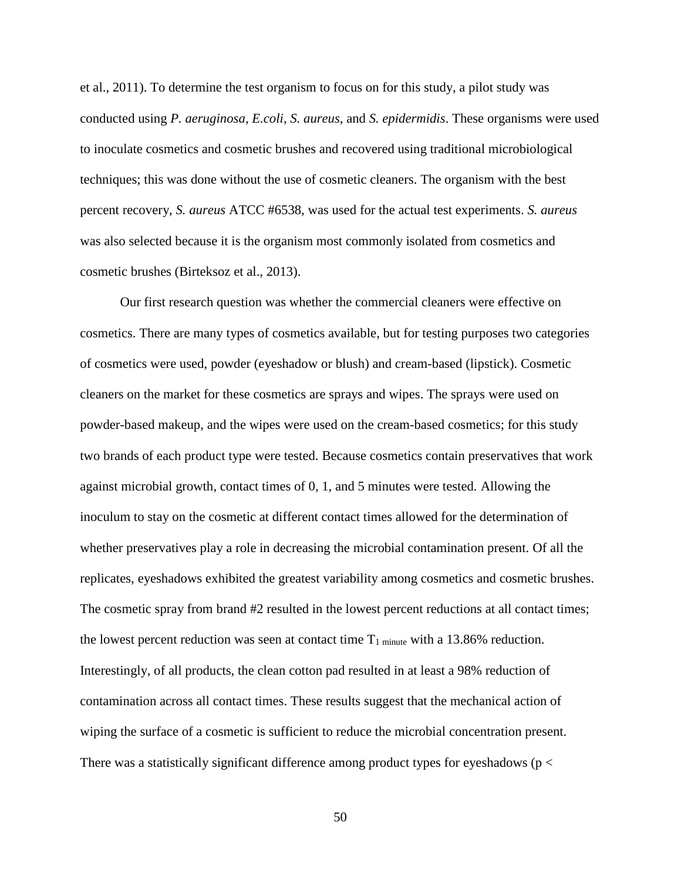et al., 2011). To determine the test organism to focus on for this study, a pilot study was conducted using *P. aeruginosa*, *E.coli*, *S. aureus*, and *S. epidermidis*. These organisms were used to inoculate cosmetics and cosmetic brushes and recovered using traditional microbiological techniques; this was done without the use of cosmetic cleaners. The organism with the best percent recovery, *S. aureus* ATCC #6538, was used for the actual test experiments. *S. aureus* was also selected because it is the organism most commonly isolated from cosmetics and cosmetic brushes (Birteksoz et al., 2013).

Our first research question was whether the commercial cleaners were effective on cosmetics. There are many types of cosmetics available, but for testing purposes two categories of cosmetics were used, powder (eyeshadow or blush) and cream-based (lipstick). Cosmetic cleaners on the market for these cosmetics are sprays and wipes. The sprays were used on powder-based makeup, and the wipes were used on the cream-based cosmetics; for this study two brands of each product type were tested. Because cosmetics contain preservatives that work against microbial growth, contact times of 0, 1, and 5 minutes were tested. Allowing the inoculum to stay on the cosmetic at different contact times allowed for the determination of whether preservatives play a role in decreasing the microbial contamination present. Of all the replicates, eyeshadows exhibited the greatest variability among cosmetics and cosmetic brushes. The cosmetic spray from brand #2 resulted in the lowest percent reductions at all contact times; the lowest percent reduction was seen at contact time $T_{1\ minute}$ with a 13.86% reduction. Interestingly, of all products, the clean cotton pad resulted in at least a 98% reduction of contamination across all contact times. These results suggest that the mechanical action of wiping the surface of a cosmetic is sufficient to reduce the microbial concentration present. There was a statistically significant difference among product types for eyeshadows (p <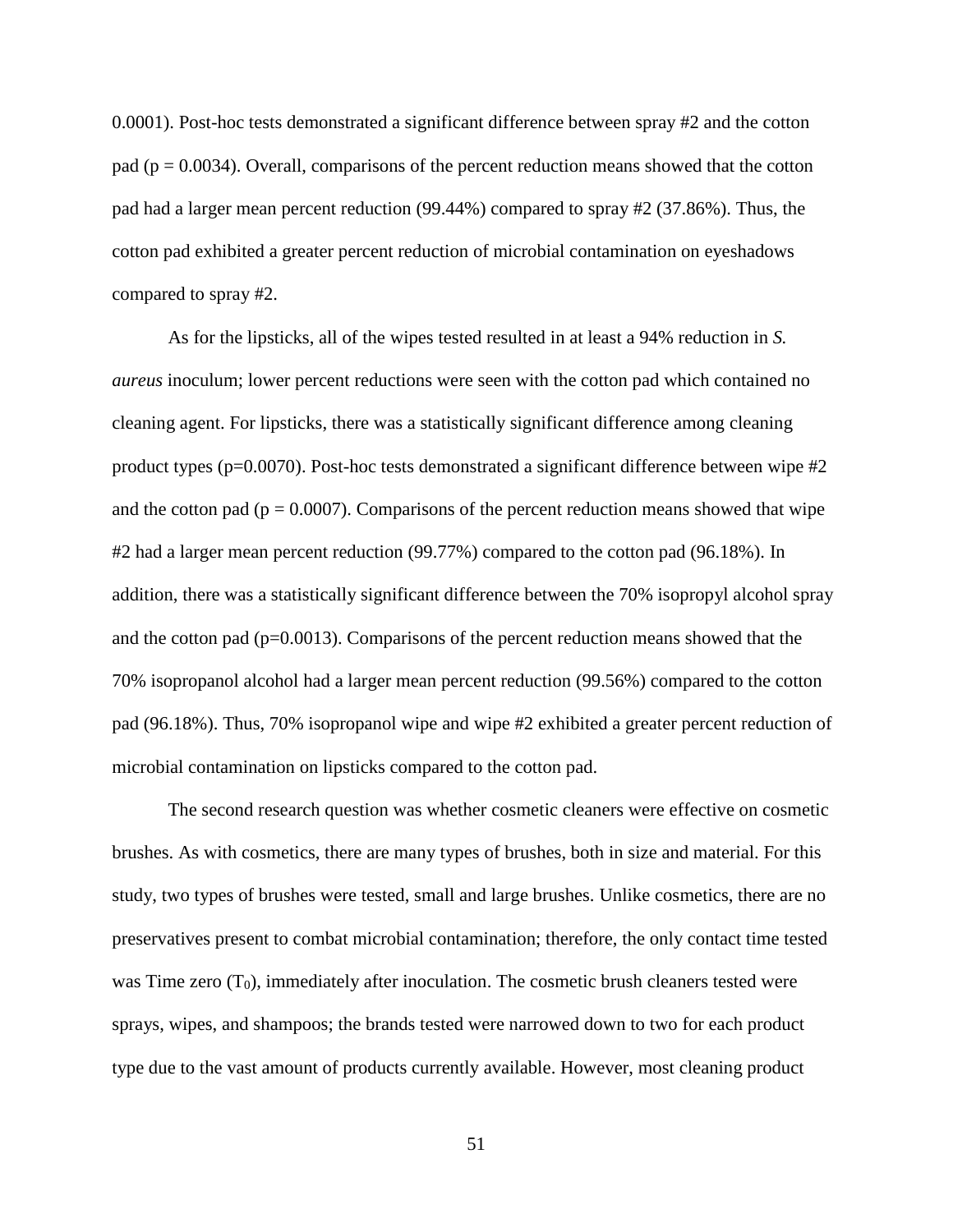0.0001). Post-hoc tests demonstrated a significant difference between spray #2 and the cotton pad ($p = 0.0034$). Overall, comparisons of the percent reduction means showed that the cotton pad had a larger mean percent reduction (99.44%) compared to spray #2 (37.86%). Thus, the cotton pad exhibited a greater percent reduction of microbial contamination on eyeshadows compared to spray #2.

As for the lipsticks, all of the wipes tested resulted in at least a 94% reduction in *S. aureus* inoculum; lower percent reductions were seen with the cotton pad which contained no cleaning agent. For lipsticks, there was a statistically significant difference among cleaning product types ($p=0.0070$). Post-hoc tests demonstrated a significant difference between wipe #2 and the cotton pad ($p = 0.0007$). Comparisons of the percent reduction means showed that wipe #2 had a larger mean percent reduction (99.77%) compared to the cotton pad (96.18%). In addition, there was a statistically significant difference between the 70% isopropyl alcohol spray and the cotton pad ($p=0.0013$). Comparisons of the percent reduction means showed that the 70% isopropanol alcohol had a larger mean percent reduction (99.56%) compared to the cotton pad (96.18%). Thus, 70% isopropanol wipe and wipe #2 exhibited a greater percent reduction of microbial contamination on lipsticks compared to the cotton pad.

The second research question was whether cosmetic cleaners were effective on cosmetic brushes. As with cosmetics, there are many types of brushes, both in size and material. For this study, two types of brushes were tested, small and large brushes. Unlike cosmetics, there are no preservatives present to combat microbial contamination; therefore, the only contact time tested was Time zero ($T_0$), immediately after inoculation. The cosmetic brush cleaners tested were sprays, wipes, and shampoos; the brands tested were narrowed down to two for each product type due to the vast amount of products currently available. However, most cleaning product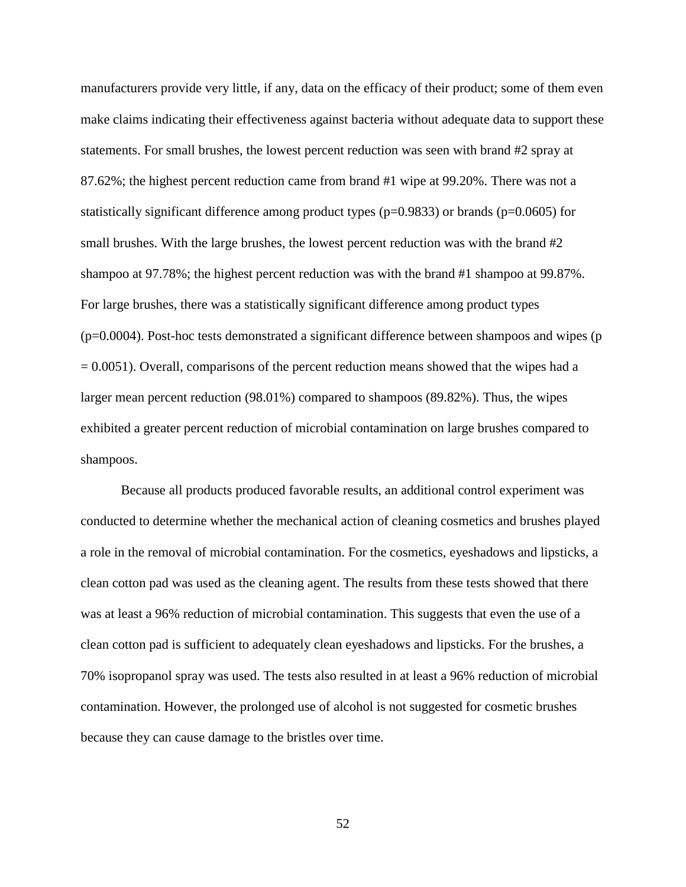manufacturers provide very little, if any, data on the efficacy of their product; some of them even make claims indicating their effectiveness against bacteria without adequate data to support these statements. For small brushes, the lowest percent reduction was seen with brand #2 spray at 87.62%; the highest percent reduction came from brand #1 wipe at 99.20%. There was not a statistically significant difference among product types ($p=0.9833$) or brands ($p=0.0605$) for small brushes. With the large brushes, the lowest percent reduction was with the brand #2 shampoo at 97.78%; the highest percent reduction was with the brand #1 shampoo at 99.87%. For large brushes, there was a statistically significant difference among product types ($p=0.0004$). Post-hoc tests demonstrated a significant difference between shampoos and wipes ($p = 0.0051$). Overall, comparisons of the percent reduction means showed that the wipes had a larger mean percent reduction (98.01%) compared to shampoos (89.82%). Thus, the wipes exhibited a greater percent reduction of microbial contamination on large brushes compared to shampoos.

Because all products produced favorable results, an additional control experiment was conducted to determine whether the mechanical action of cleaning cosmetics and brushes played a role in the removal of microbial contamination. For the cosmetics, eyeshadows and lipsticks, a clean cotton pad was used as the cleaning agent. The results from these tests showed that there was at least a 96% reduction of microbial contamination. This suggests that even the use of a clean cotton pad is sufficient to adequately clean eyeshadows and lipsticks. For the brushes, a 70% isopropanol spray was used. The tests also resulted in at least a 96% reduction of microbial contamination. However, the prolonged use of alcohol is not suggested for cosmetic brushes because they can cause damage to the bristles over time.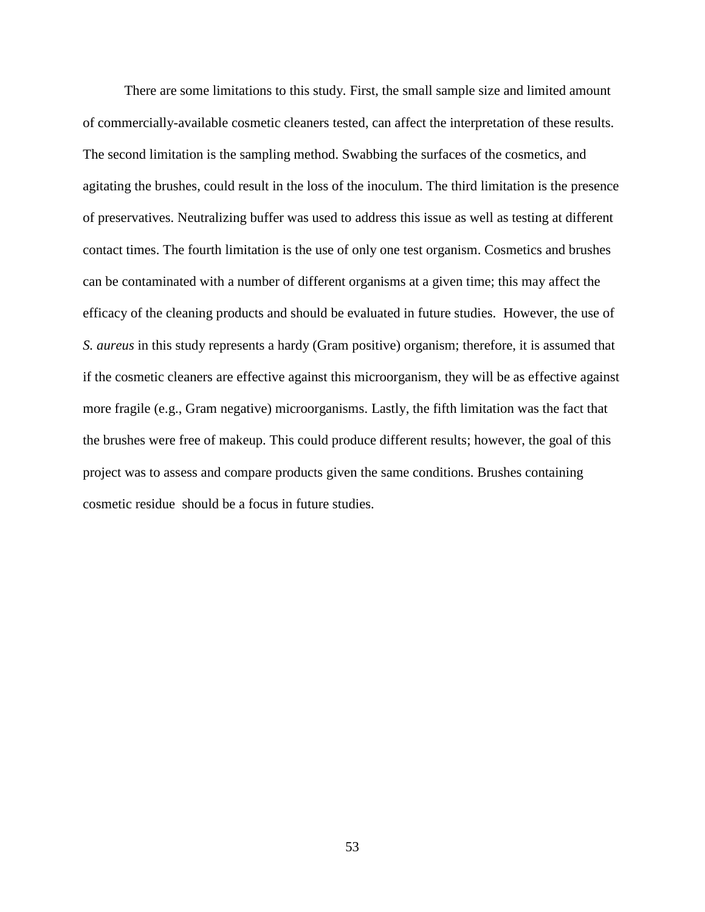There are some limitations to this study. First, the small sample size and limited amount of commercially-available cosmetic cleaners tested, can affect the interpretation of these results. The second limitation is the sampling method. Swabbing the surfaces of the cosmetics, and agitating the brushes, could result in the loss of the inoculum. The third limitation is the presence of preservatives. Neutralizing buffer was used to address this issue as well as testing at different contact times. The fourth limitation is the use of only one test organism. Cosmetics and brushes can be contaminated with a number of different organisms at a given time; this may affect the efficacy of the cleaning products and should be evaluated in future studies. However, the use of *S. aureus* in this study represents a hardy (Gram positive) organism; therefore, it is assumed that if the cosmetic cleaners are effective against this microorganism, they will be as effective against more fragile (e.g., Gram negative) microorganisms. Lastly, the fifth limitation was the fact that the brushes were free of makeup. This could produce different results; however, the goal of this project was to assess and compare products given the same conditions. Brushes containing cosmetic residue should be a focus in future studies.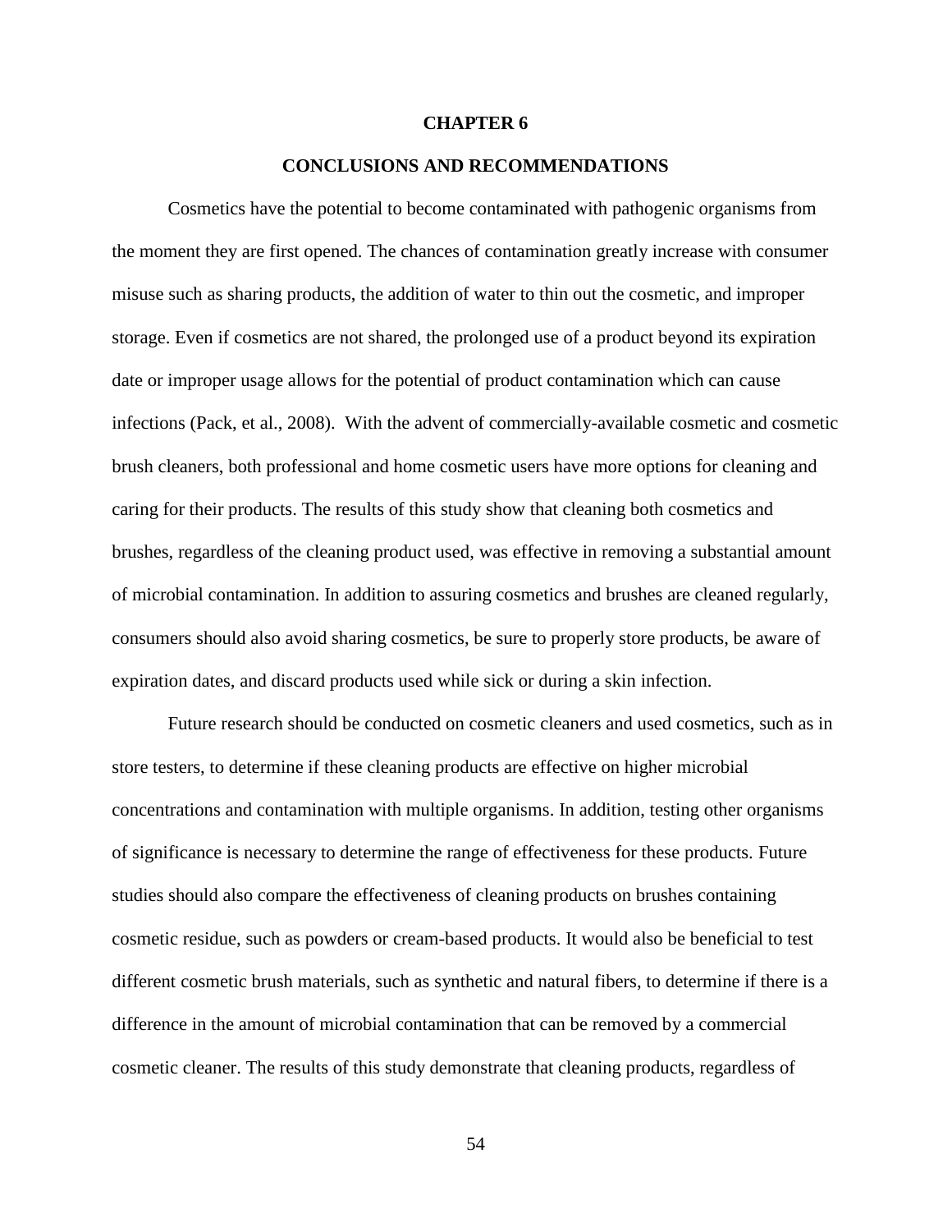# CHAPTER 6

## CONCLUSIONS AND RECOMMENDATIONS

Cosmetics have the potential to become contaminated with pathogenic organisms from the moment they are first opened. The chances of contamination greatly increase with consumer misuse such as sharing products, the addition of water to thin out the cosmetic, and improper storage. Even if cosmetics are not shared, the prolonged use of a product beyond its expiration date or improper usage allows for the potential of product contamination which can cause infections (Pack, et al., 2008). With the advent of commercially-available cosmetic and cosmetic brush cleaners, both professional and home cosmetic users have more options for cleaning and caring for their products. The results of this study show that cleaning both cosmetics and brushes, regardless of the cleaning product used, was effective in removing a substantial amount of microbial contamination. In addition to assuring cosmetics and brushes are cleaned regularly, consumers should also avoid sharing cosmetics, be sure to properly store products, be aware of expiration dates, and discard products used while sick or during a skin infection.

Future research should be conducted on cosmetic cleaners and used cosmetics, such as in store testers, to determine if these cleaning products are effective on higher microbial concentrations and contamination with multiple organisms. In addition, testing other organisms of significance is necessary to determine the range of effectiveness for these products. Future studies should also compare the effectiveness of cleaning products on brushes containing cosmetic residue, such as powders or cream-based products. It would also be beneficial to test different cosmetic brush materials, such as synthetic and natural fibers, to determine if there is a difference in the amount of microbial contamination that can be removed by a commercial cosmetic cleaner. The results of this study demonstrate that cleaning products, regardless of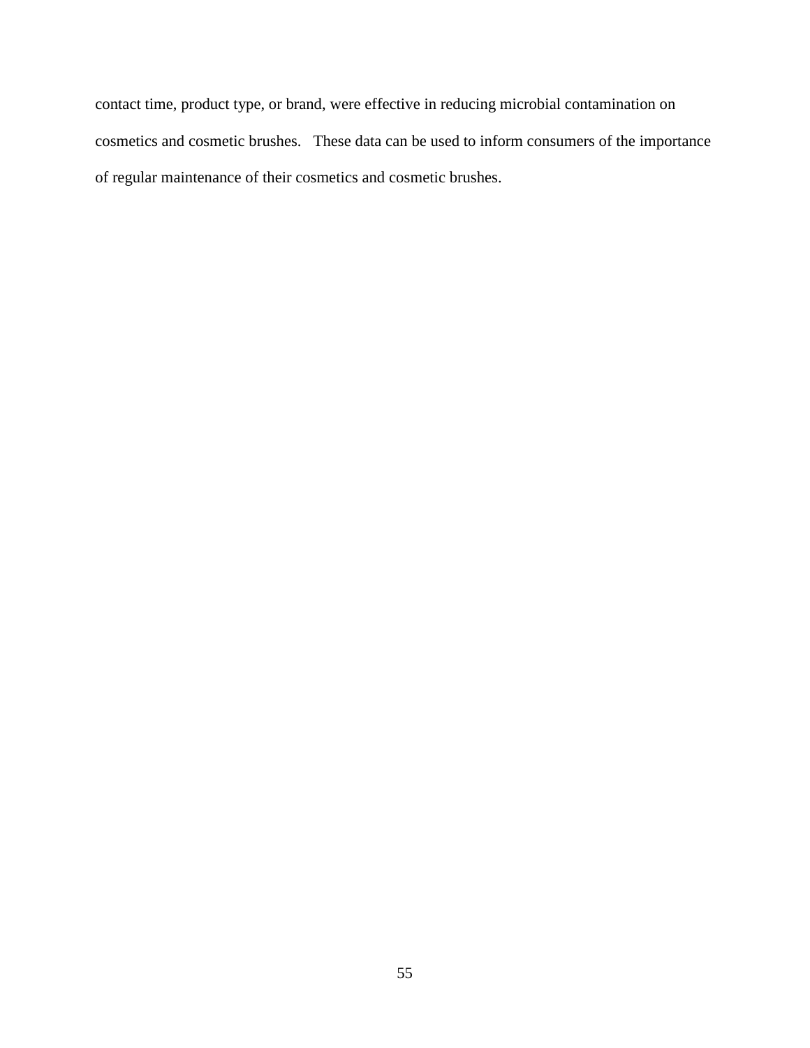contact time, product type, or brand, were effective in reducing microbial contamination on cosmetics and cosmetic brushes. These data can be used to inform consumers of the importance of regular maintenance of their cosmetics and cosmetic brushes.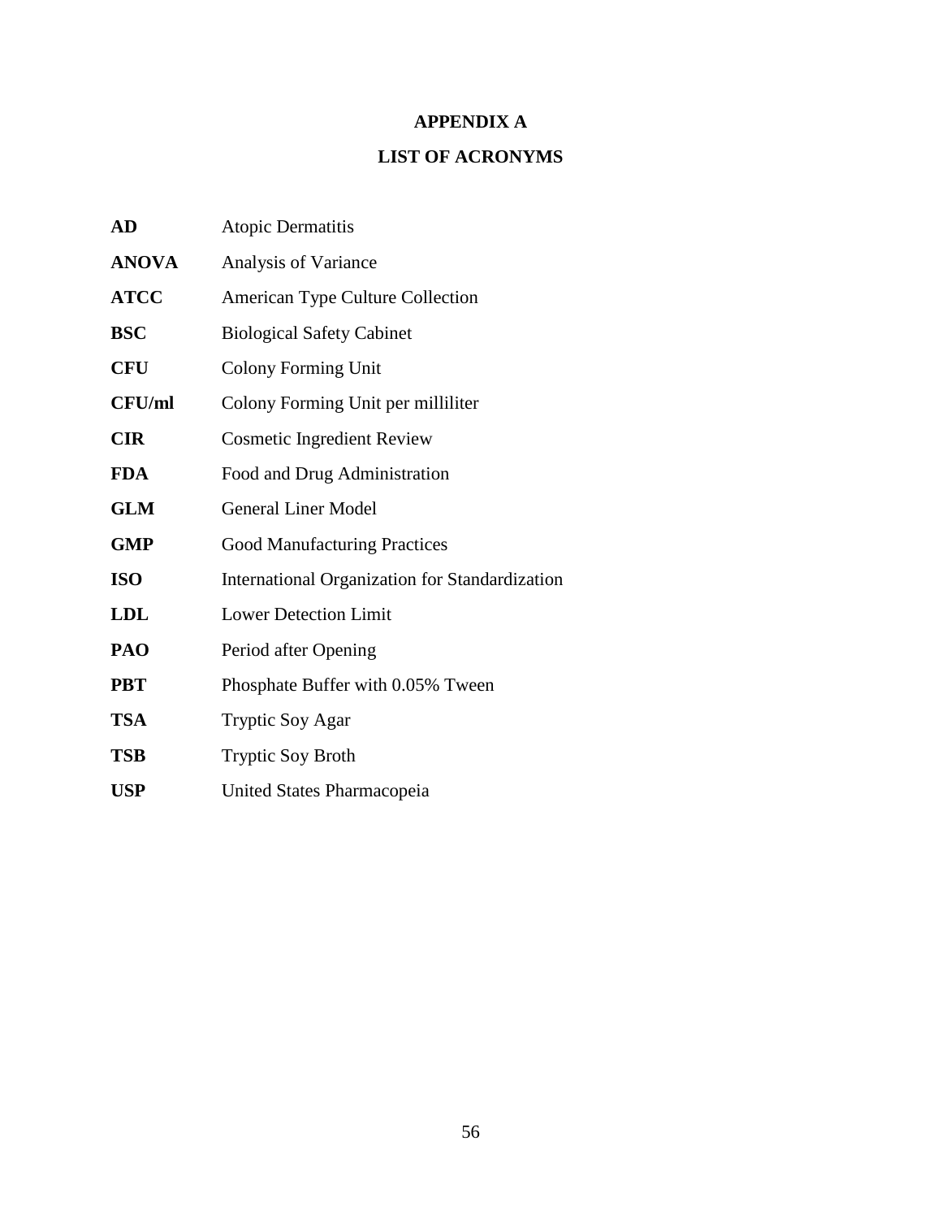# APPENDIX A

## LIST OF ACRONYMS

| | |
|---|---|
| **AD** | Atopic Dermatitis |
| **ANOVA** | Analysis of Variance |
| **ATCC** | American Type Culture Collection |
| **BSC** | Biological Safety Cabinet |
| **CFU** | Colony Forming Unit |
| **CFU/ml** | Colony Forming Unit per milliliter |
| **CIR** | Cosmetic Ingredient Review |
| **FDA** | Food and Drug Administration |
| **GLM** | General Liner Model |
| **GMP** | Good Manufacturing Practices |
| **ISO** | International Organization for Standardization |
| **LDL** | Lower Detection Limit |
| **PAO** | Period after Opening |
| **PBT** | Phosphate Buffer with 0.05% Tween |
| **TSA** | Tryptic Soy Agar |
| **TSB** | Tryptic Soy Broth |
| **USP** | United States Pharmacopeia |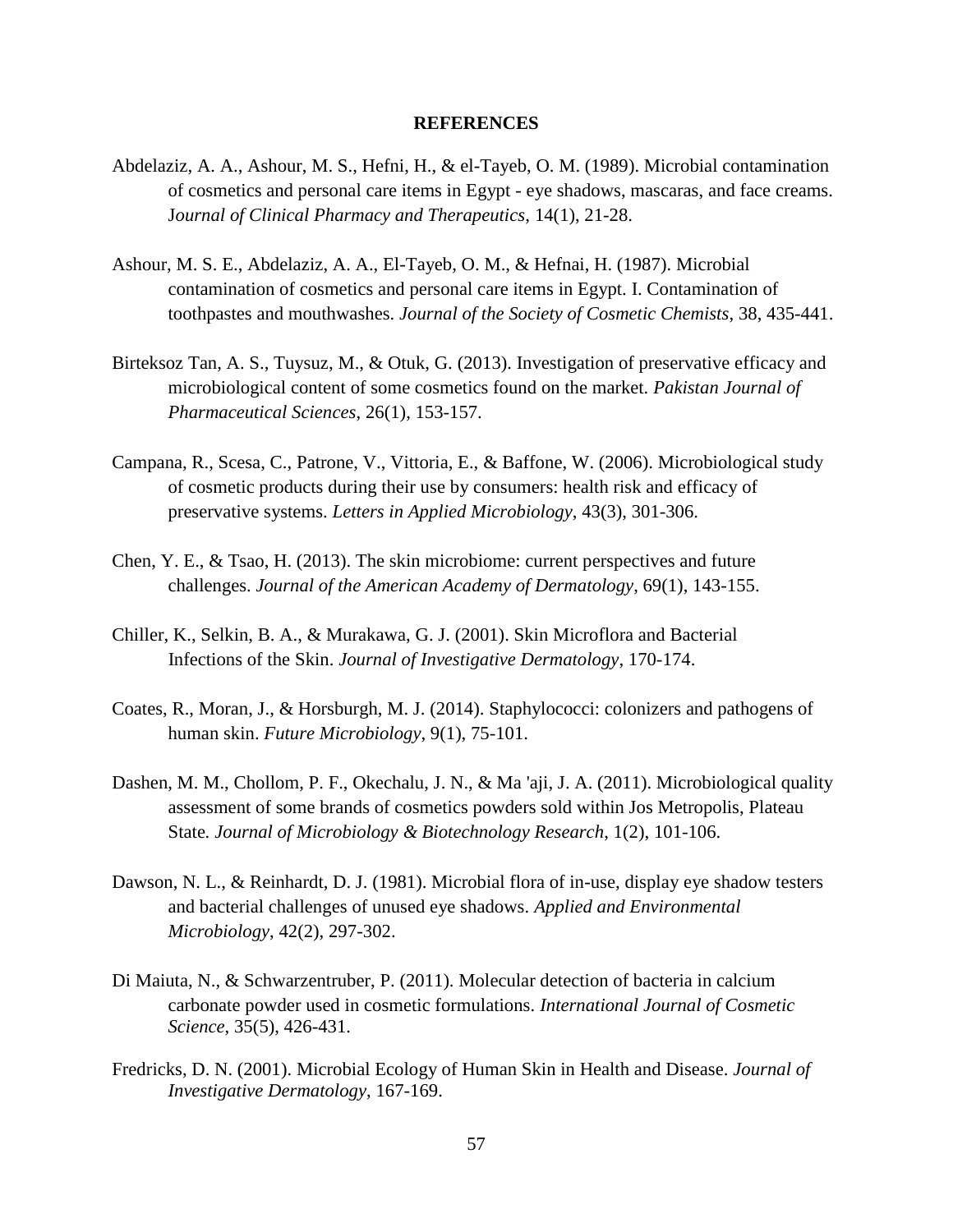**REFERENCES**

Abdelaziz, A. A., Ashour, M. S., Hefni, H., & el-Tayeb, O. M. (1989). Microbial contamination of cosmetics and personal care items in Egypt - eye shadows, mascaras, and face creams. *Journal of Clinical Pharmacy and Therapeutics*, 14(1), 21-28.

Ashour, M. S. E., Abdelaziz, A. A., El-Tayeb, O. M., & Hefnai, H. (1987). Microbial contamination of cosmetics and personal care items in Egypt. I. Contamination of toothpastes and mouthwashes. *Journal of the Society of Cosmetic Chemists*, 38, 435-441.

Birteksoz Tan, A. S., Tuysuz, M., & Otuk, G. (2013). Investigation of preservative efficacy and microbiological content of some cosmetics found on the market. *Pakistan Journal of Pharmaceutical Sciences*, 26(1), 153-157.

Campana, R., Scesa, C., Patrone, V., Vittoria, E., & Baffone, W. (2006). Microbiological study of cosmetic products during their use by consumers: health risk and efficacy of preservative systems. *Letters in Applied Microbiology*, 43(3), 301-306.

Chen, Y. E., & Tsao, H. (2013). The skin microbiome: current perspectives and future challenges. *Journal of the American Academy of Dermatology*, 69(1), 143-155.

Chiller, K., Selkin, B. A., & Murakawa, G. J. (2001). Skin Microflora and Bacterial Infections of the Skin. *Journal of Investigative Dermatology*, 170-174.

Coates, R., Moran, J., & Horsburgh, M. J. (2014). Staphylococci: colonizers and pathogens of human skin. *Future Microbiology*, 9(1), 75-101.

Dashen, M. M., Chollom, P. F., Okechalu, J. N., & Ma 'aji, J. A. (2011). Microbiological quality assessment of some brands of cosmetics powders sold within Jos Metropolis, Plateau State. *Journal of Microbiology & Biotechnology Research*, 1(2), 101-106.

Dawson, N. L., & Reinhardt, D. J. (1981). Microbial flora of in-use, display eye shadow testers and bacterial challenges of unused eye shadows. *Applied and Environmental Microbiology*, 42(2), 297-302.

Di Maiuta, N., & Schwarzentruber, P. (2011). Molecular detection of bacteria in calcium carbonate powder used in cosmetic formulations. *International Journal of Cosmetic Science*, 35(5), 426-431.

Fredricks, D. N. (2001). Microbial Ecology of Human Skin in Health and Disease. *Journal of Investigative Dermatology*, 167-169.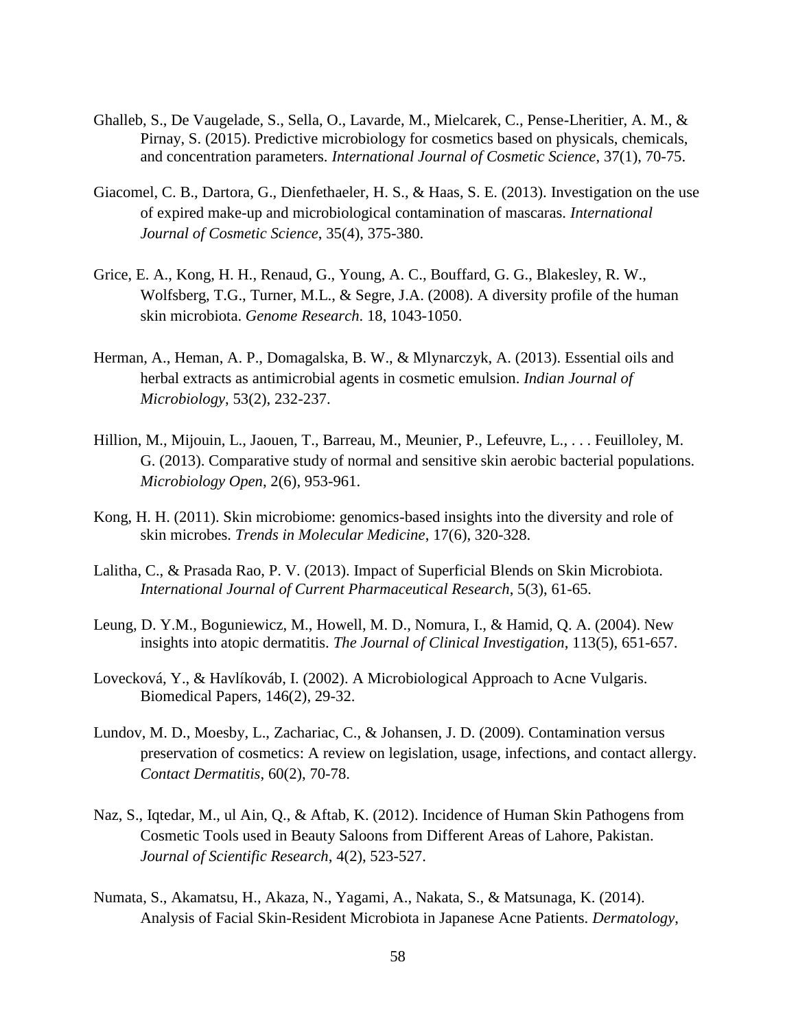Ghalleb, S., De Vaugelade, S., Sella, O., Lavarde, M., Mielcarek, C., Pense-Lheritier, A. M., & Pirnay, S. (2015). Predictive microbiology for cosmetics based on physicals, chemicals, and concentration parameters. *International Journal of Cosmetic Science*, 37(1), 70-75.

Giacomel, C. B., Dartora, G., Dienfethaeler, H. S., & Haas, S. E. (2013). Investigation on the use of expired make-up and microbiological contamination of mascaras. *International Journal of Cosmetic Science*, 35(4), 375-380.

Grice, E. A., Kong, H. H., Renaud, G., Young, A. C., Bouffard, G. G., Blakesley, R. W., Wolfsberg, T.G., Turner, M.L., & Segre, J.A. (2008). A diversity profile of the human skin microbiota. *Genome Research*. 18, 1043-1050.

Herman, A., Heman, A. P., Domagalska, B. W., & Mlynarczyk, A. (2013). Essential oils and herbal extracts as antimicrobial agents in cosmetic emulsion. *Indian Journal of Microbiology*, 53(2), 232-237.

Hillion, M., Mijouin, L., Jaouen, T., Barreau, M., Meunier, P., Lefeuvre, L., . . . Feuilloley, M. G. (2013). Comparative study of normal and sensitive skin aerobic bacterial populations. *Microbiology Open*, 2(6), 953-961.

Kong, H. H. (2011). Skin microbiome: genomics-based insights into the diversity and role of skin microbes. *Trends in Molecular Medicine*, 17(6), 320-328.

Lalitha, C., & Prasada Rao, P. V. (2013). Impact of Superficial Blends on Skin Microbiota. *International Journal of Current Pharmaceutical Research*, 5(3), 61-65.

Leung, D. Y.M., Boguniewicz, M., Howell, M. D., Nomura, I., & Hamid, Q. A. (2004). New insights into atopic dermatitis. *The Journal of Clinical Investigation*, 113(5), 651-657.

Lovecková, Y., & Havlíkováb, I. (2002). A Microbiological Approach to Acne Vulgaris. Biomedical Papers, 146(2), 29-32.

Lundov, M. D., Moesby, L., Zachariac, C., & Johansen, J. D. (2009). Contamination versus preservation of cosmetics: A review on legislation, usage, infections, and contact allergy. *Contact Dermatitis*, 60(2), 70-78.

Naz, S., Iqtedar, M., ul Ain, Q., & Aftab, K. (2012). Incidence of Human Skin Pathogens from Cosmetic Tools used in Beauty Saloons from Different Areas of Lahore, Pakistan. *Journal of Scientific Research*, 4(2), 523-527.

Numata, S., Akamatsu, H., Akaza, N., Yagami, A., Nakata, S., & Matsunaga, K. (2014). Analysis of Facial Skin-Resident Microbiota in Japanese Acne Patients. *Dermatology*,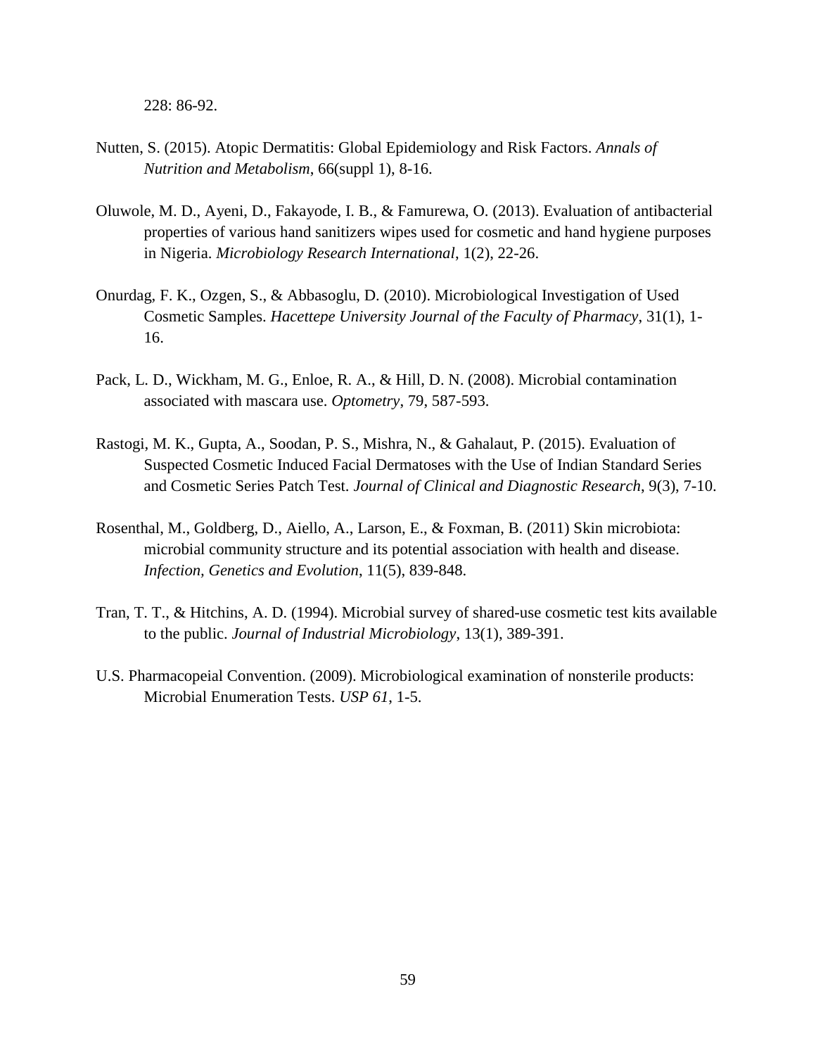228: 86-92.

Nutten, S. (2015). Atopic Dermatitis: Global Epidemiology and Risk Factors. *Annals of Nutrition and Metabolism*, 66(suppl 1), 8-16.

Oluwole, M. D., Ayeni, D., Fakayode, I. B., & Famurewa, O. (2013). Evaluation of antibacterial properties of various hand sanitizers wipes used for cosmetic and hand hygiene purposes in Nigeria. *Microbiology Research International*, 1(2), 22-26.

Onurdag, F. K., Ozgen, S., & Abbasoglu, D. (2010). Microbiological Investigation of Used Cosmetic Samples. *Hacettepe University Journal of the Faculty of Pharmacy*, 31(1), 1-16.

Pack, L. D., Wickham, M. G., Enloe, R. A., & Hill, D. N. (2008). Microbial contamination associated with mascara use. *Optometry*, 79, 587-593.

Rastogi, M. K., Gupta, A., Soodan, P. S., Mishra, N., & Gahalaut, P. (2015). Evaluation of Suspected Cosmetic Induced Facial Dermatoses with the Use of Indian Standard Series and Cosmetic Series Patch Test. *Journal of Clinical and Diagnostic Research*, 9(3), 7-10.

Rosenthal, M., Goldberg, D., Aiello, A., Larson, E., & Foxman, B. (2011) Skin microbiota: microbial community structure and its potential association with health and disease. *Infection, Genetics and Evolution*, 11(5), 839-848.

Tran, T. T., & Hitchins, A. D. (1994). Microbial survey of shared-use cosmetic test kits available to the public. *Journal of Industrial Microbiology*, 13(1), 389-391.

U.S. Pharmacopeial Convention. (2009). Microbiological examination of nonsterile products: Microbial Enumeration Tests. *USP 61*, 1-5.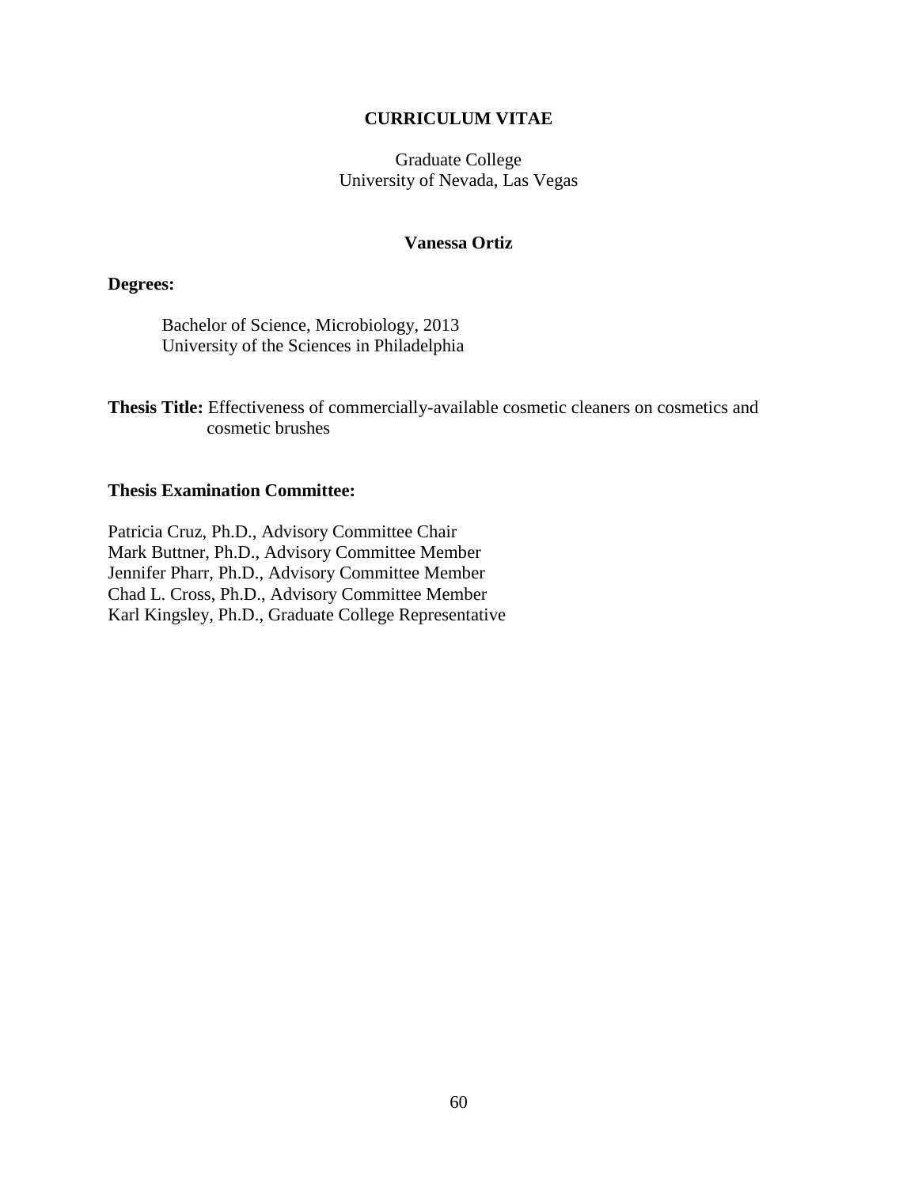# CURRICULUM VITAE

Graduate College
University of Nevada, Las Vegas

## Vanessa Ortiz

**Degrees:**

Bachelor of Science, Microbiology, 2013
University of the Sciences in Philadelphia

**Thesis Title:** Effectiveness of commercially-available cosmetic cleaners on cosmetics and cosmetic brushes

**Thesis Examination Committee:**

Patricia Cruz, Ph.D., Advisory Committee Chair
Mark Buttner, Ph.D., Advisory Committee Member
Jennifer Pharr, Ph.D., Advisory Committee Member
Chad L. Cross, Ph.D., Advisory Committee Member
Karl Kingsley, Ph.D., Graduate College Representative